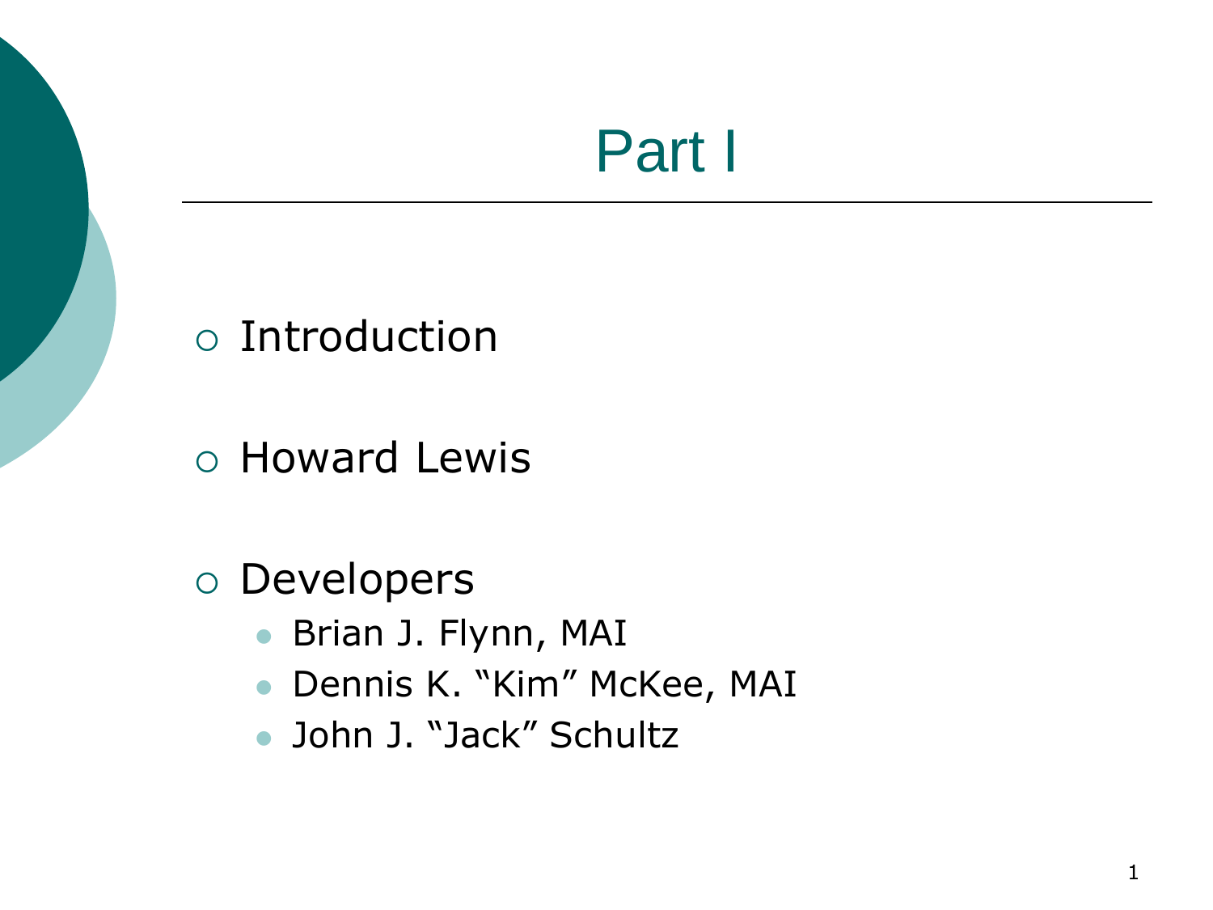# Part I

- Introduction
- Howard Lewis
- Developers
  - Brian J. Flynn, MAI
  - Dennis K. "Kim" McKee, MAI
  - John J. "Jack" Schultz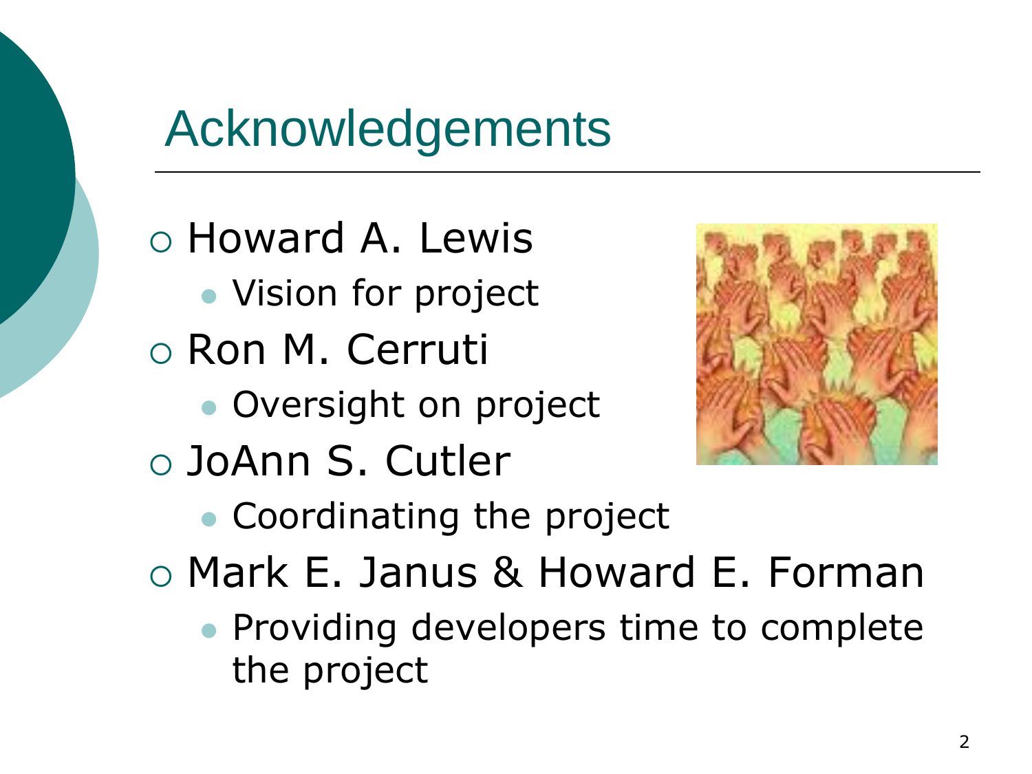# Acknowledgements

- Howard A. Lewis
  - Vision for project
- Ron M. Cerruti
  - Oversight on project
- JoAnn S. Cutler
  - Coordinating the project
- Mark E. Janus & Howard E. Forman
  - Providing developers time to complete the project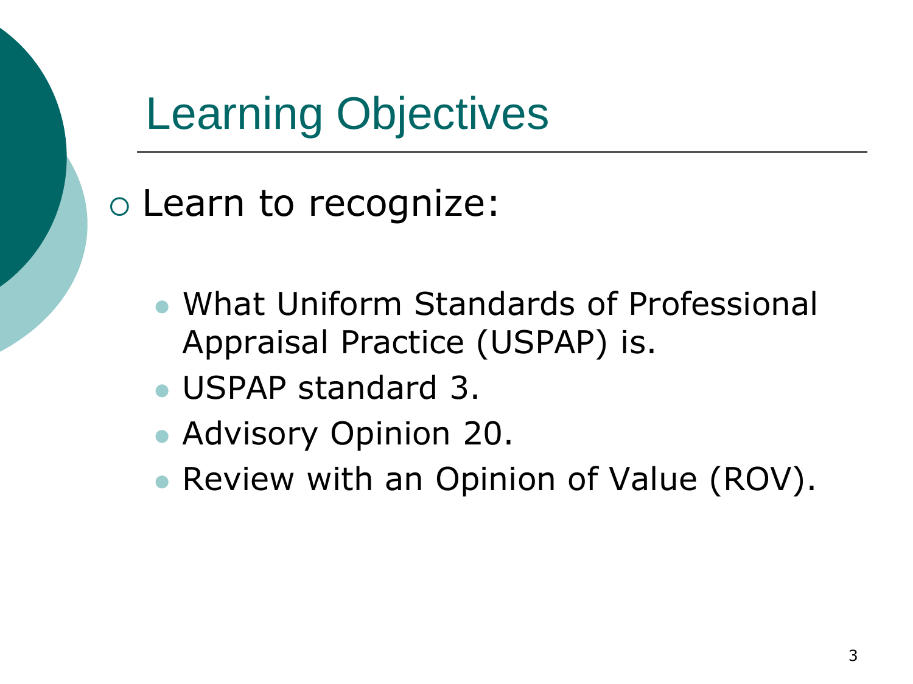# Learning Objectives

- Learn to recognize:
  - What Uniform Standards of Professional Appraisal Practice (USPAP) is.
  - USPAP standard 3.
  - Advisory Opinion 20.
  - Review with an Opinion of Value (ROV).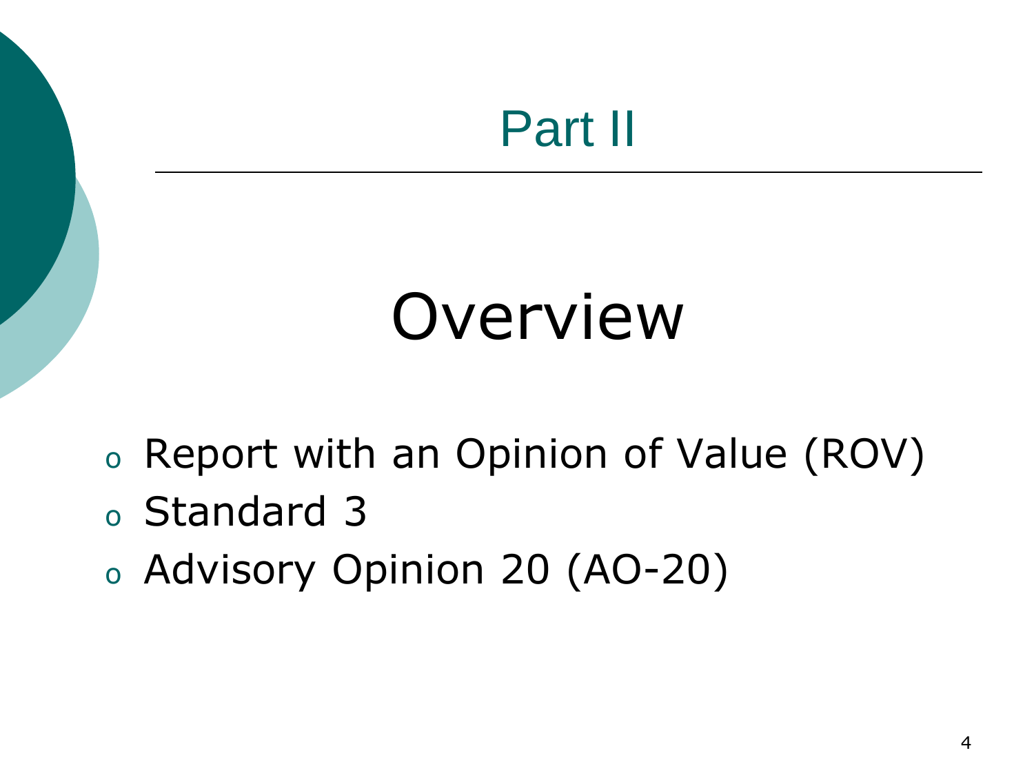# Part II

## Overview

- Report with an Opinion of Value (ROV)
- Standard 3
- Advisory Opinion 20 (AO-20)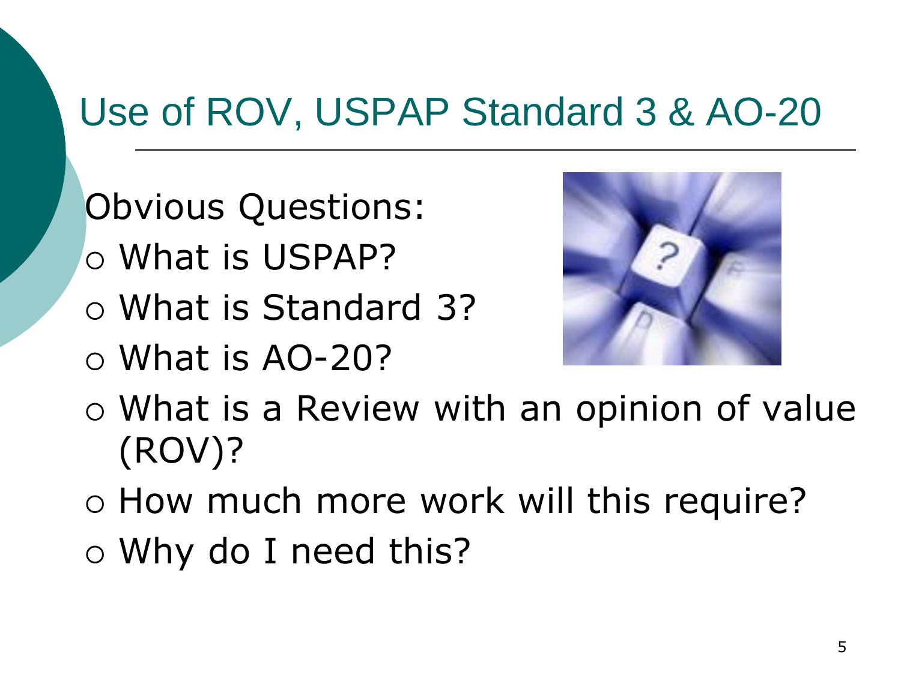# Use of ROV, USPAP Standard 3 & AO-20

Obvious Questions:

- What is USPAP?
- What is Standard 3?
- What is AO-20?
- What is a Review with an opinion of value (ROV)?
- How much more work will this require?
- Why do I need this?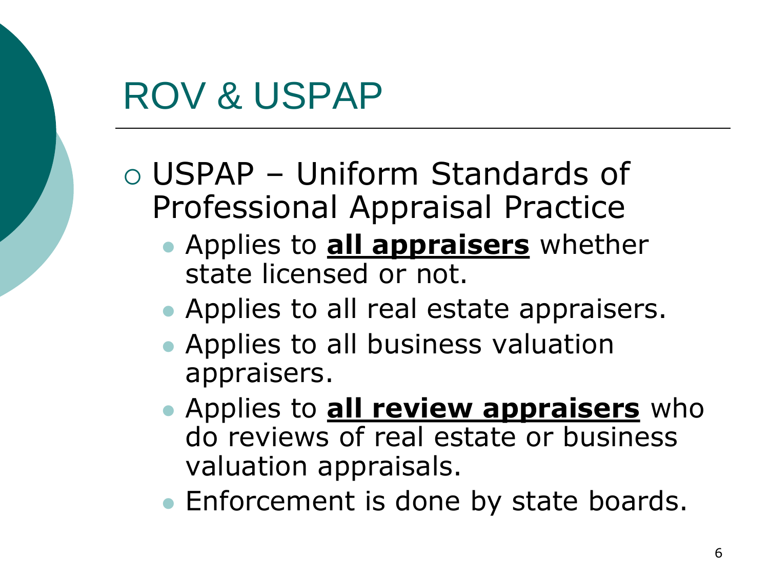# ROV & USPAP

- USPAP – Uniform Standards of Professional Appraisal Practice
  - Applies to **all appraisers** whether state licensed or not.
  - Applies to all real estate appraisers.
  - Applies to all business valuation appraisers.
  - Applies to **all review appraisers** who do reviews of real estate or business valuation appraisals.
  - Enforcement is done by state boards.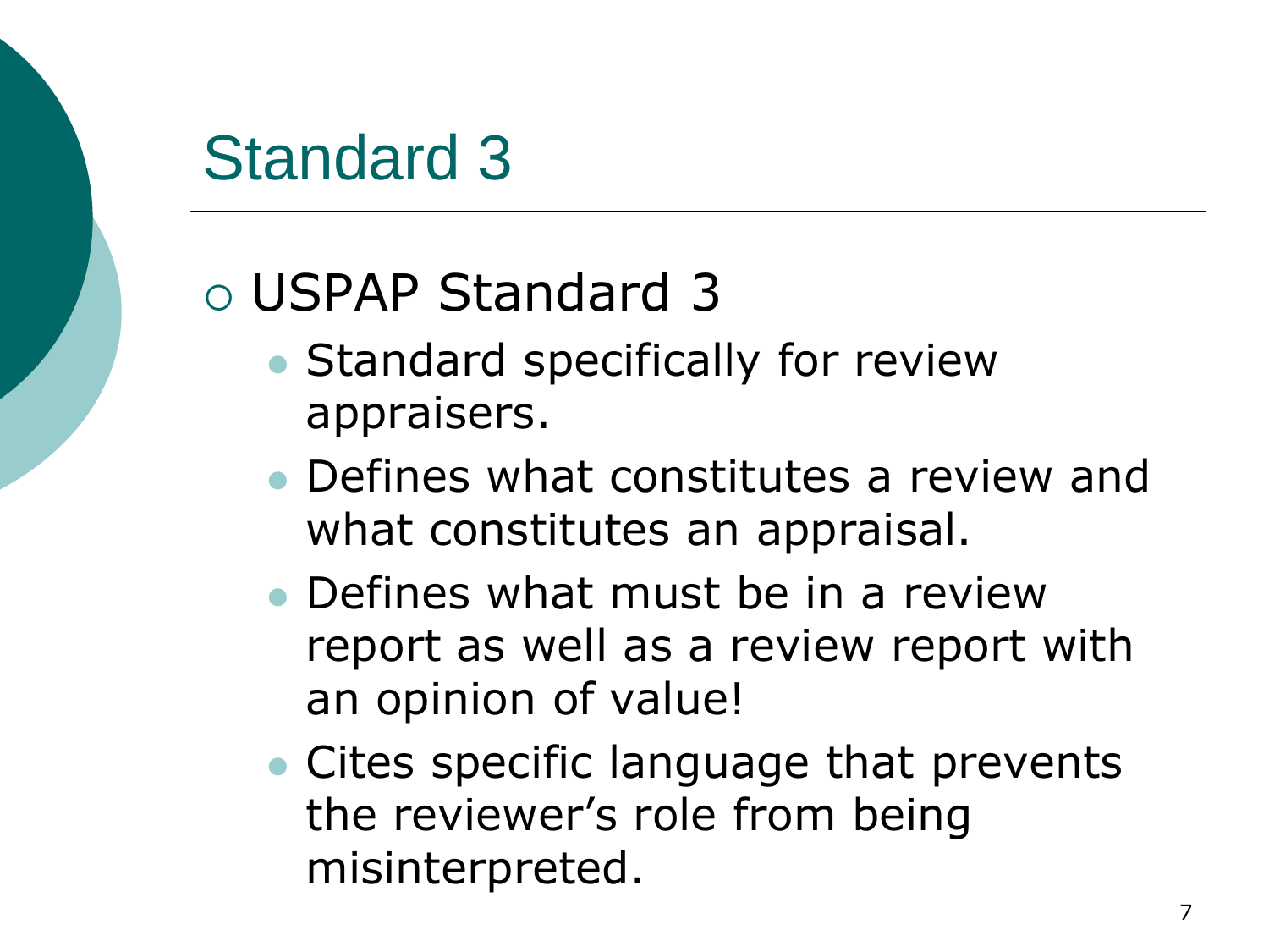# Standard 3

- USPAP Standard 3
  - Standard specifically for review appraisers.
  - Defines what constitutes a review and what constitutes an appraisal.
  - Defines what must be in a review report as well as a review report with an opinion of value!
  - Cites specific language that prevents the reviewer's role from being misinterpreted.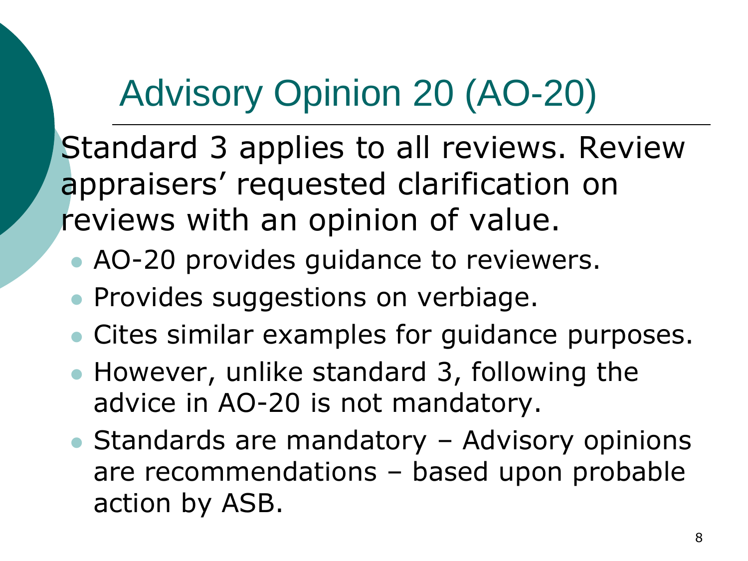# Advisory Opinion 20 (AO-20)

Standard 3 applies to all reviews. Review appraisers' requested clarification on reviews with an opinion of value.

- AO-20 provides guidance to reviewers.
- Provides suggestions on verbiage.
- Cites similar examples for guidance purposes.
- However, unlike standard 3, following the advice in AO-20 is not mandatory.
- Standards are mandatory – Advisory opinions are recommendations – based upon probable action by ASB.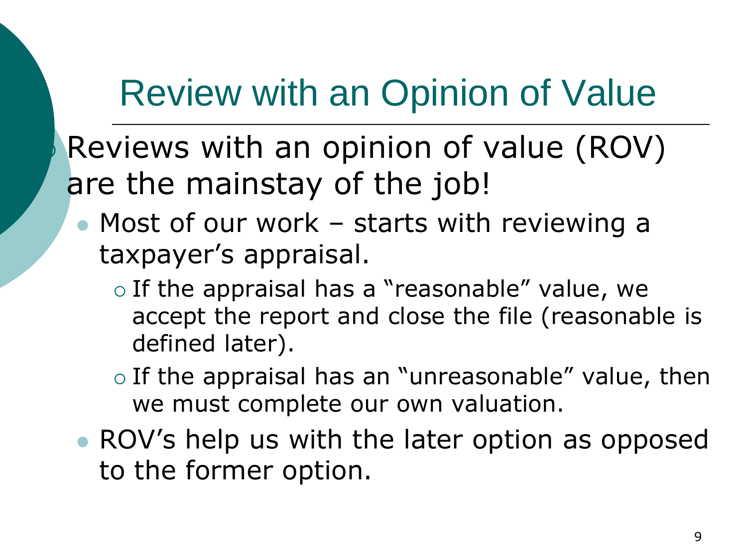# Review with an Opinion of Value

- Reviews with an opinion of value (ROV) are the mainstay of the job!
  - Most of our work – starts with reviewing a taxpayer's appraisal.
    - If the appraisal has a "reasonable" value, we accept the report and close the file (reasonable is defined later).
    - If the appraisal has an "unreasonable" value, then we must complete our own valuation.
  - ROV's help us with the later option as opposed to the former option.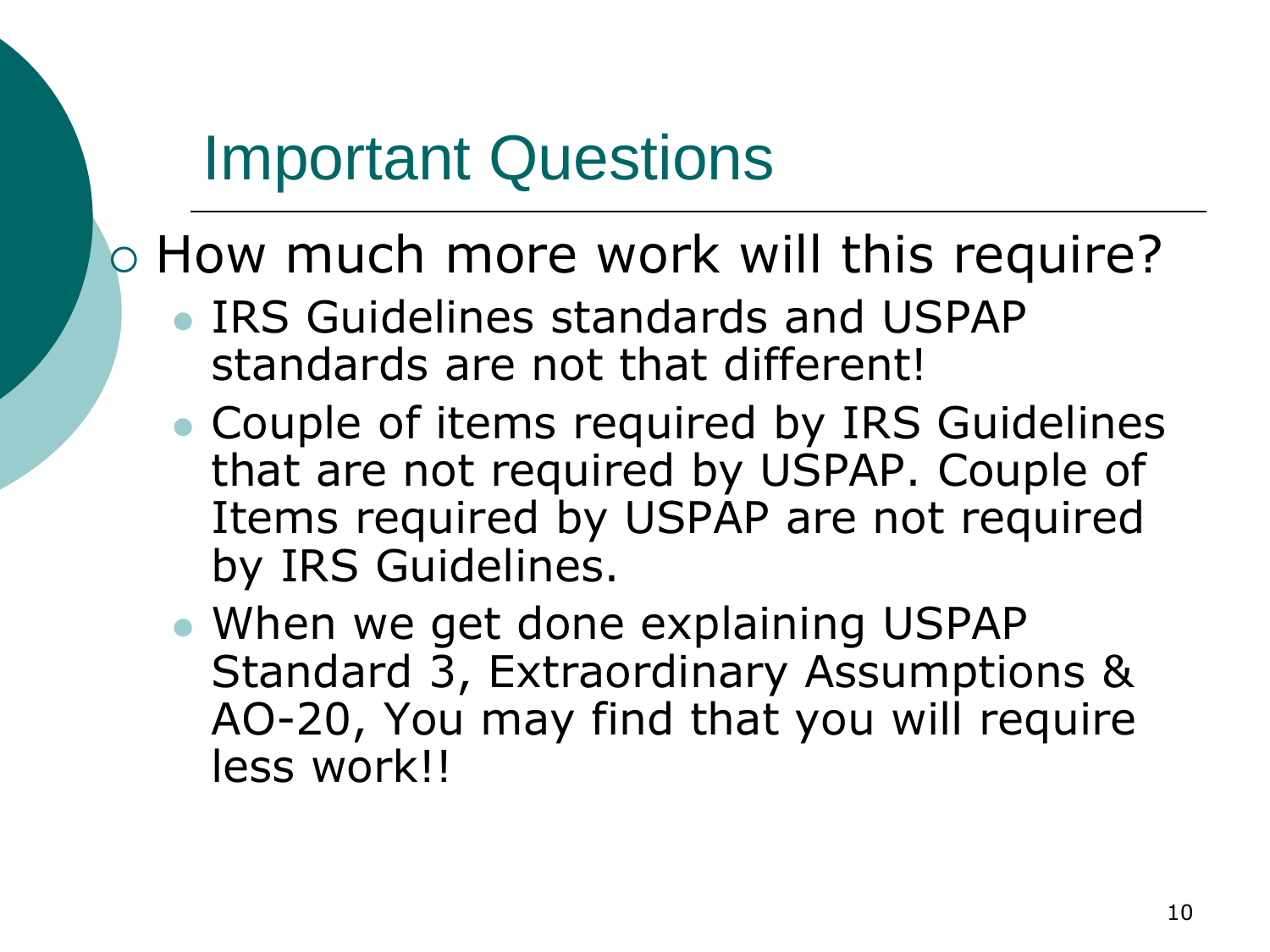# Important Questions

- How much more work will this require?
  - IRS Guidelines standards and USPAP standards are not that different!
  - Couple of items required by IRS Guidelines that are not required by USPAP. Couple of Items required by USPAP are not required by IRS Guidelines.
  - When we get done explaining USPAP Standard 3, Extraordinary Assumptions & AO-20, You may find that you will require less work!!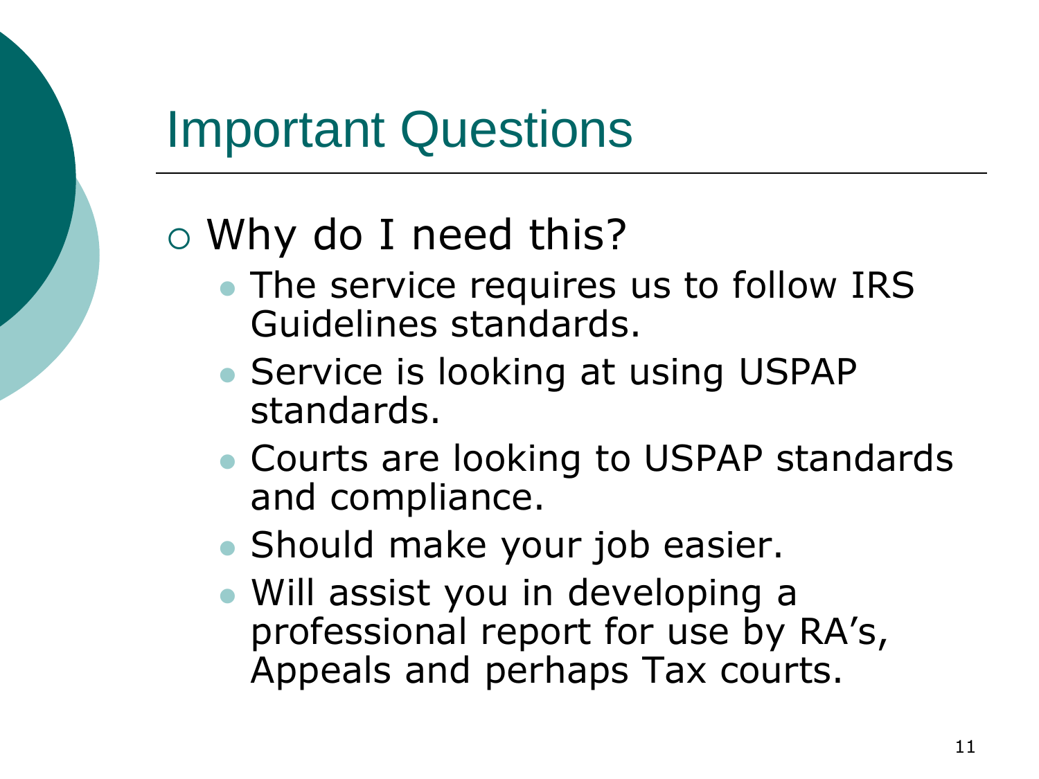# Important Questions

- Why do I need this?
  - The service requires us to follow IRS Guidelines standards.
  - Service is looking at using USPAP standards.
  - Courts are looking to USPAP standards and compliance.
  - Should make your job easier.
  - Will assist you in developing a professional report for use by RA's, Appeals and perhaps Tax courts.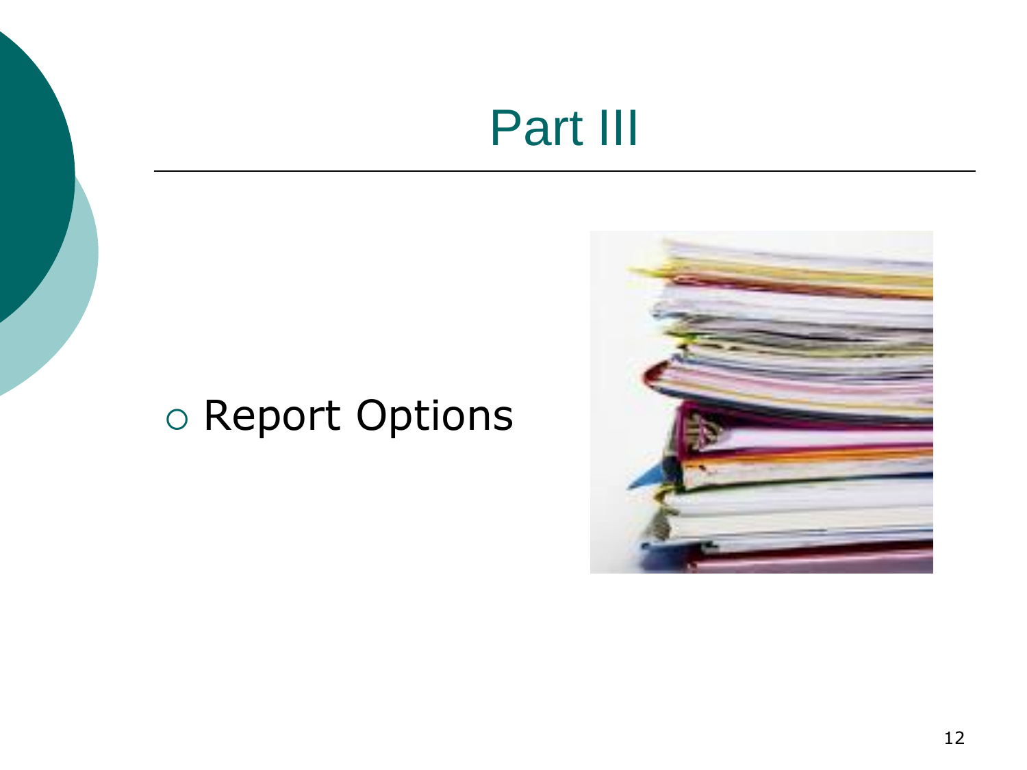# Part III

- Report Options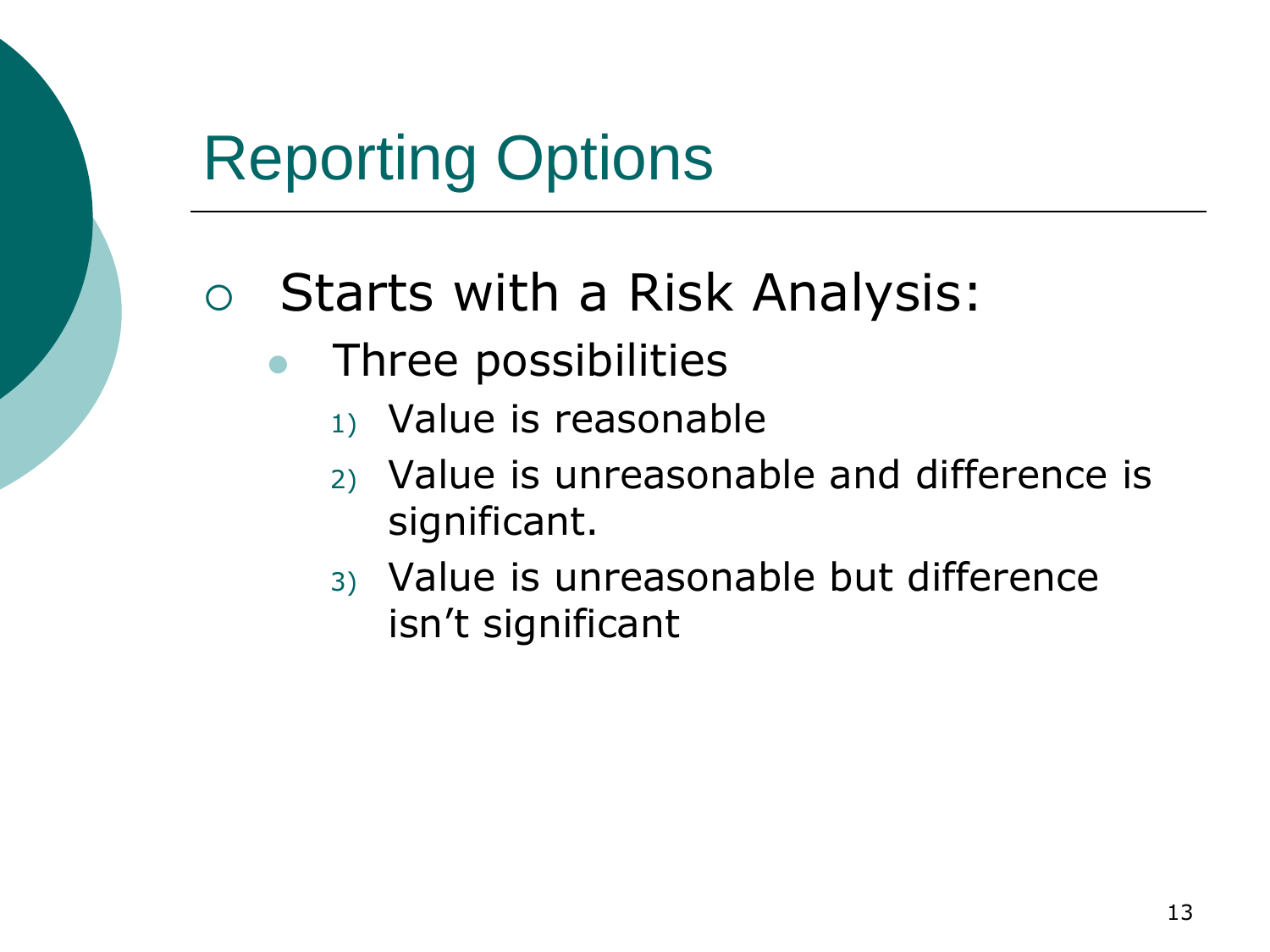# Reporting Options

- Starts with a Risk Analysis:
  - Three possibilities
    1) Value is reasonable
    2) Value is unreasonable and difference is significant.
    3) Value is unreasonable but difference isn’t significant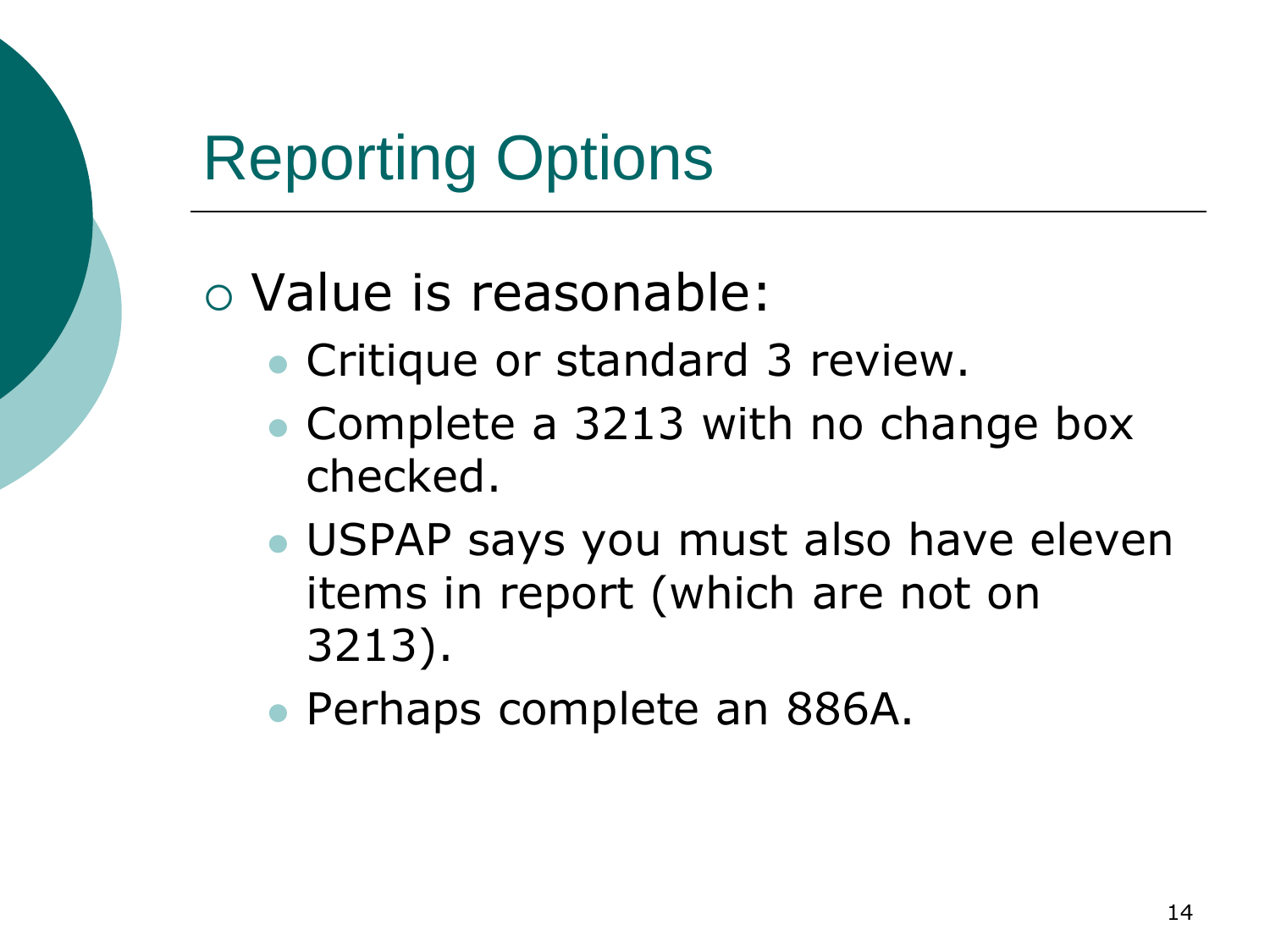# Reporting Options

- Value is reasonable:
  - Critique or standard 3 review.
  - Complete a 3213 with no change box checked.
  - USPAP says you must also have eleven items in report (which are not on 3213).
  - Perhaps complete an 886A.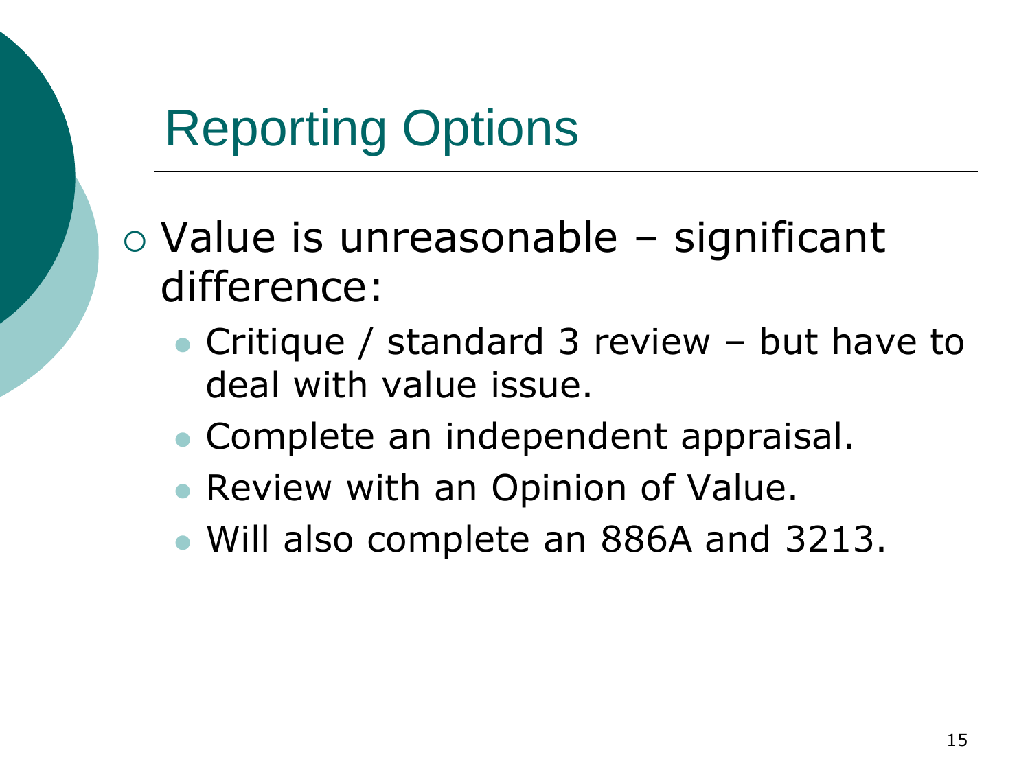# Reporting Options

- Value is unreasonable – significant difference:
  - Critique / standard 3 review – but have to deal with value issue.
  - Complete an independent appraisal.
  - Review with an Opinion of Value.
  - Will also complete an 886A and 3213.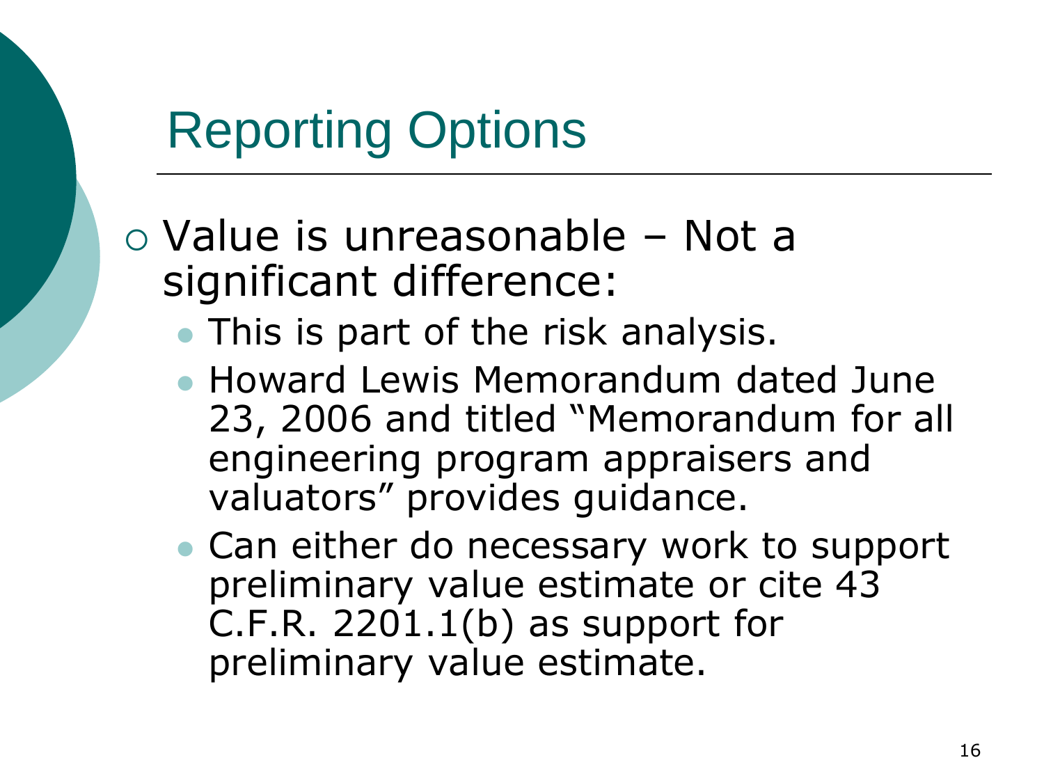# Reporting Options

- Value is unreasonable – Not a significant difference:
  - This is part of the risk analysis.
  - Howard Lewis Memorandum dated June 23, 2006 and titled "Memorandum for all engineering program appraisers and valuators" provides guidance.
  - Can either do necessary work to support preliminary value estimate or cite 43 C.F.R. 2201.1(b) as support for preliminary value estimate.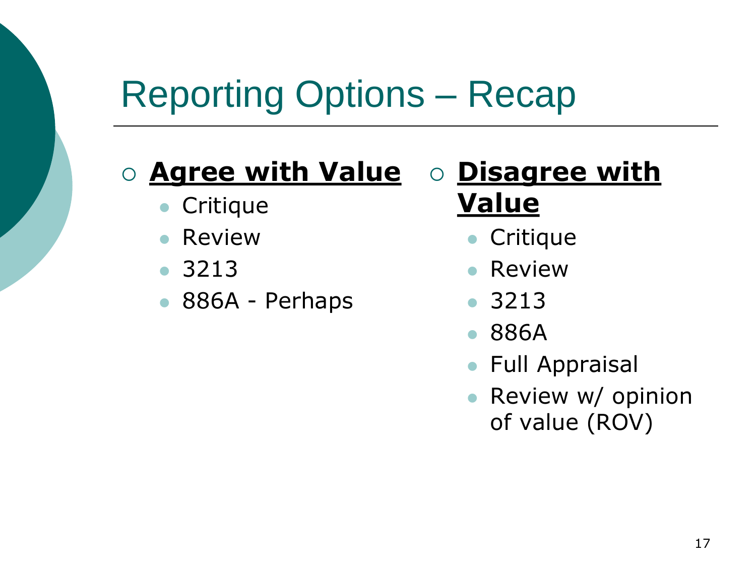# Reporting Options – Recap

- **Agree with Value**
  - Critique
  - Review
  - 3213
  - 886A - Perhaps

- **Disagree with Value**
  - Critique
  - Review
  - 3213
  - 886A
  - Full Appraisal
  - Review w/ opinion of value (ROV)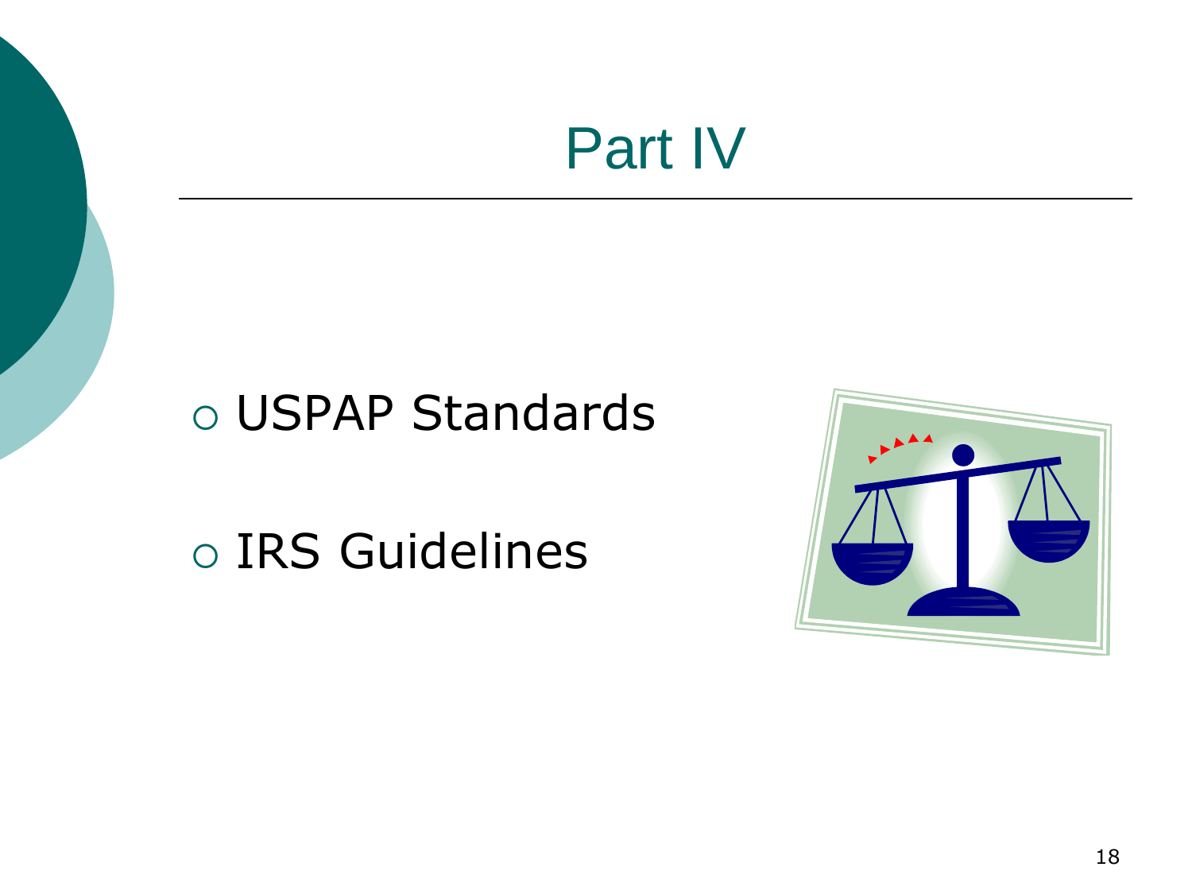# Part IV

- USPAP Standards
- IRS Guidelines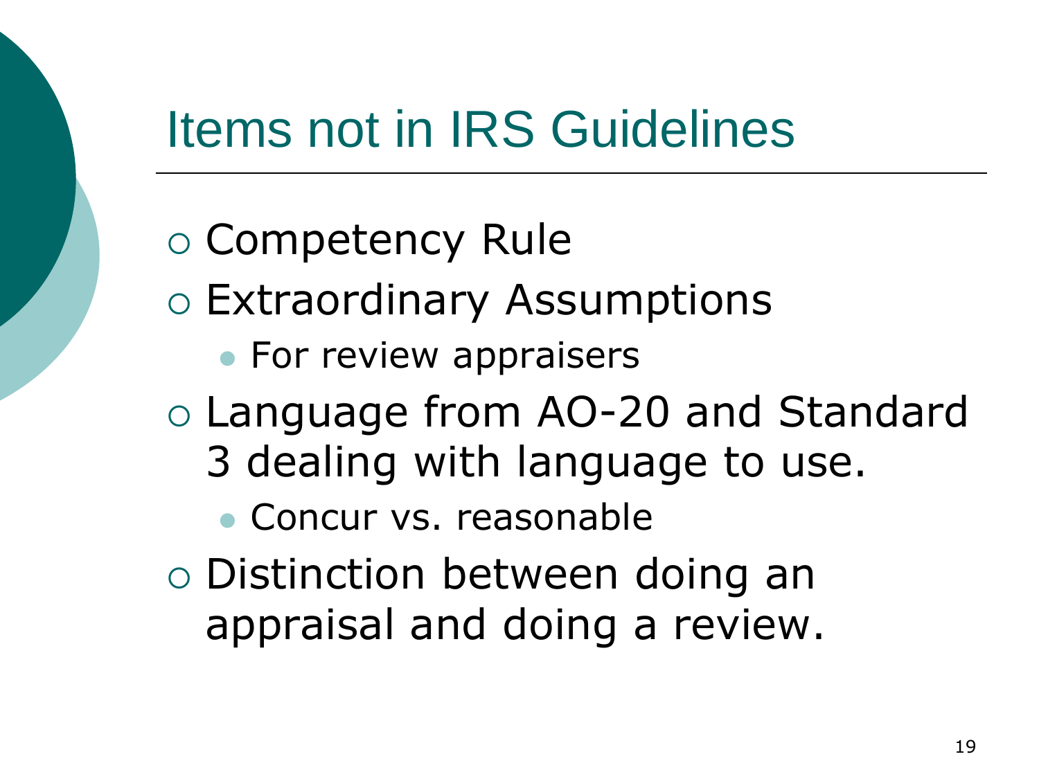# Items not in IRS Guidelines

- Competency Rule
- Extraordinary Assumptions
  - For review appraisers
- Language from AO-20 and Standard 3 dealing with language to use.
  - Concur vs. reasonable
- Distinction between doing an appraisal and doing a review.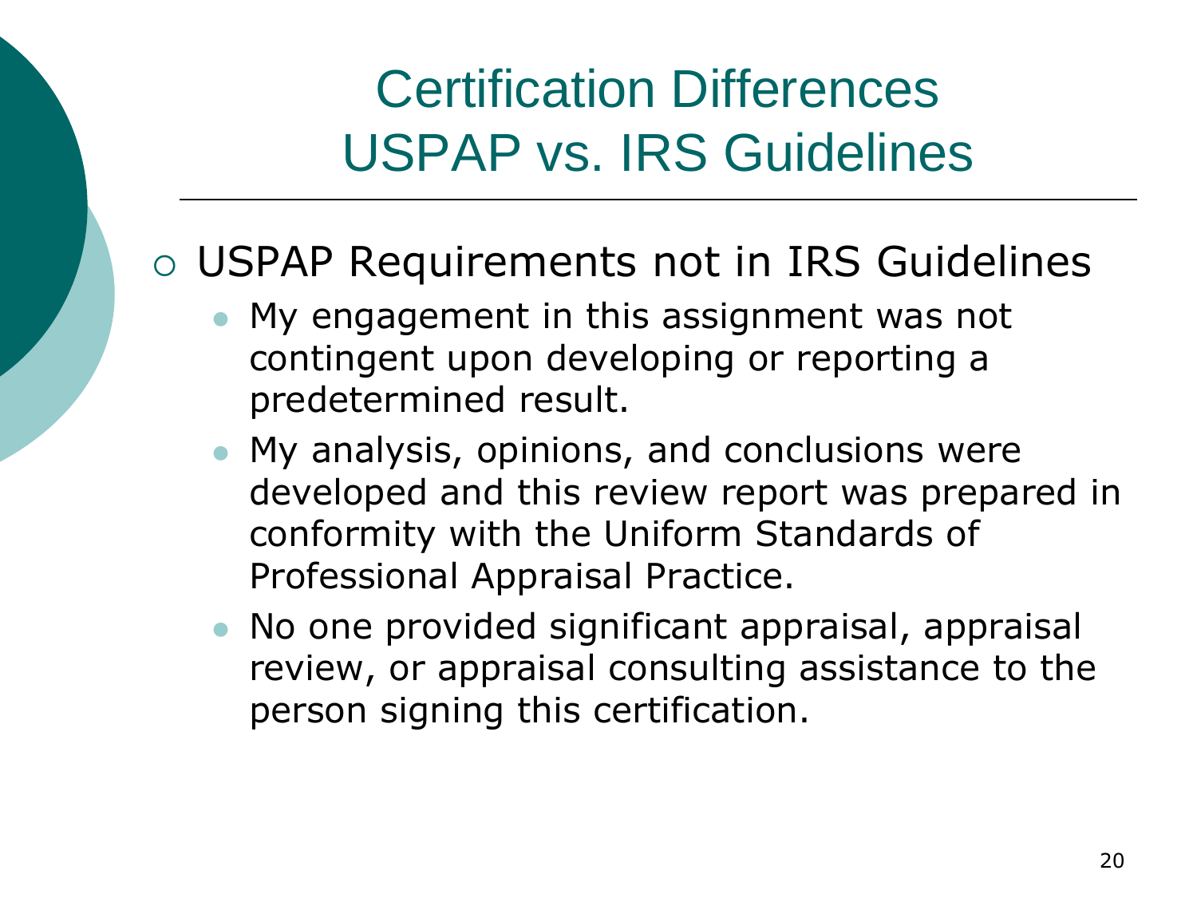# Certification Differences USPAP vs. IRS Guidelines

- USPAP Requirements not in IRS Guidelines
  - My engagement in this assignment was not contingent upon developing or reporting a predetermined result.
  - My analysis, opinions, and conclusions were developed and this review report was prepared in conformity with the Uniform Standards of Professional Appraisal Practice.
  - No one provided significant appraisal, appraisal review, or appraisal consulting assistance to the person signing this certification.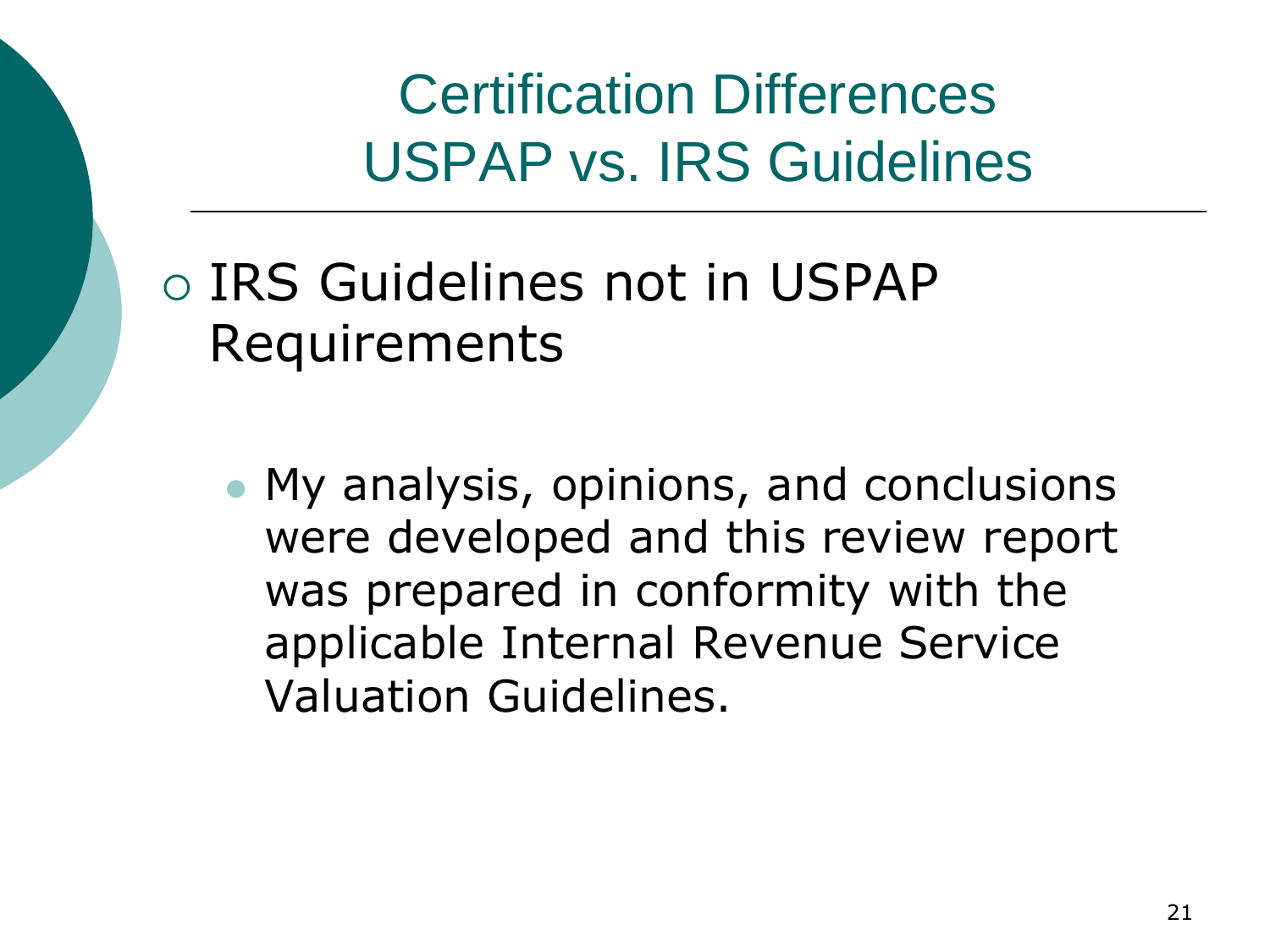# Certification Differences USPAP vs. IRS Guidelines

- IRS Guidelines not in USPAP Requirements
  - My analysis, opinions, and conclusions were developed and this review report was prepared in conformity with the applicable Internal Revenue Service Valuation Guidelines.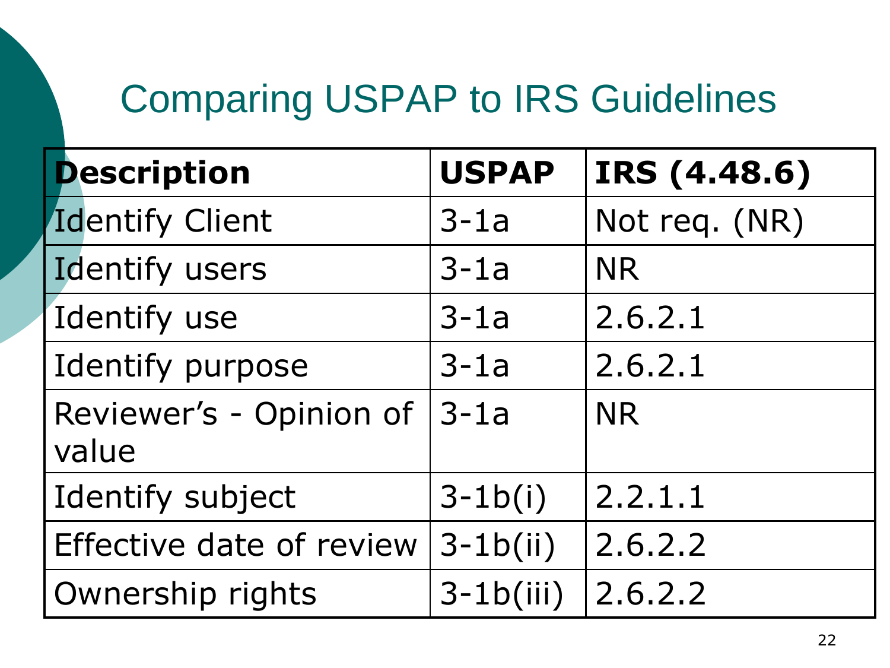# Comparing USPAP to IRS Guidelines

| Description | USPAP | IRS (4.48.6) |
|---|---|---|
| Identify Client | 3-1a | Not req. (NR) |
| Identify users | 3-1a | NR |
| Identify use | 3-1a | 2.6.2.1 |
| Identify purpose | 3-1a | 2.6.2.1 |
| Reviewer's - Opinion of value | 3-1a | NR |
| Identify subject | 3-1b(i) | 2.2.1.1 |
| Effective date of review | 3-1b(ii) | 2.6.2.2 |
| Ownership rights | 3-1b(iii) | 2.6.2.2 |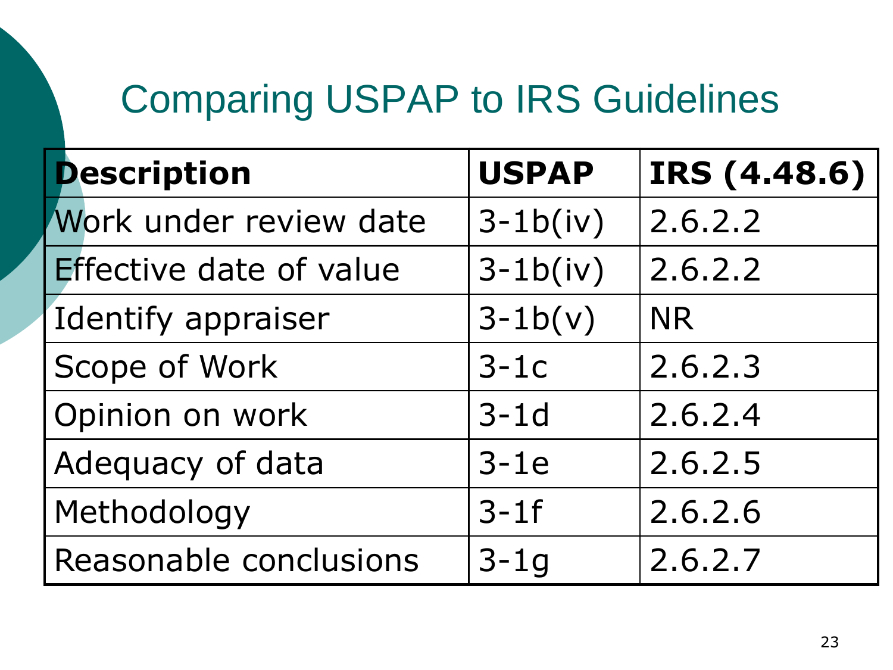# Comparing USPAP to IRS Guidelines

| Description | USPAP | IRS (4.48.6) |
|---|---|---|
| Work under review date | 3-1b(iv) | 2.6.2.2 |
| Effective date of value | 3-1b(iv) | 2.6.2.2 |
| Identify appraiser | 3-1b(v) | NR |
| Scope of Work | 3-1c | 2.6.2.3 |
| Opinion on work | 3-1d | 2.6.2.4 |
| Adequacy of data | 3-1e | 2.6.2.5 |
| Methodology | 3-1f | 2.6.2.6 |
| Reasonable conclusions | 3-1g | 2.6.2.7 |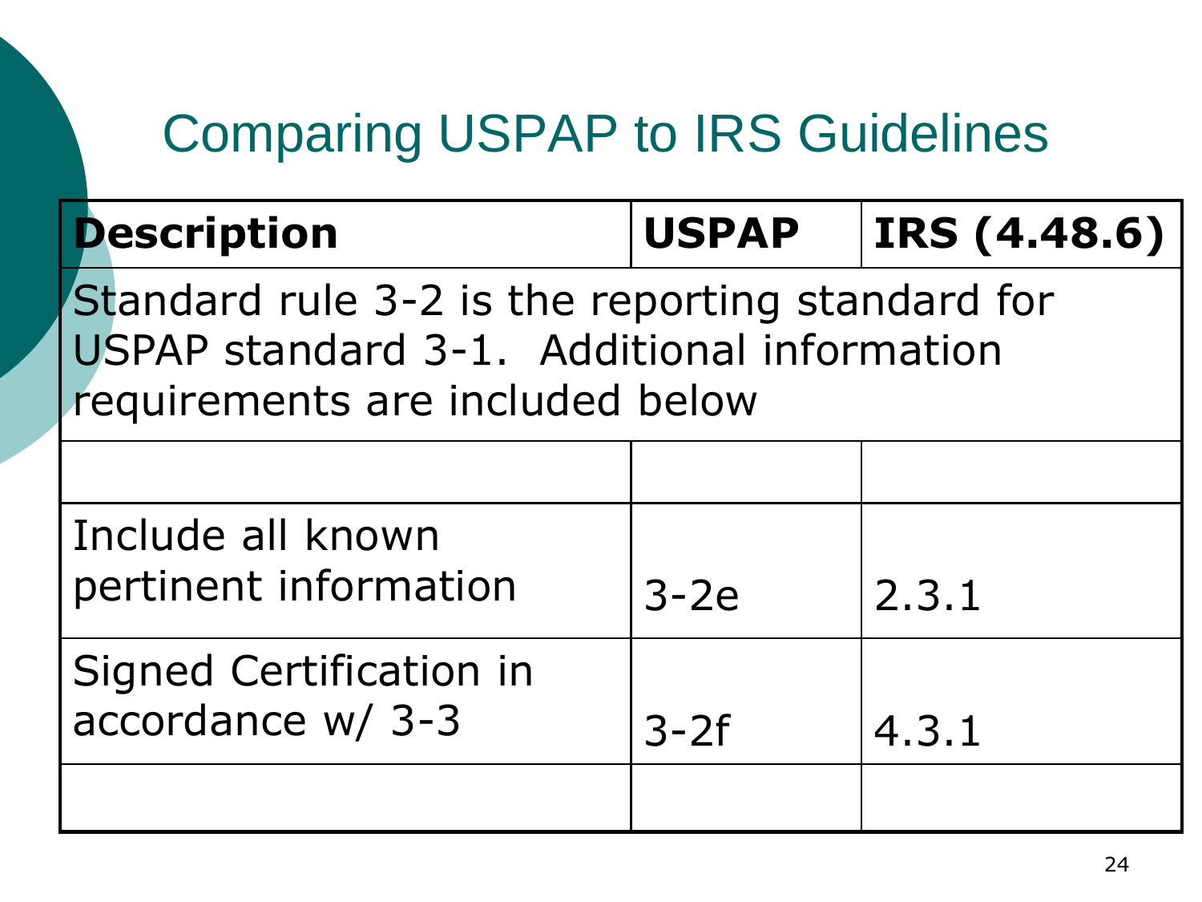# Comparing USPAP to IRS Guidelines

| Description | USPAP | IRS (4.48.6) |
| --- | --- | --- |
| Standard rule 3-2 is the reporting standard for USPAP standard 3-1. Additional information requirements are included below | | |
| | | |
| Include all known pertinent information | 3-2e | 2.3.1 |
| Signed Certification in accordance w/ 3-3 | 3-2f | 4.3.1 |
| | | |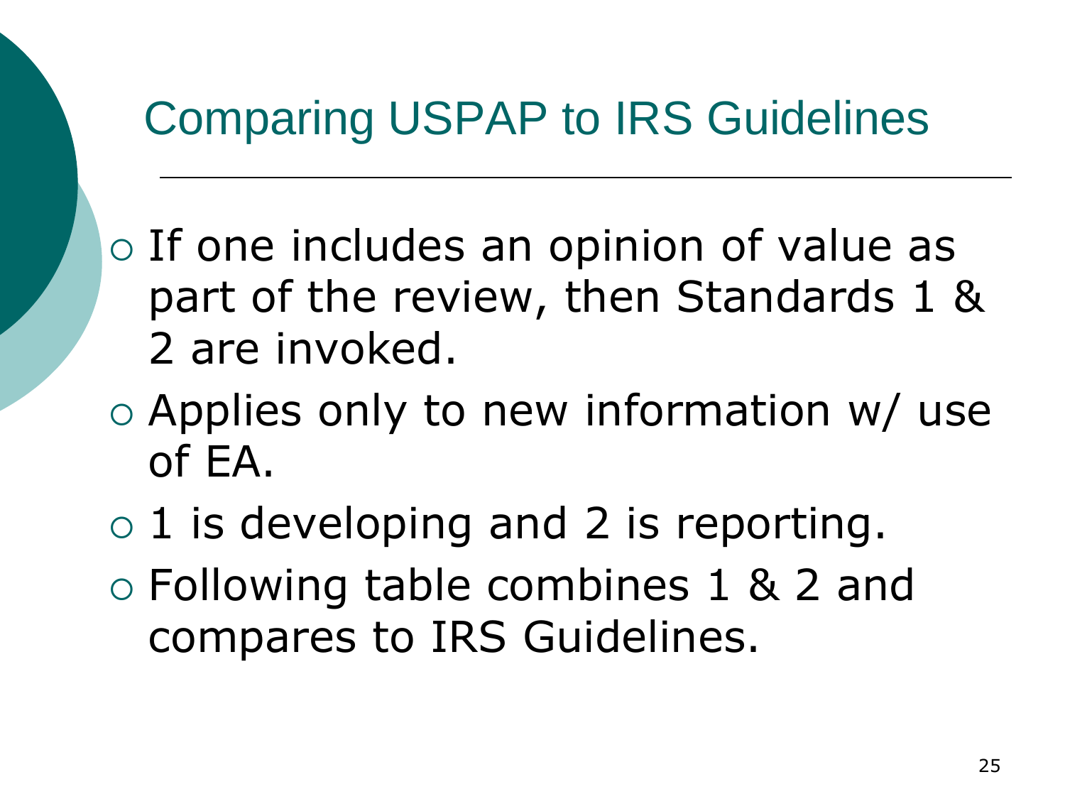# Comparing USPAP to IRS Guidelines

- If one includes an opinion of value as part of the review, then Standards 1 & 2 are invoked.
- Applies only to new information w/ use of EA.
- 1 is developing and 2 is reporting.
- Following table combines 1 & 2 and compares to IRS Guidelines.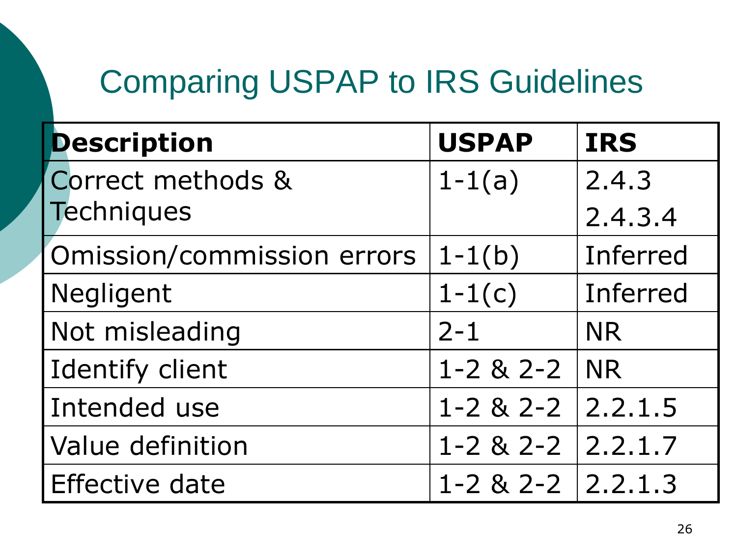# Comparing USPAP to IRS Guidelines

| Description | USPAP | IRS |
|---|---|---|
| Correct methods & Techniques | 1-1(a) | 2.4.3<br>2.4.3.4 |
| Omission/commission errors | 1-1(b) | Inferred |
| Negligent | 1-1(c) | Inferred |
| Not misleading | 2-1 | NR |
| Identify client | 1-2 & 2-2 | NR |
| Intended use | 1-2 & 2-2 | 2.2.1.5 |
| Value definition | 1-2 & 2-2 | 2.2.1.7 |
| Effective date | 1-2 & 2-2 | 2.2.1.3 |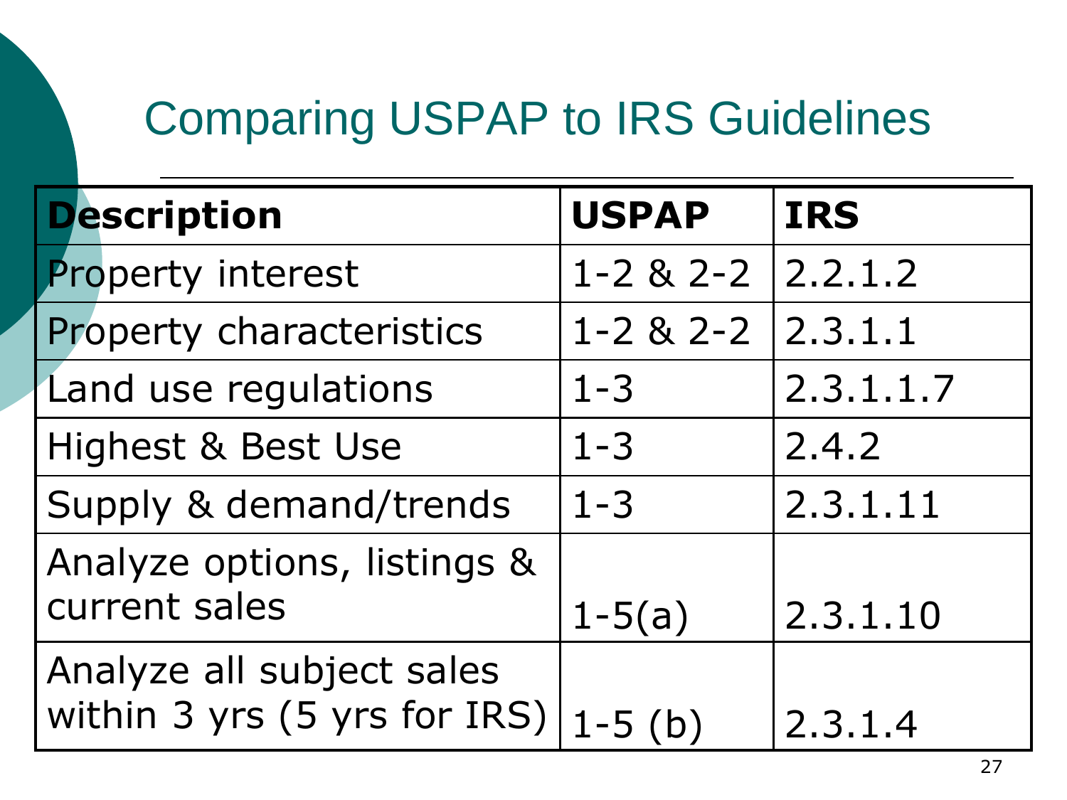# Comparing USPAP to IRS Guidelines

| Description | USPAP | IRS |
|---|---|---|
| Property interest | 1-2 & 2-2 | 2.2.1.2 |
| Property characteristics | 1-2 & 2-2 | 2.3.1.1 |
| Land use regulations | 1-3 | 2.3.1.1.7 |
| Highest & Best Use | 1-3 | 2.4.2 |
| Supply & demand/trends | 1-3 | 2.3.1.11 |
| Analyze options, listings & current sales | 1-5(a) | 2.3.1.10 |
| Analyze all subject sales within 3 yrs (5 yrs for IRS) | 1-5 (b) | 2.3.1.4 |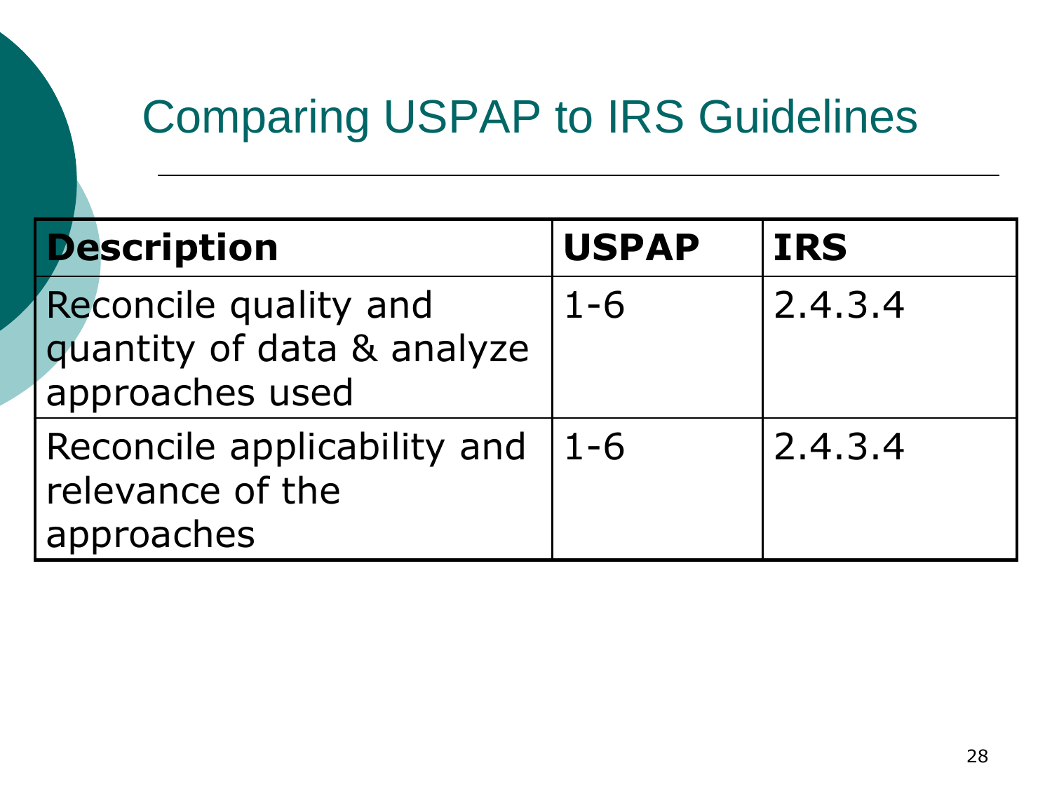# Comparing USPAP to IRS Guidelines

| **Description** | **USPAP** | **IRS** |
| --- | --- | --- |
| Reconcile quality and quantity of data & analyze approaches used | 1-6 | 2.4.3.4 |
| Reconcile applicability and relevance of the approaches | 1-6 | 2.4.3.4 |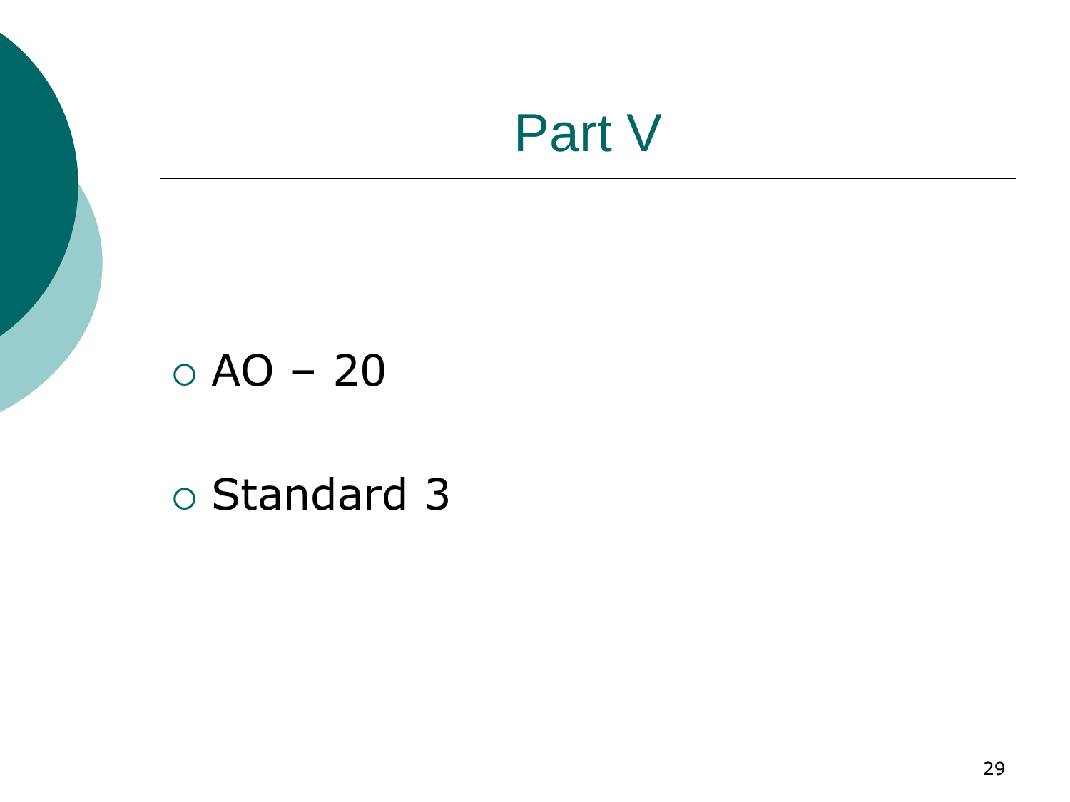# Part V

- AO – 20
- Standard 3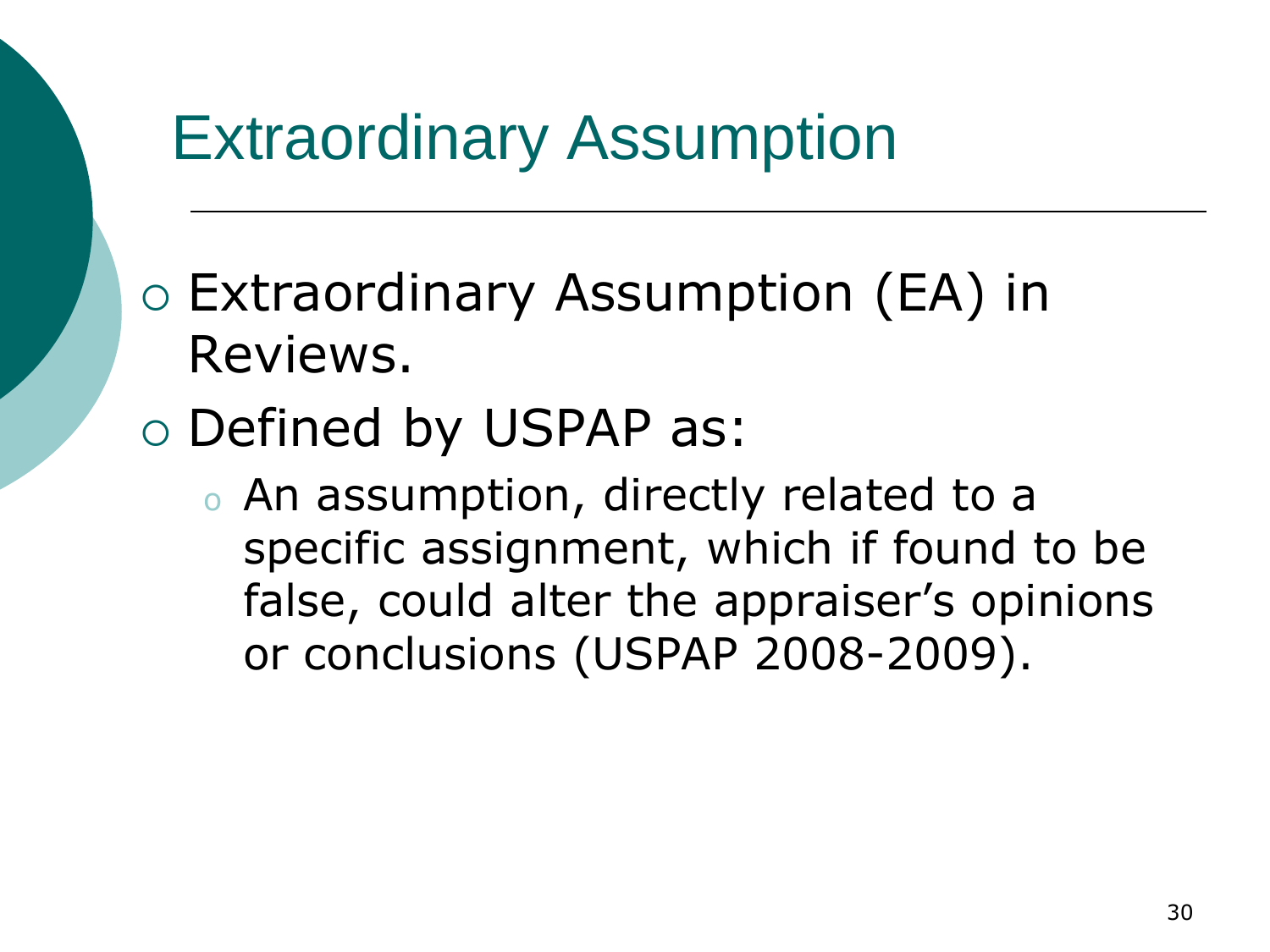# Extraordinary Assumption

- Extraordinary Assumption (EA) in Reviews.
- Defined by USPAP as:
  - An assumption, directly related to a specific assignment, which if found to be false, could alter the appraiser's opinions or conclusions (USPAP 2008-2009).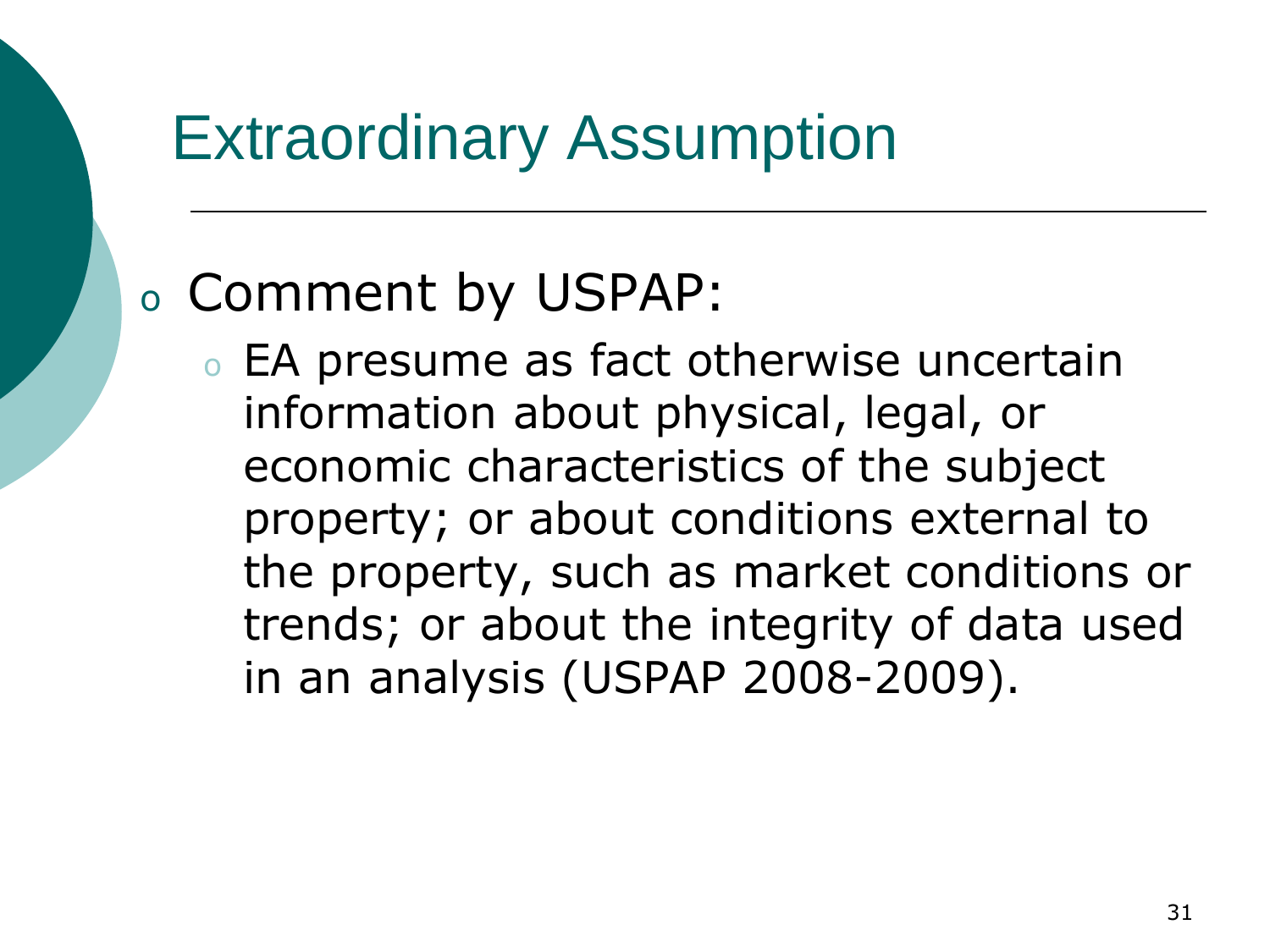# Extraordinary Assumption

- Comment by USPAP:
  - EA presume as fact otherwise uncertain information about physical, legal, or economic characteristics of the subject property; or about conditions external to the property, such as market conditions or trends; or about the integrity of data used in an analysis (USPAP 2008-2009).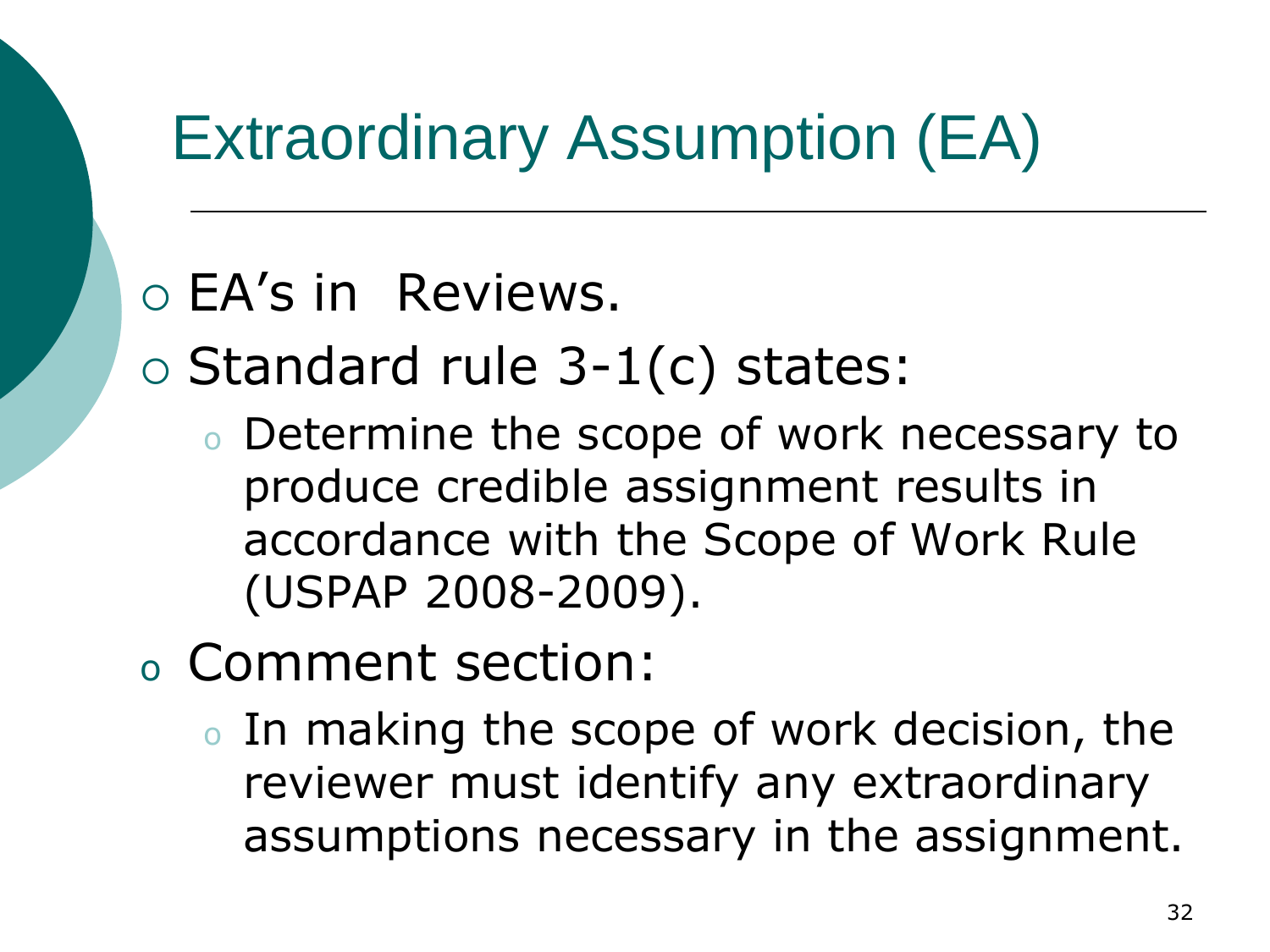# Extraordinary Assumption (EA)

- EA's in Reviews.
- Standard rule 3-1(c) states:
  - Determine the scope of work necessary to produce credible assignment results in accordance with the Scope of Work Rule (USPAP 2008-2009).
- Comment section:
  - In making the scope of work decision, the reviewer must identify any extraordinary assumptions necessary in the assignment.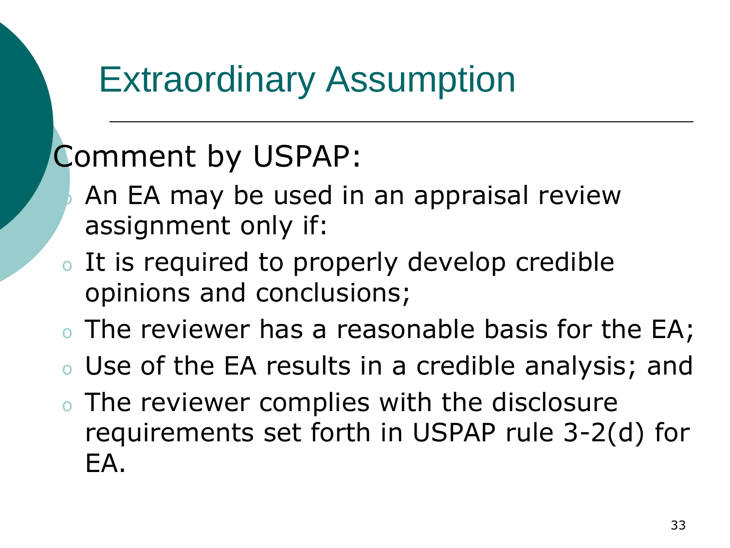# Extraordinary Assumption

## Comment by USPAP:

- An EA may be used in an appraisal review assignment only if:
- It is required to properly develop credible opinions and conclusions;
- The reviewer has a reasonable basis for the EA;
- Use of the EA results in a credible analysis; and
- The reviewer complies with the disclosure requirements set forth in USPAP rule 3-2(d) for EA.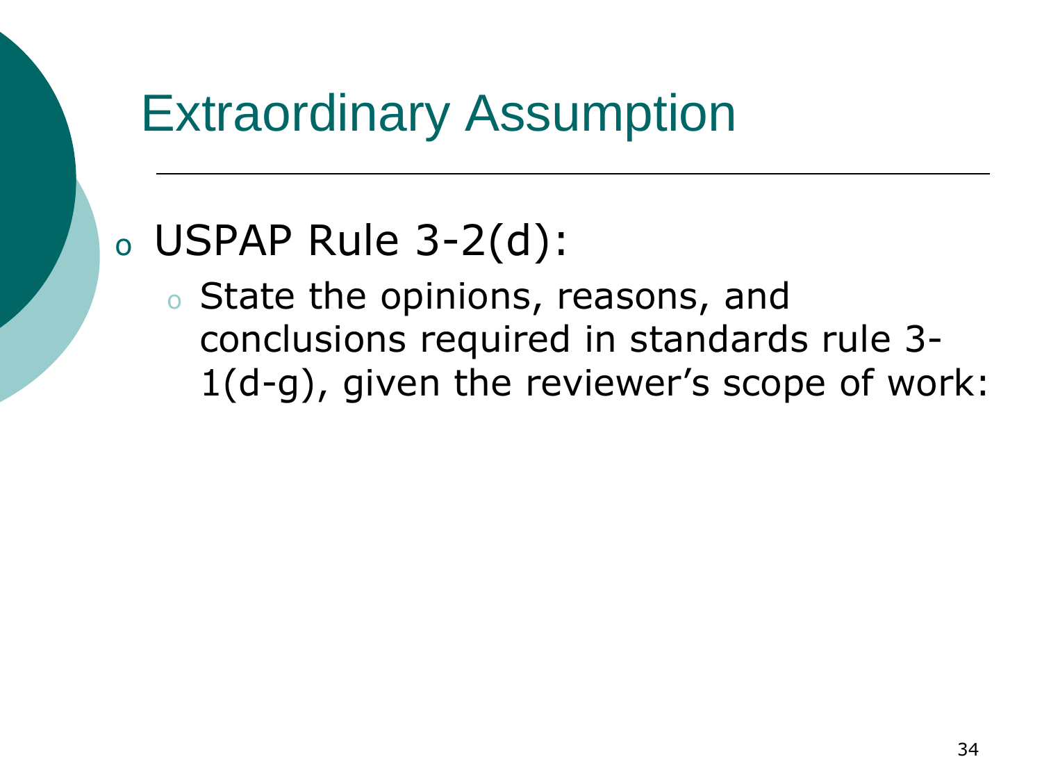# Extraordinary Assumption

- USPAP Rule 3-2(d):
  - State the opinions, reasons, and conclusions required in standards rule 3-1(d-g), given the reviewer's scope of work: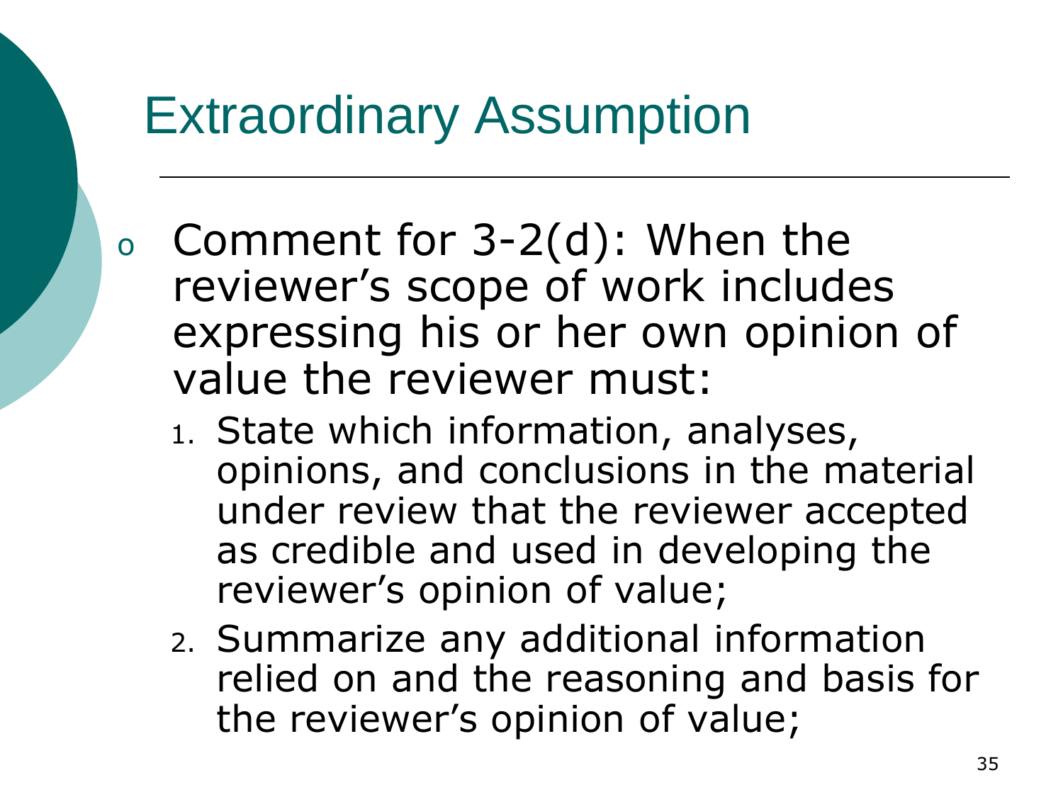# Extraordinary Assumption

- Comment for 3-2(d): When the reviewer's scope of work includes expressing his or her own opinion of value the reviewer must:
  1. State which information, analyses, opinions, and conclusions in the material under review that the reviewer accepted as credible and used in developing the reviewer's opinion of value;
  2. Summarize any additional information relied on and the reasoning and basis for the reviewer's opinion of value;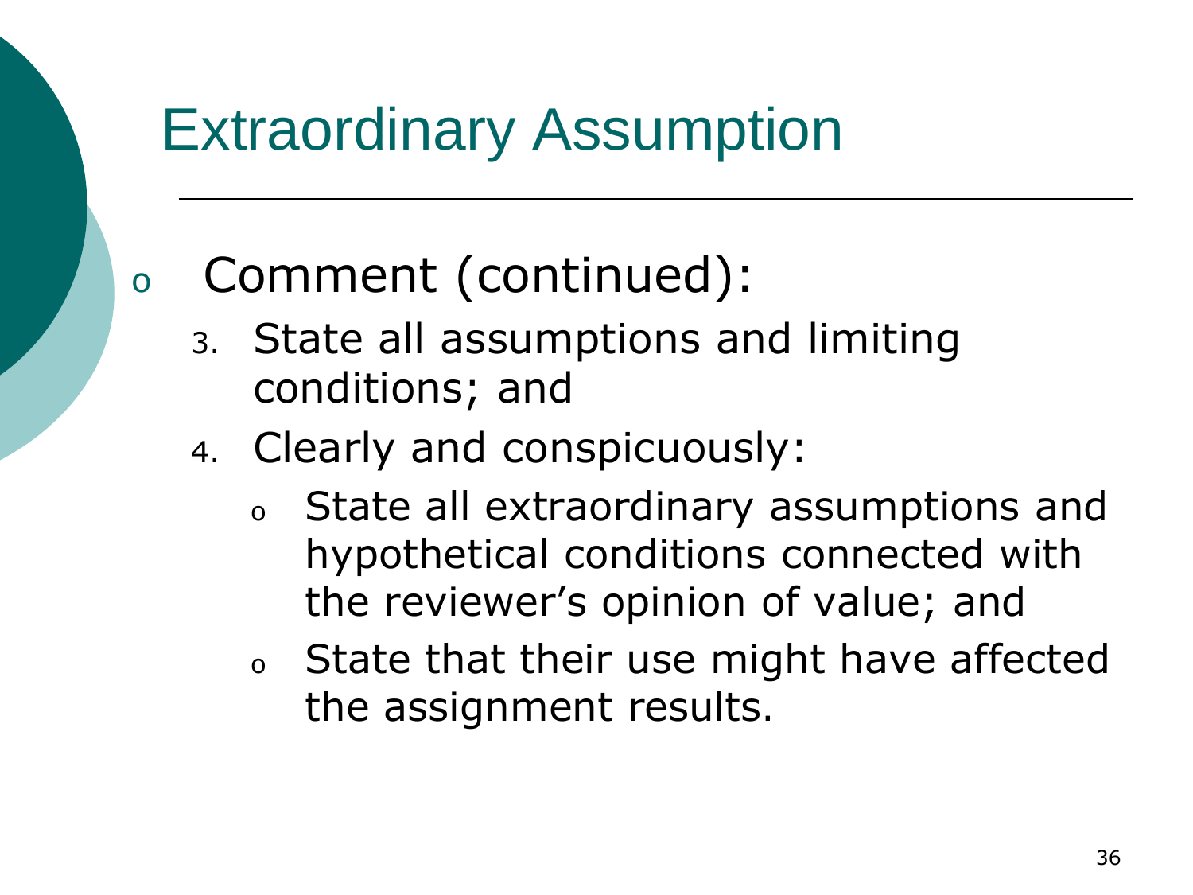# Extraordinary Assumption

- Comment (continued):
  3. State all assumptions and limiting conditions; and
  4. Clearly and conspicuously:
     - State all extraordinary assumptions and hypothetical conditions connected with the reviewer's opinion of value; and
     - State that their use might have affected the assignment results.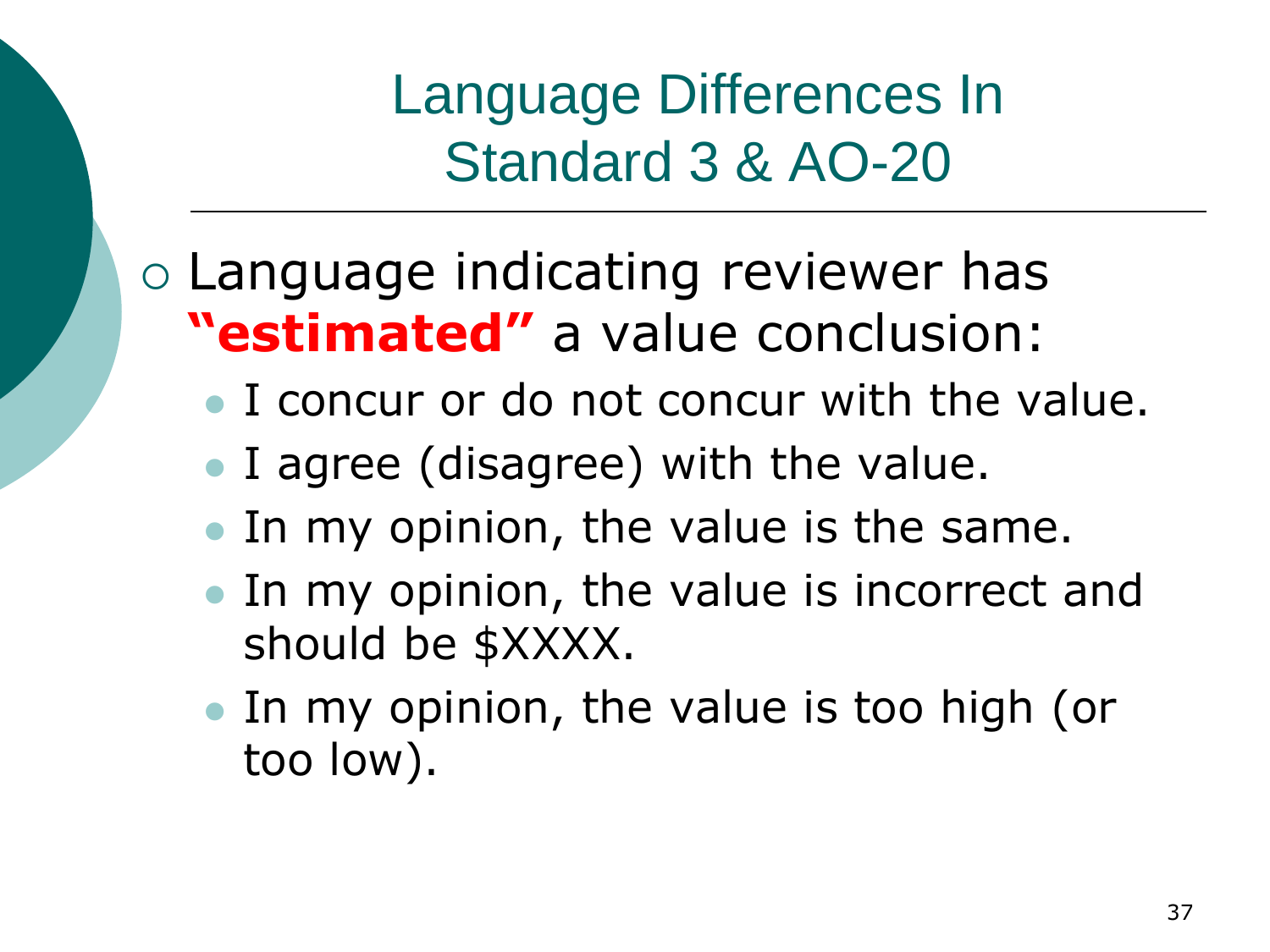# Language Differences In Standard 3 & AO-20

- Language indicating reviewer has **"estimated"** a value conclusion:
  - I concur or do not concur with the value.
  - I agree (disagree) with the value.
  - In my opinion, the value is the same.
  - In my opinion, the value is incorrect and should be $XXXX.
  - In my opinion, the value is too high (or too low).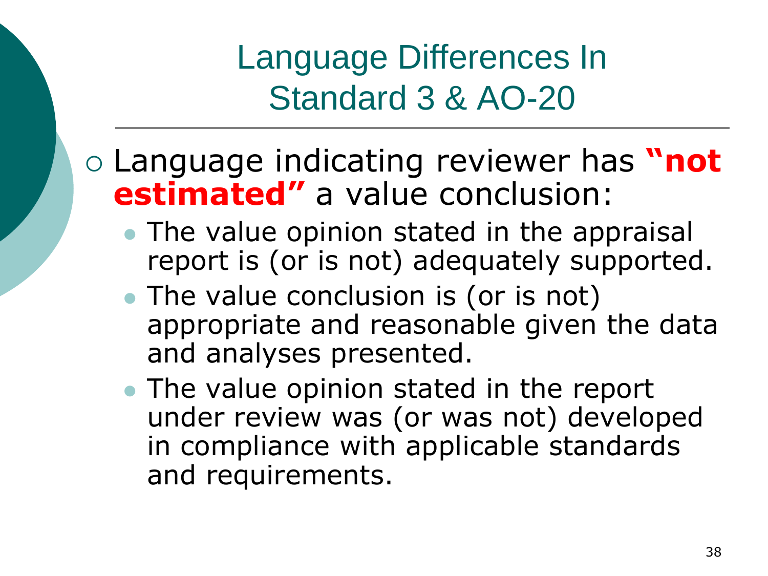# Language Differences In Standard 3 & AO-20

- Language indicating reviewer has **"not estimated"** a value conclusion:
  - The value opinion stated in the appraisal report is (or is not) adequately supported.
  - The value conclusion is (or is not) appropriate and reasonable given the data and analyses presented.
  - The value opinion stated in the report under review was (or was not) developed in compliance with applicable standards and requirements.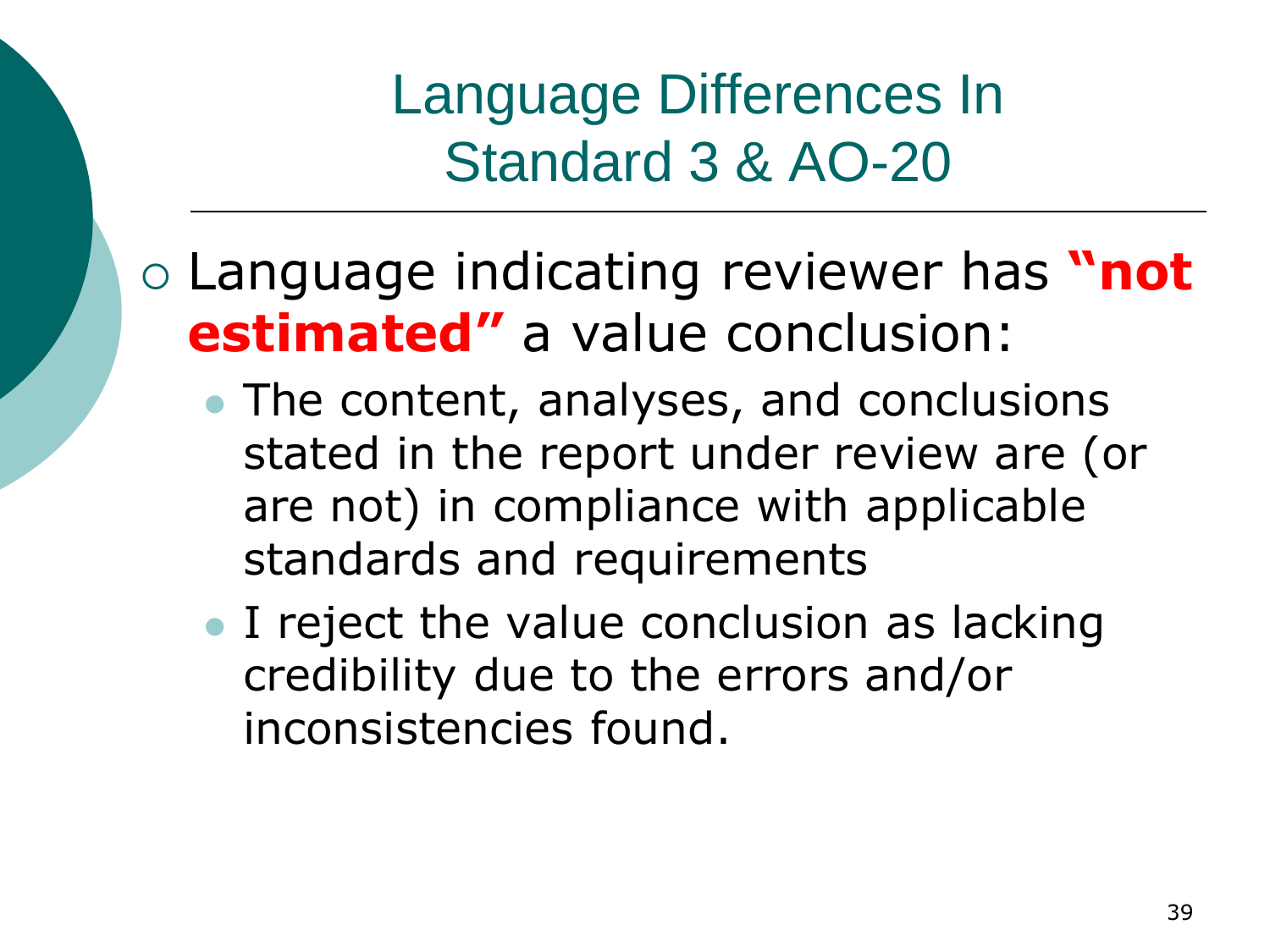# Language Differences In Standard 3 & AO-20

- Language indicating reviewer has **"not estimated"** a value conclusion:
  - The content, analyses, and conclusions stated in the report under review are (or are not) in compliance with applicable standards and requirements
  - I reject the value conclusion as lacking credibility due to the errors and/or inconsistencies found.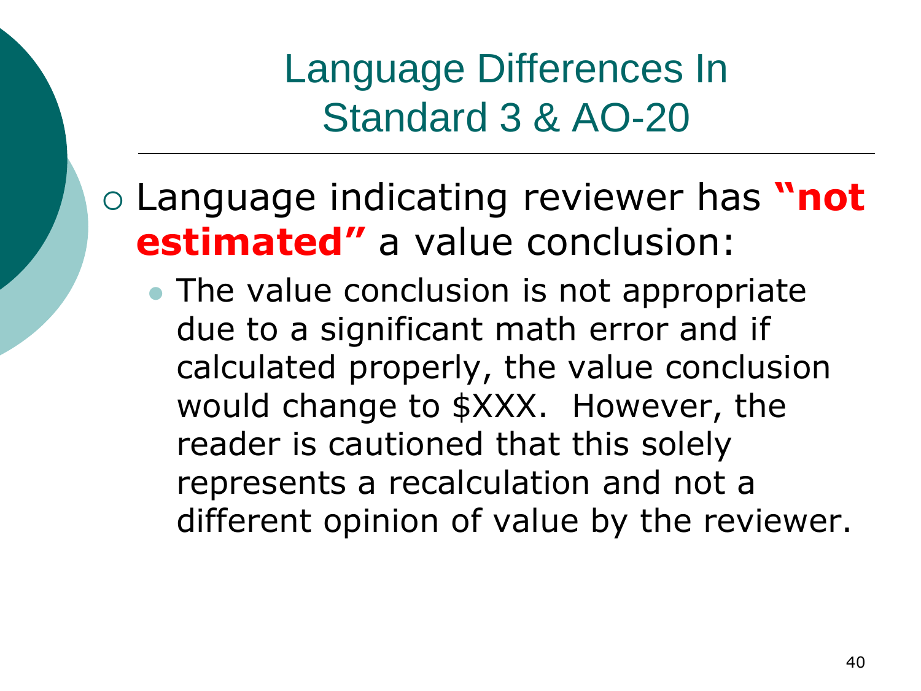# Language Differences In Standard 3 & AO-20

- Language indicating reviewer has **"not estimated"** a value conclusion:
  - The value conclusion is not appropriate due to a significant math error and if calculated properly, the value conclusion would change to $XXX. However, the reader is cautioned that this solely represents a recalculation and not a different opinion of value by the reviewer.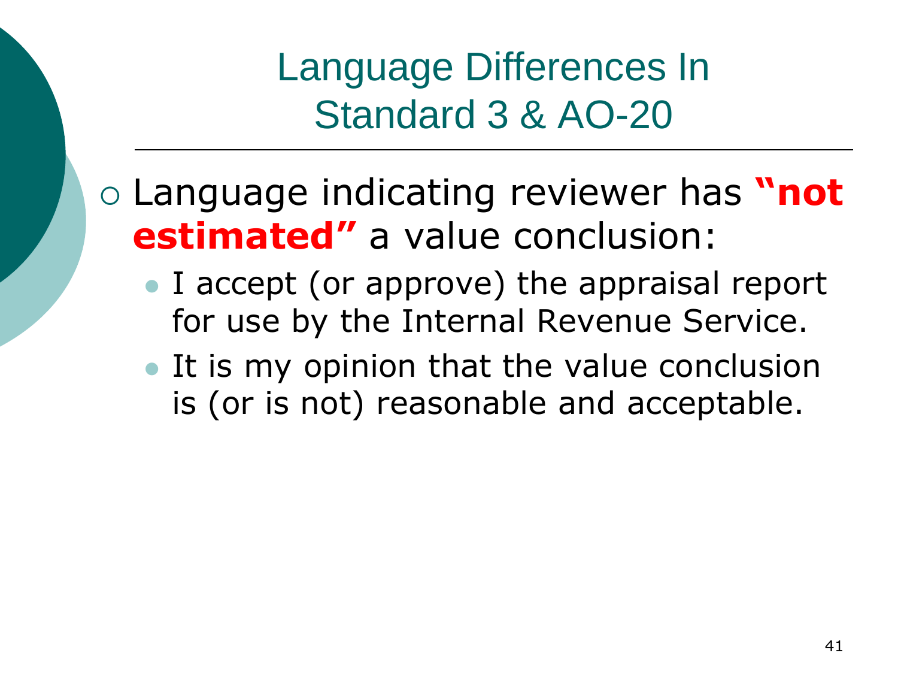# Language Differences In Standard 3 & AO-20

- Language indicating reviewer has **"not estimated"** a value conclusion:
  - I accept (or approve) the appraisal report for use by the Internal Revenue Service.
  - It is my opinion that the value conclusion is (or is not) reasonable and acceptable.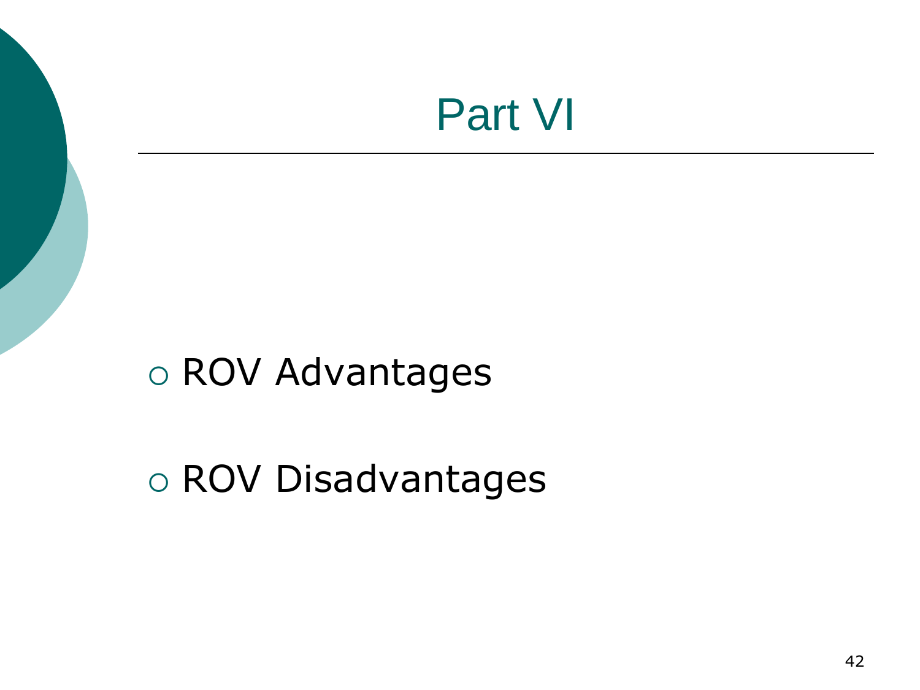# Part VI

- ROV Advantages
- ROV Disadvantages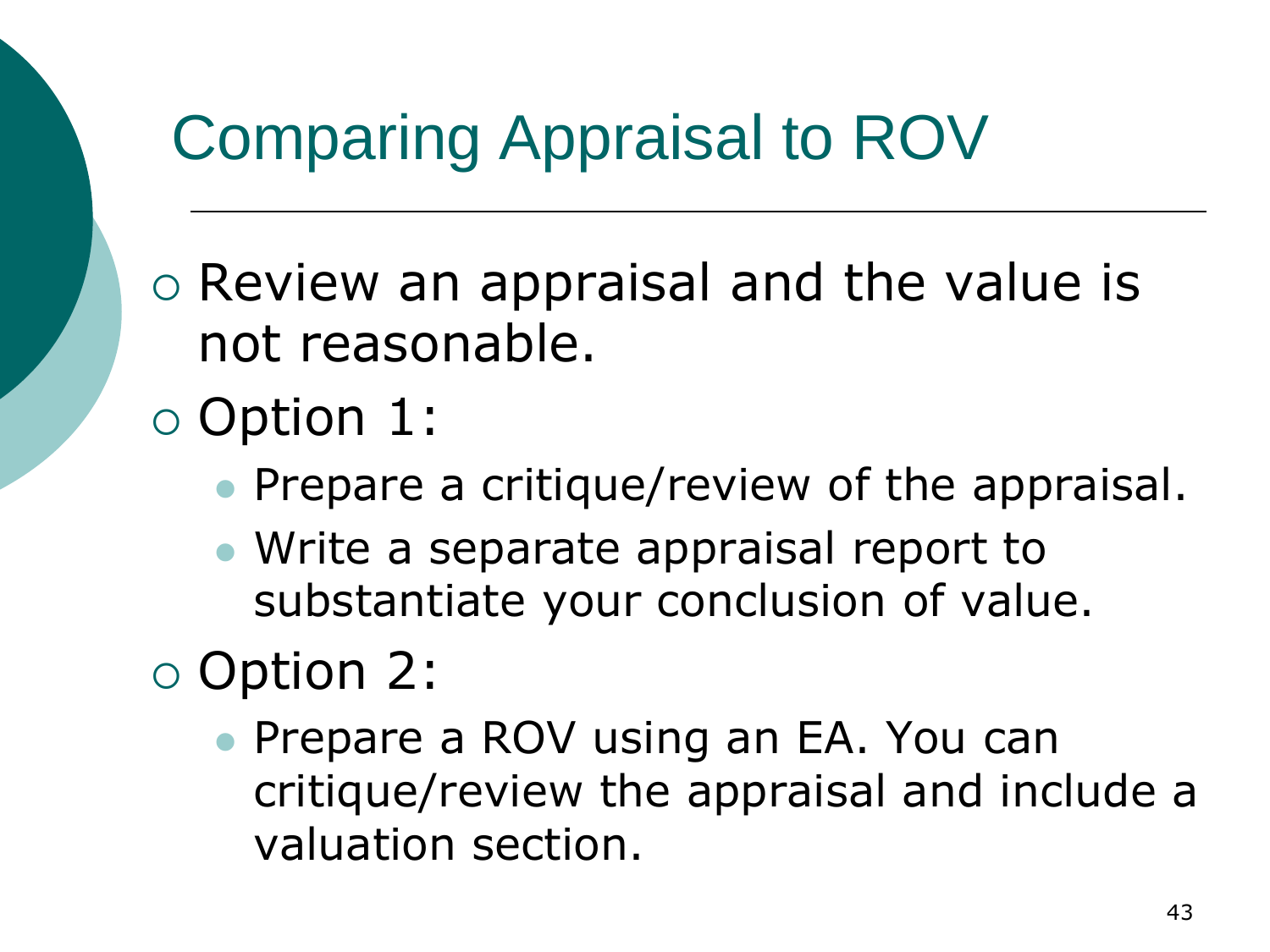# Comparing Appraisal to ROV

- Review an appraisal and the value is not reasonable.
- Option 1:
  - Prepare a critique/review of the appraisal.
  - Write a separate appraisal report to substantiate your conclusion of value.
- Option 2:
  - Prepare a ROV using an EA. You can critique/review the appraisal and include a valuation section.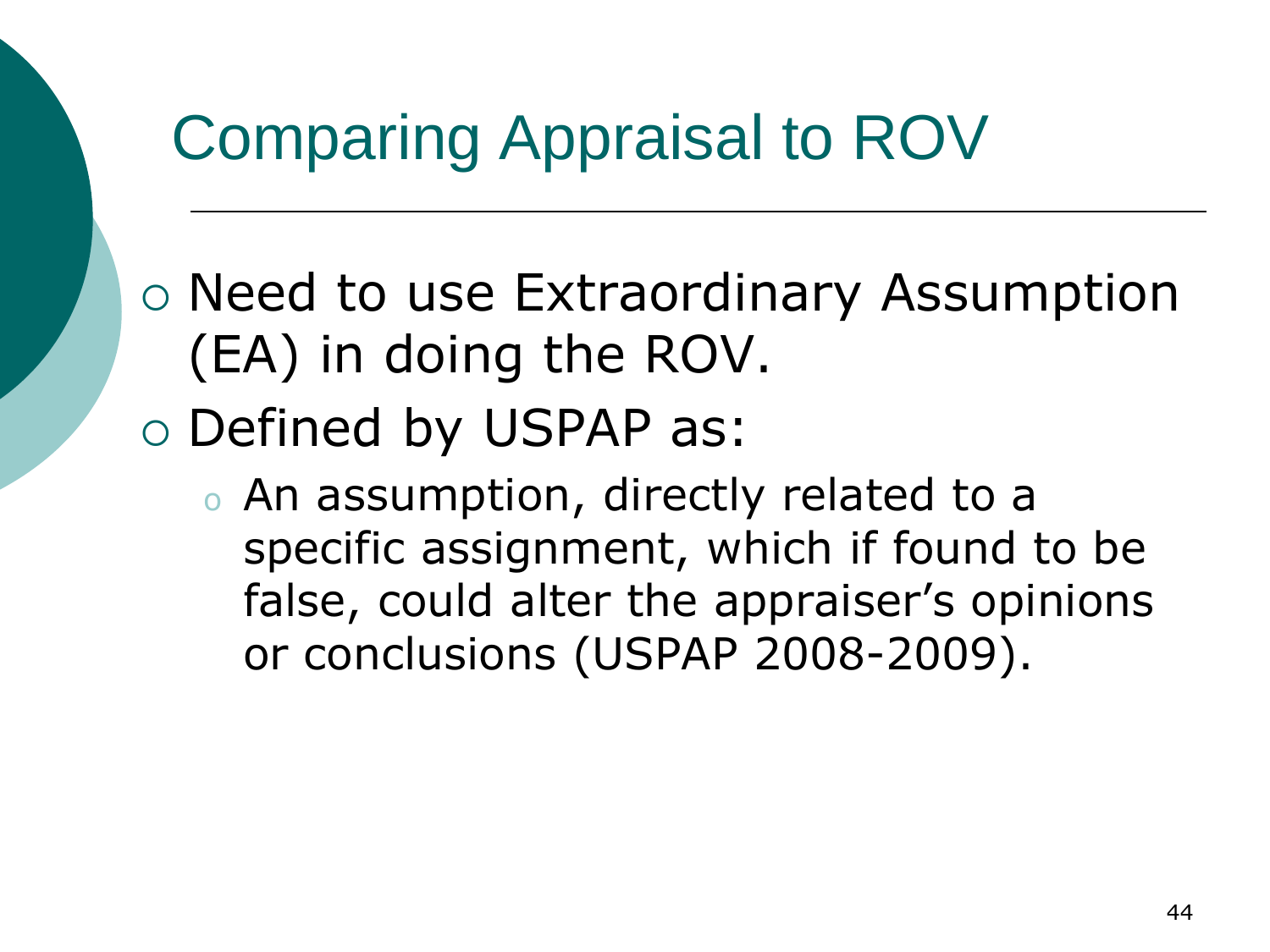# Comparing Appraisal to ROV

- Need to use Extraordinary Assumption (EA) in doing the ROV.
- Defined by USPAP as:
  - An assumption, directly related to a specific assignment, which if found to be false, could alter the appraiser's opinions or conclusions (USPAP 2008-2009).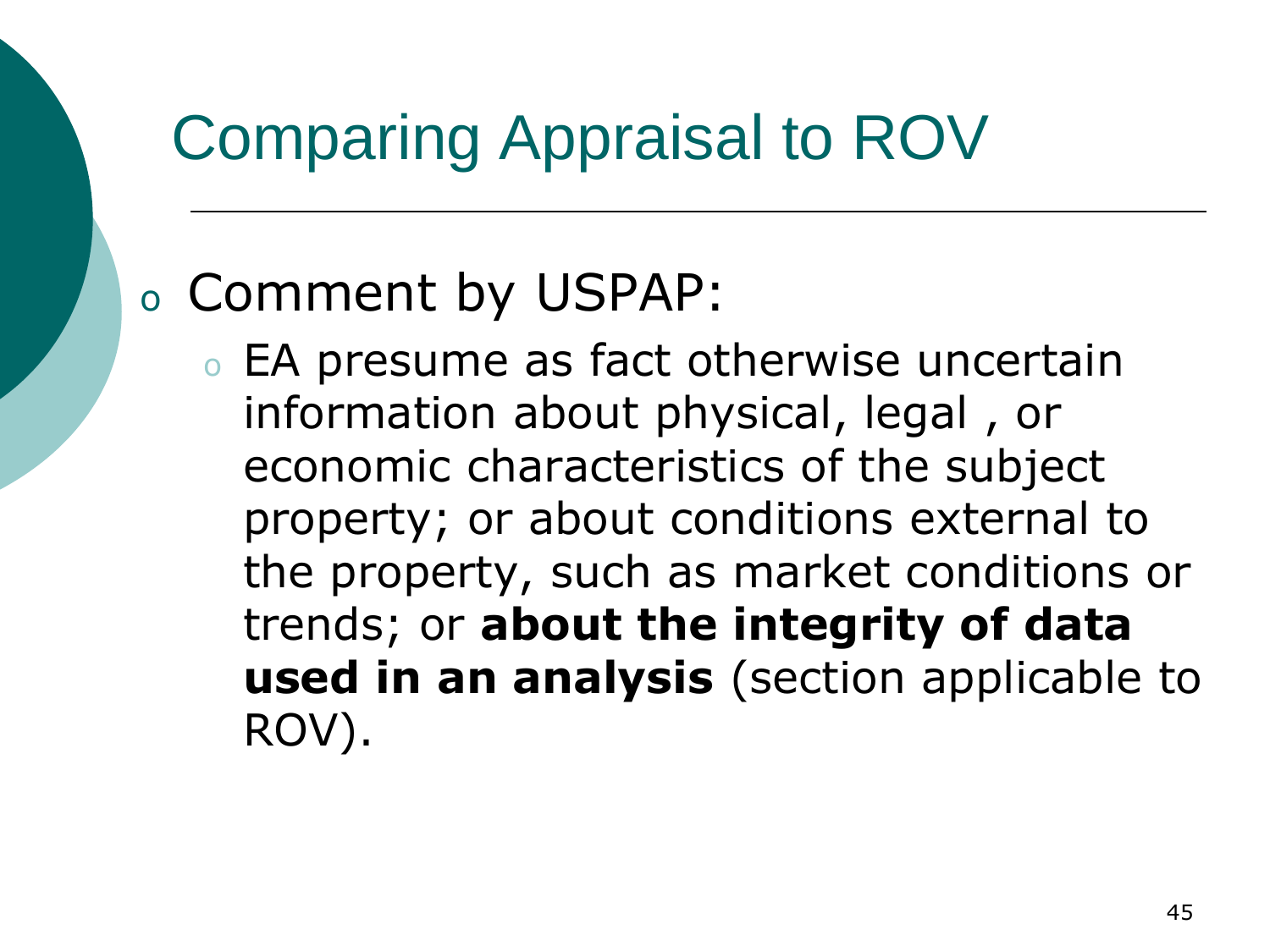# Comparing Appraisal to ROV

- Comment by USPAP:
  - EA presume as fact otherwise uncertain information about physical, legal , or economic characteristics of the subject property; or about conditions external to the property, such as market conditions or trends; or **about the integrity of data used in an analysis** (section applicable to ROV).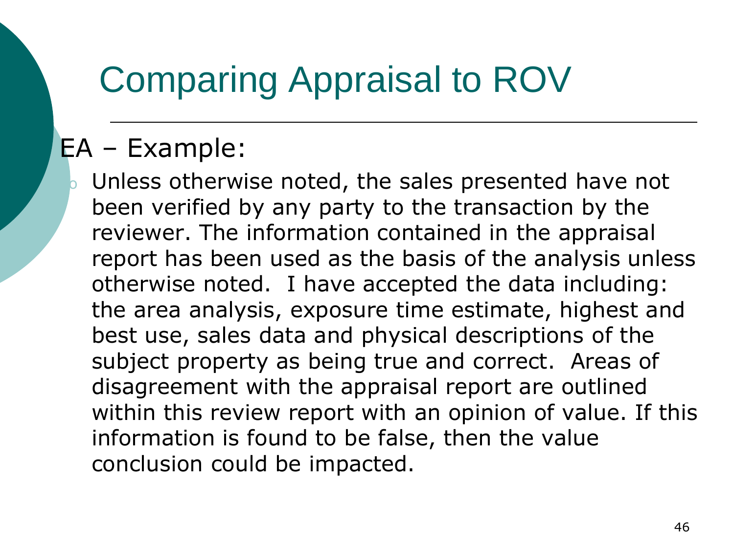# Comparing Appraisal to ROV

EA – Example:

- Unless otherwise noted, the sales presented have not been verified by any party to the transaction by the reviewer. The information contained in the appraisal report has been used as the basis of the analysis unless otherwise noted. I have accepted the data including: the area analysis, exposure time estimate, highest and best use, sales data and physical descriptions of the subject property as being true and correct. Areas of disagreement with the appraisal report are outlined within this review report with an opinion of value. If this information is found to be false, then the value conclusion could be impacted.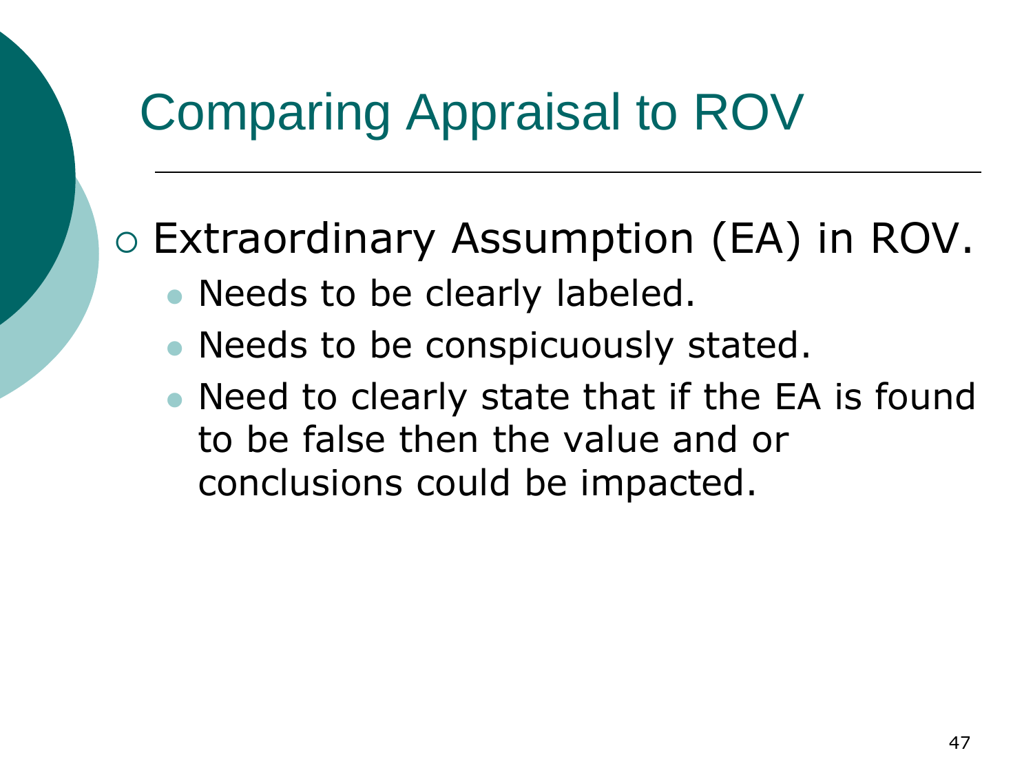# Comparing Appraisal to ROV

- Extraordinary Assumption (EA) in ROV.
  - Needs to be clearly labeled.
  - Needs to be conspicuously stated.
  - Need to clearly state that if the EA is found to be false then the value and or conclusions could be impacted.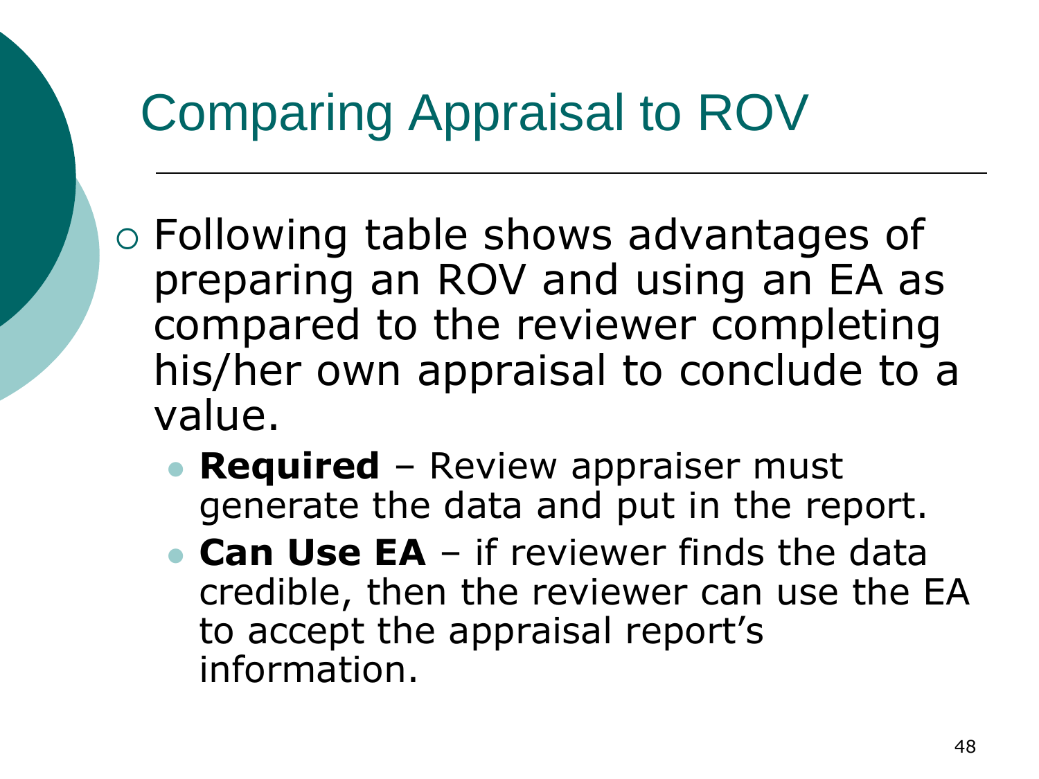# Comparing Appraisal to ROV

- Following table shows advantages of preparing an ROV and using an EA as compared to the reviewer completing his/her own appraisal to conclude to a value.
  - **Required** – Review appraiser must generate the data and put in the report.
  - **Can Use EA** – if reviewer finds the data credible, then the reviewer can use the EA to accept the appraisal report's information.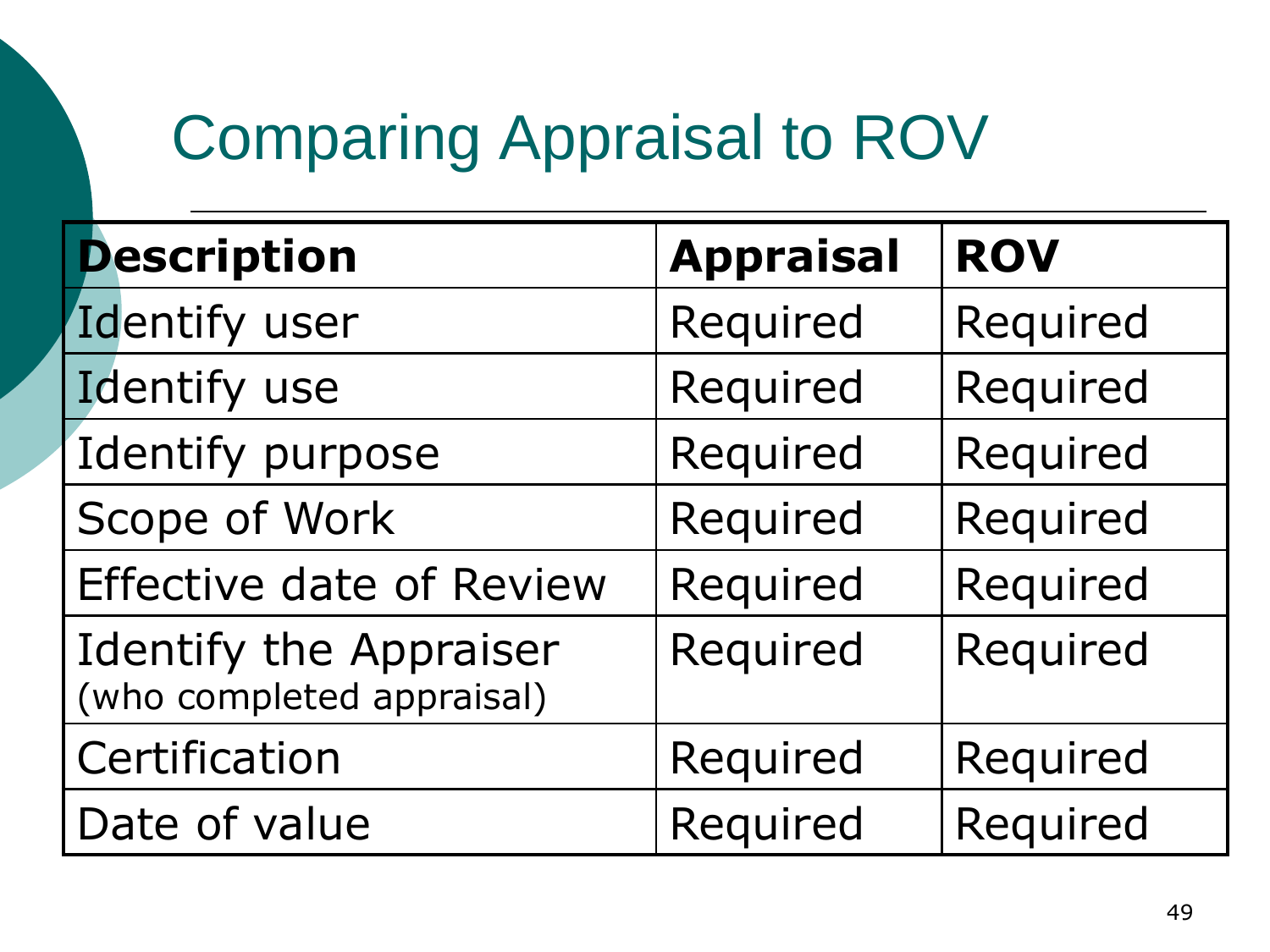# Comparing Appraisal to ROV

| Description | Appraisal | ROV |
|---|---|---|
| Identify user | Required | Required |
| Identify use | Required | Required |
| Identify purpose | Required | Required |
| Scope of Work | Required | Required |
| Effective date of Review | Required | Required |
| Identify the Appraiser (who completed appraisal) | Required | Required |
| Certification | Required | Required |
| Date of value | Required | Required |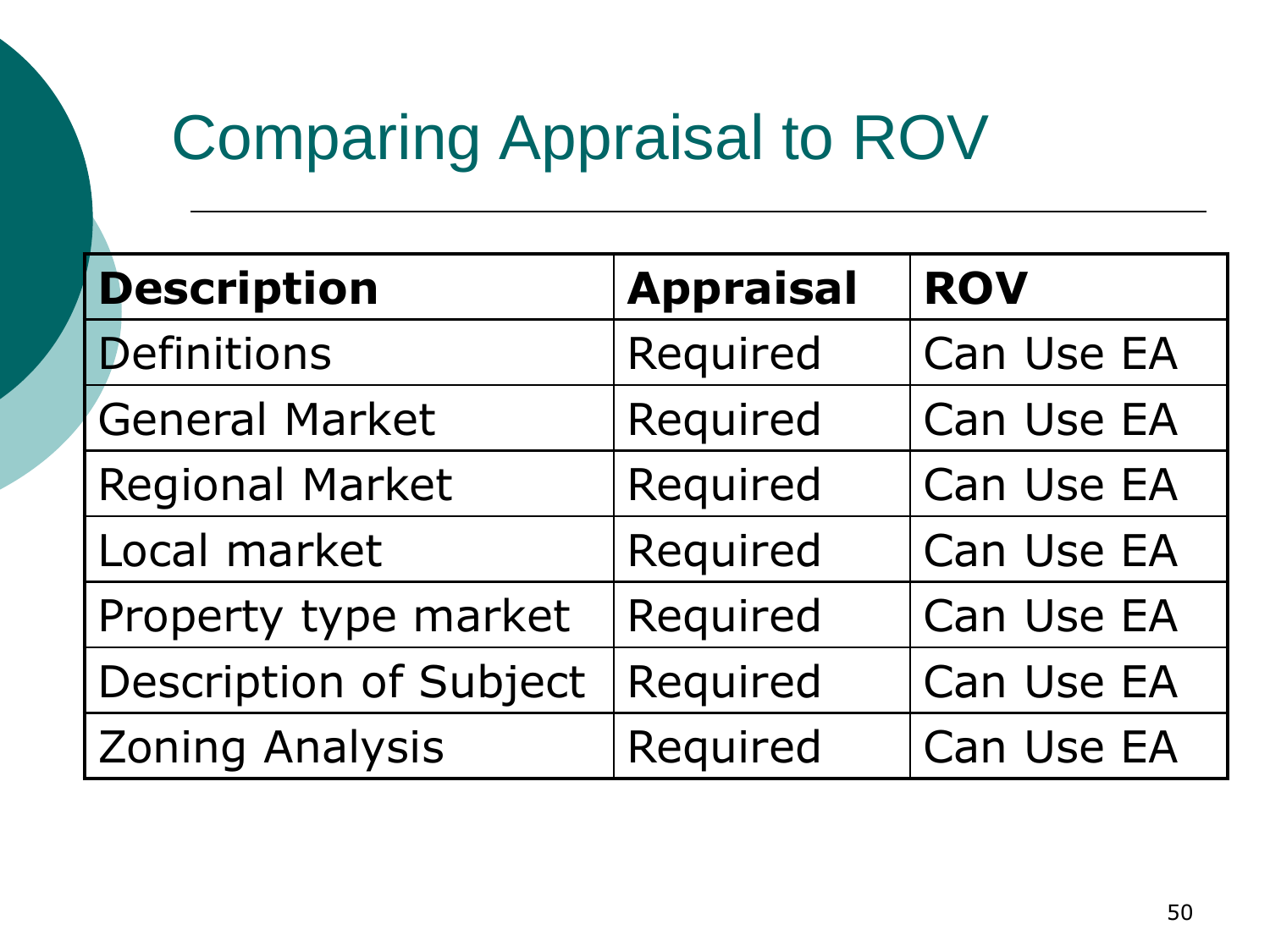# Comparing Appraisal to ROV

| Description | Appraisal | ROV |
|---|---|---|
| Definitions | Required | Can Use EA |
| General Market | Required | Can Use EA |
| Regional Market | Required | Can Use EA |
| Local market | Required | Can Use EA |
| Property type market | Required | Can Use EA |
| Description of Subject | Required | Can Use EA |
| Zoning Analysis | Required | Can Use EA |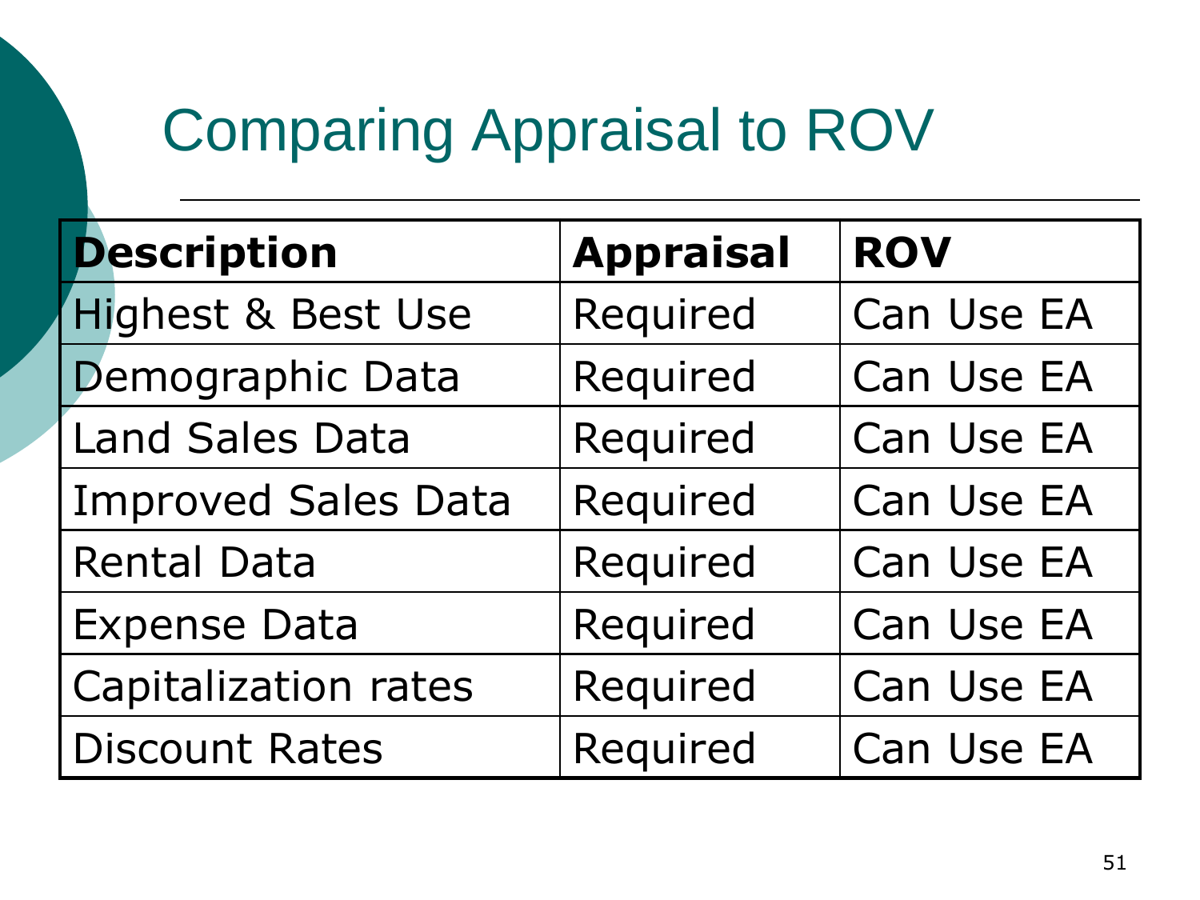# Comparing Appraisal to ROV

| Description | Appraisal | ROV |
|---|---|---|
| Highest & Best Use | Required | Can Use EA |
| Demographic Data | Required | Can Use EA |
| Land Sales Data | Required | Can Use EA |
| Improved Sales Data | Required | Can Use EA |
| Rental Data | Required | Can Use EA |
| Expense Data | Required | Can Use EA |
| Capitalization rates | Required | Can Use EA |
| Discount Rates | Required | Can Use EA |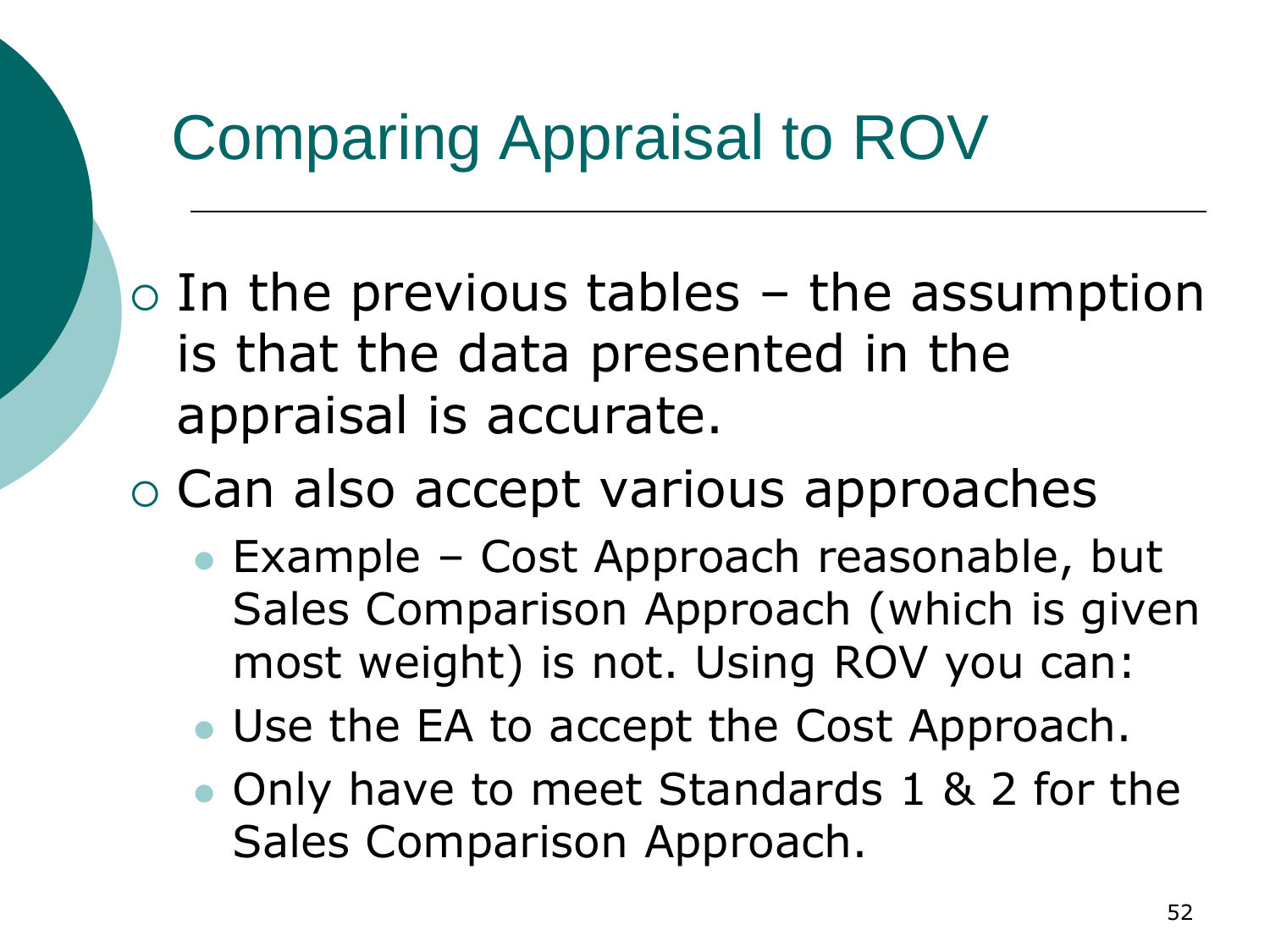# Comparing Appraisal to ROV

- In the previous tables – the assumption is that the data presented in the appraisal is accurate.
- Can also accept various approaches
  - Example – Cost Approach reasonable, but Sales Comparison Approach (which is given most weight) is not. Using ROV you can:
  - Use the EA to accept the Cost Approach.
  - Only have to meet Standards 1 & 2 for the Sales Comparison Approach.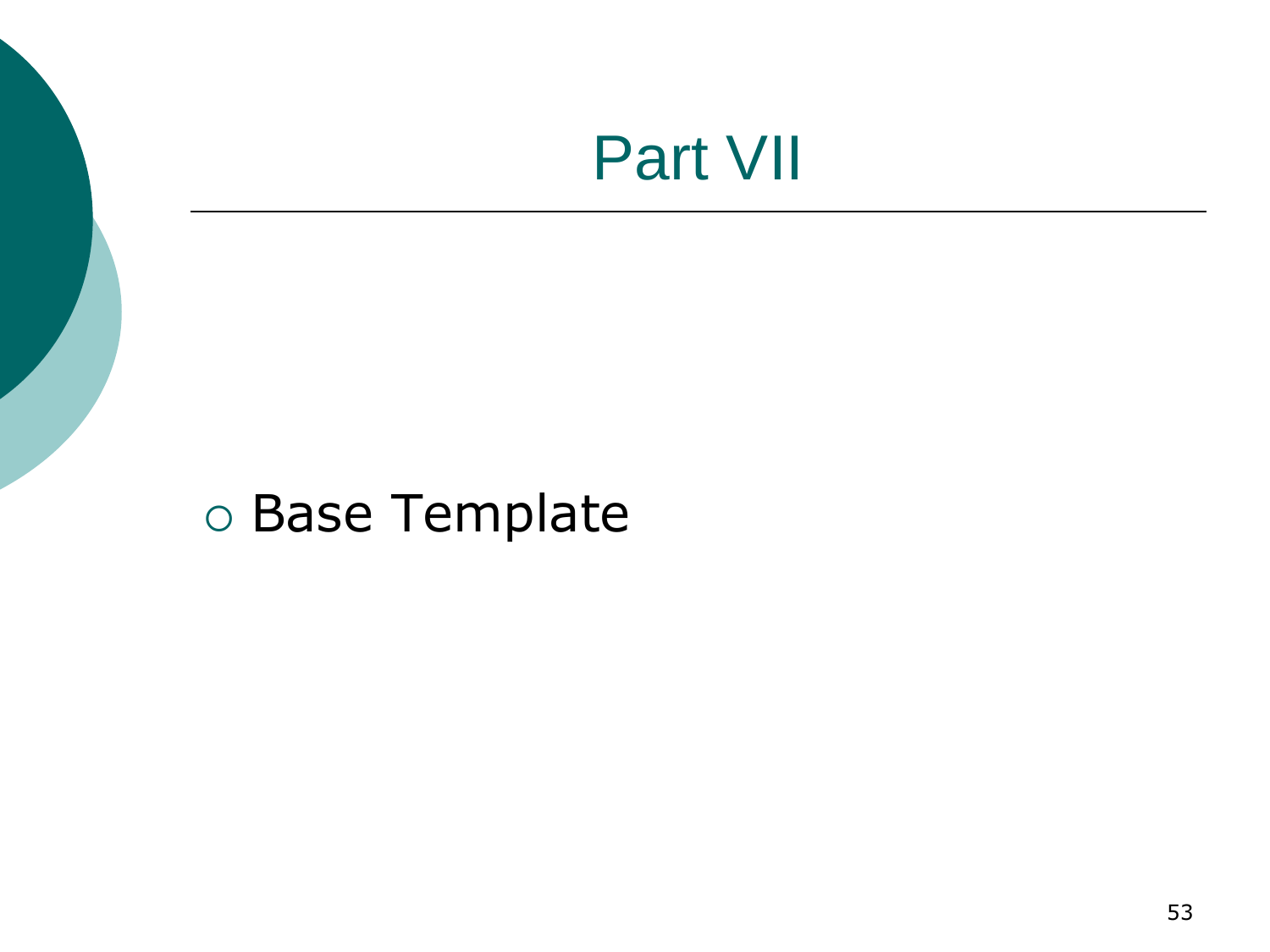# Part VII

- Base Template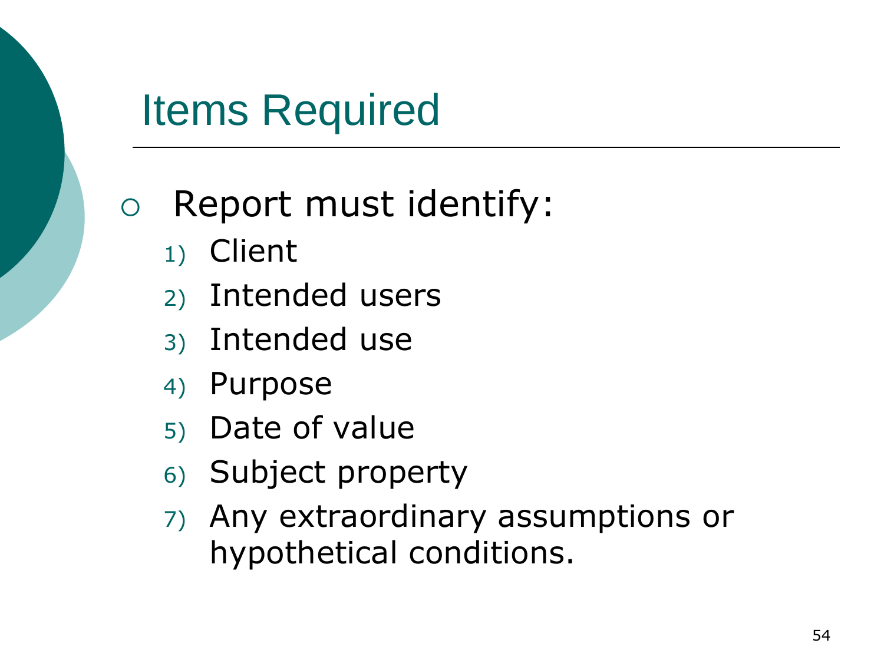# Items Required

- Report must identify:
  1) Client
  2) Intended users
  3) Intended use
  4) Purpose
  5) Date of value
  6) Subject property
  7) Any extraordinary assumptions or hypothetical conditions.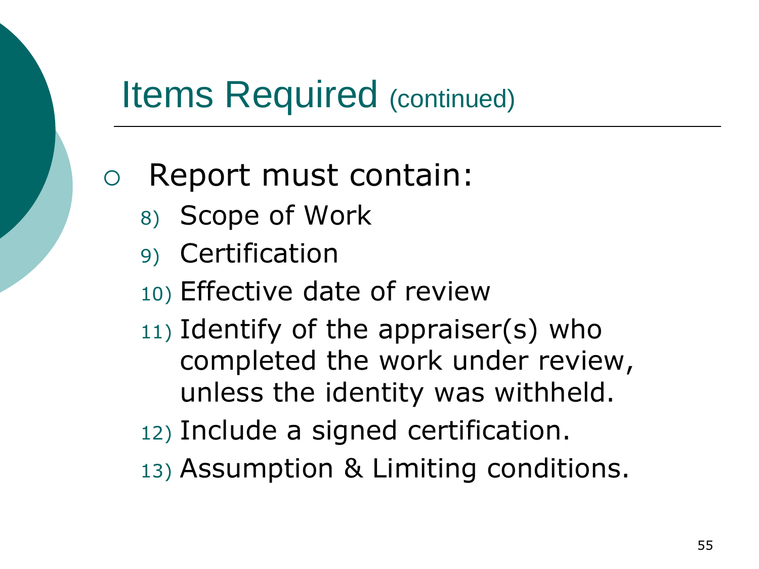# Items Required (continued)

- Report must contain:
  8) Scope of Work
  9) Certification
  10) Effective date of review
  11) Identify of the appraiser(s) who completed the work under review, unless the identity was withheld.
  12) Include a signed certification.
  13) Assumption & Limiting conditions.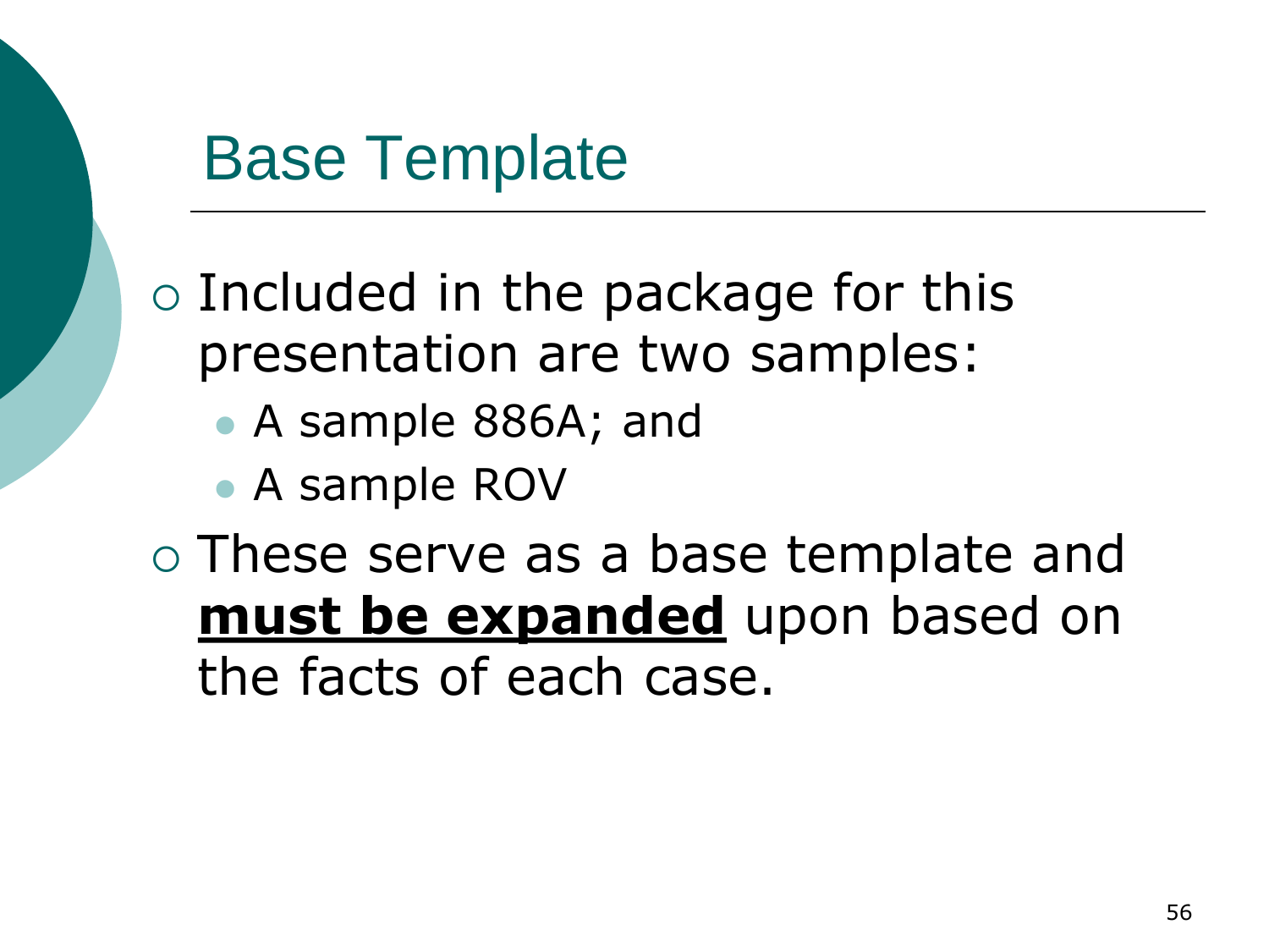# Base Template

- Included in the package for this presentation are two samples:
  - A sample 886A; and
  - A sample ROV
- These serve as a base template and **<u>must be expanded</u>** upon based on the facts of each case.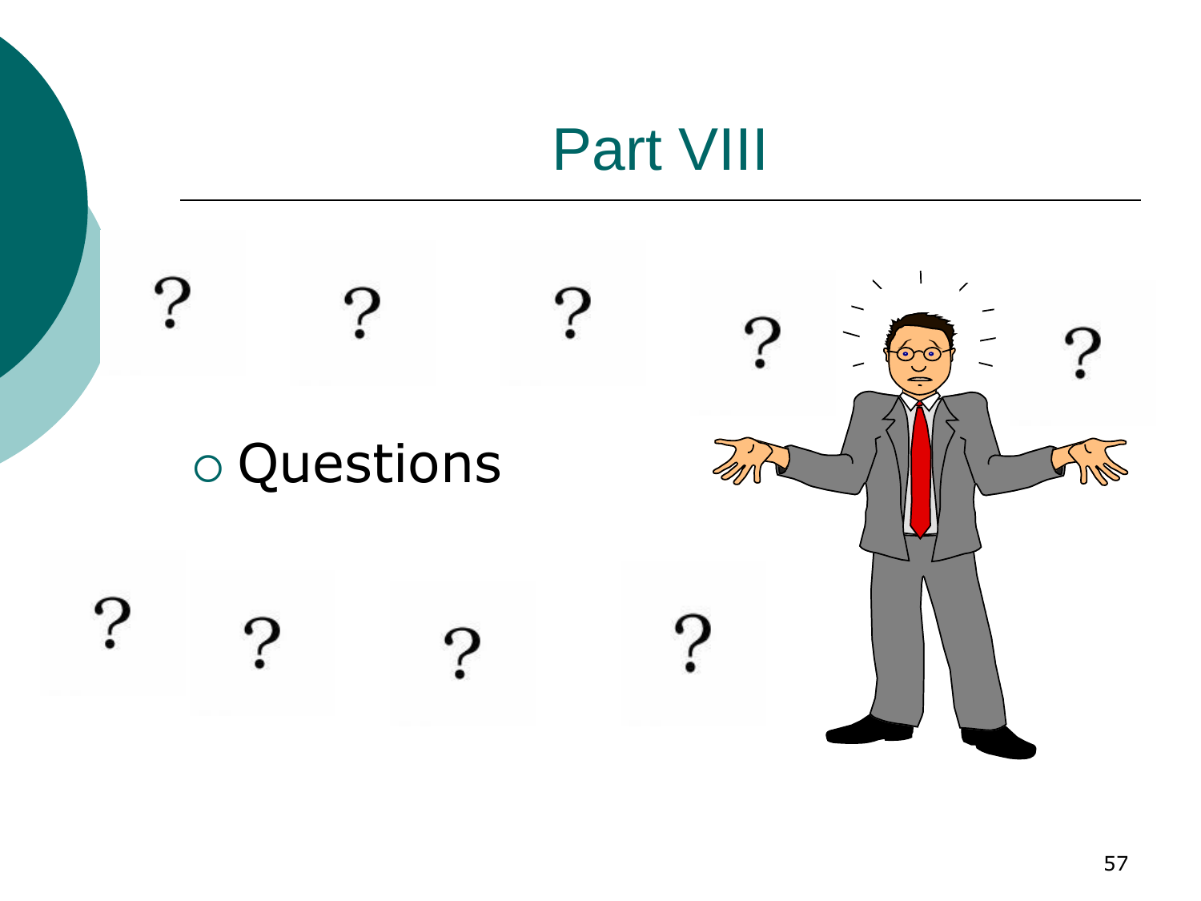# Part VIII

- Questions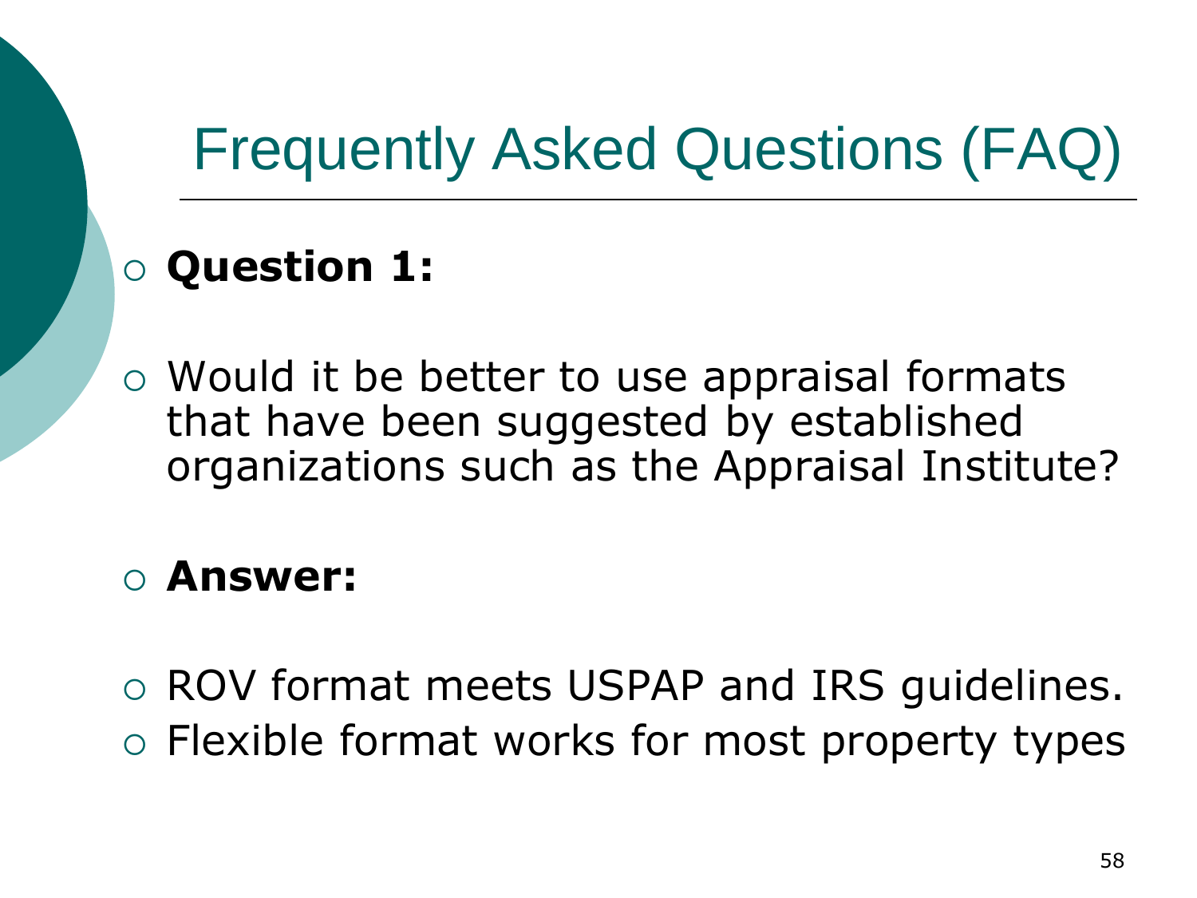# Frequently Asked Questions (FAQ)

- **Question 1:**
- Would it be better to use appraisal formats that have been suggested by established organizations such as the Appraisal Institute?
- **Answer:**
- ROV format meets USPAP and IRS guidelines.
- Flexible format works for most property types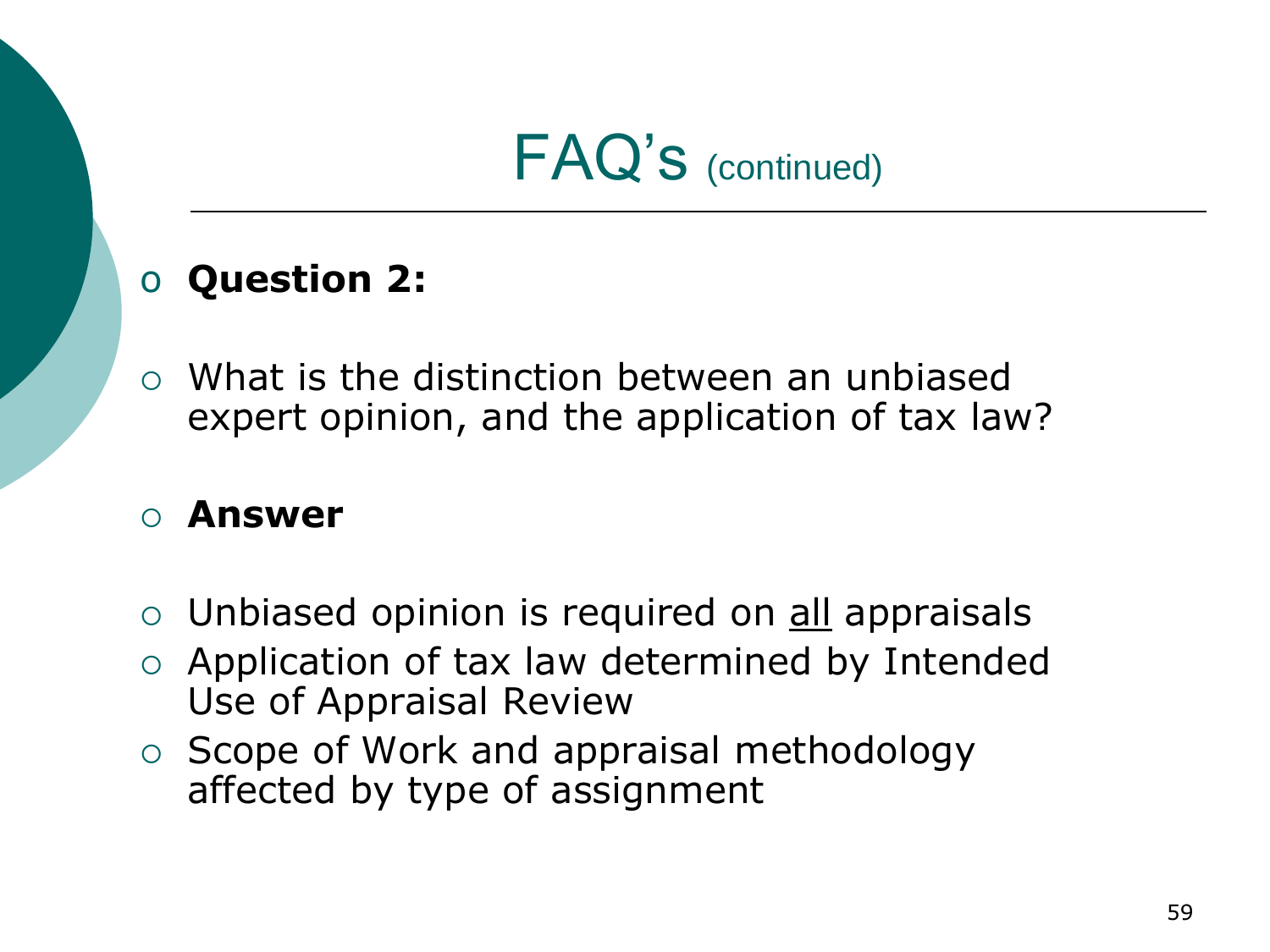# FAQ's (continued)

- **Question 2:**

- What is the distinction between an unbiased expert opinion, and the application of tax law?

- **Answer**

- Unbiased opinion is required on <u>all</u> appraisals
- Application of tax law determined by Intended Use of Appraisal Review
- Scope of Work and appraisal methodology affected by type of assignment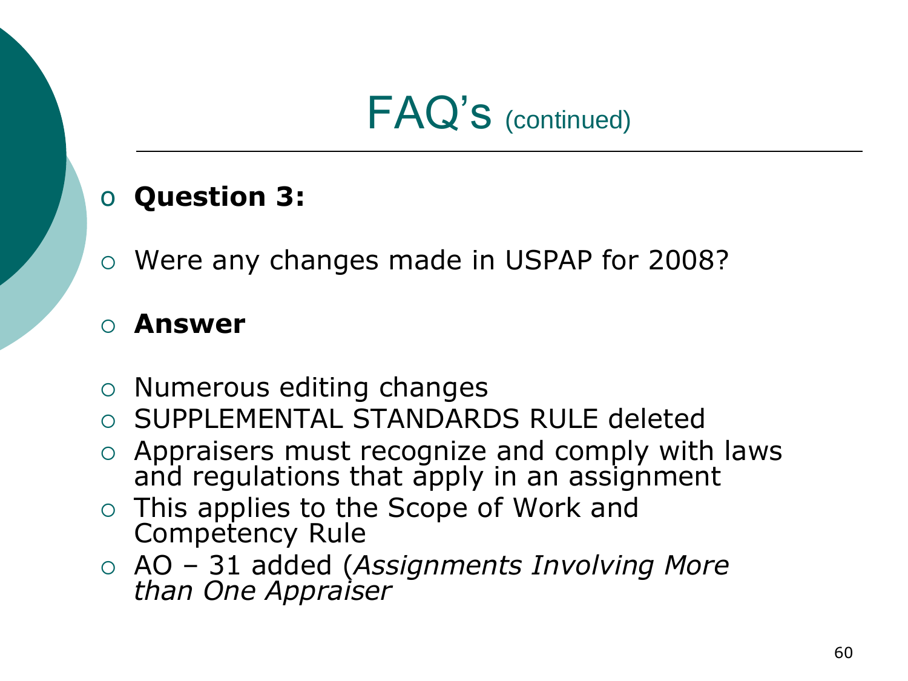# FAQ's (continued)

- **Question 3:**
- Were any changes made in USPAP for 2008?
- **Answer**
- Numerous editing changes
- SUPPLEMENTAL STANDARDS RULE deleted
- Appraisers must recognize and comply with laws and regulations that apply in an assignment
- This applies to the Scope of Work and Competency Rule
- AO – 31 added (*Assignments Involving More than One Appraiser*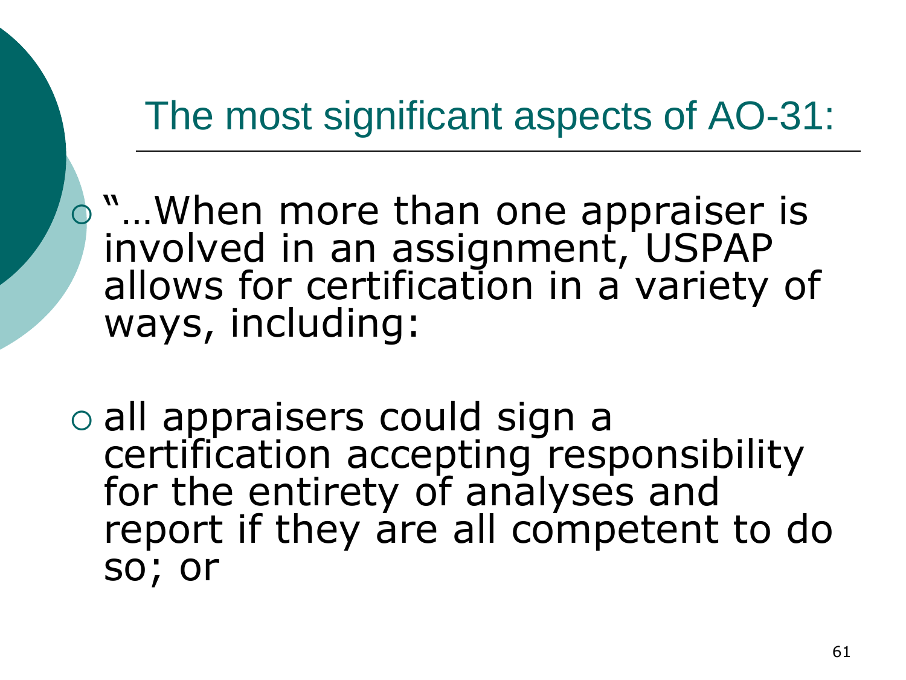## The most significant aspects of AO-31:

- "…When more than one appraiser is involved in an assignment, USPAP allows for certification in a variety of ways, including:

- all appraisers could sign a certification accepting responsibility for the entirety of analyses and report if they are all competent to do so; or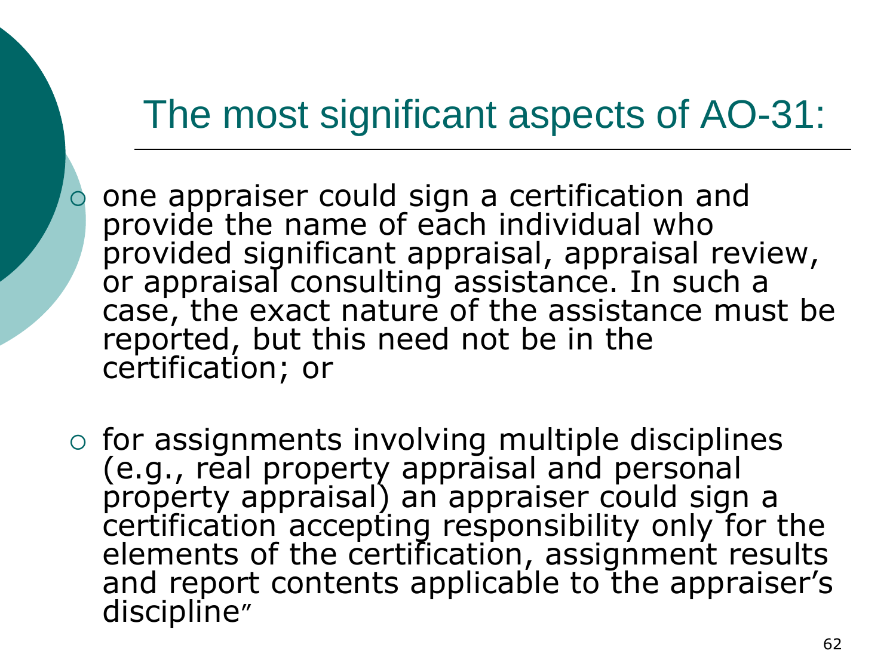# The most significant aspects of AO-31:

- one appraiser could sign a certification and provide the name of each individual who provided significant appraisal, appraisal review, or appraisal consulting assistance. In such a case, the exact nature of the assistance must be reported, but this need not be in the certification; or

- for assignments involving multiple disciplines (e.g., real property appraisal and personal property appraisal) an appraiser could sign a certification accepting responsibility only for the elements of the certification, assignment results and report contents applicable to the appraiser's discipline"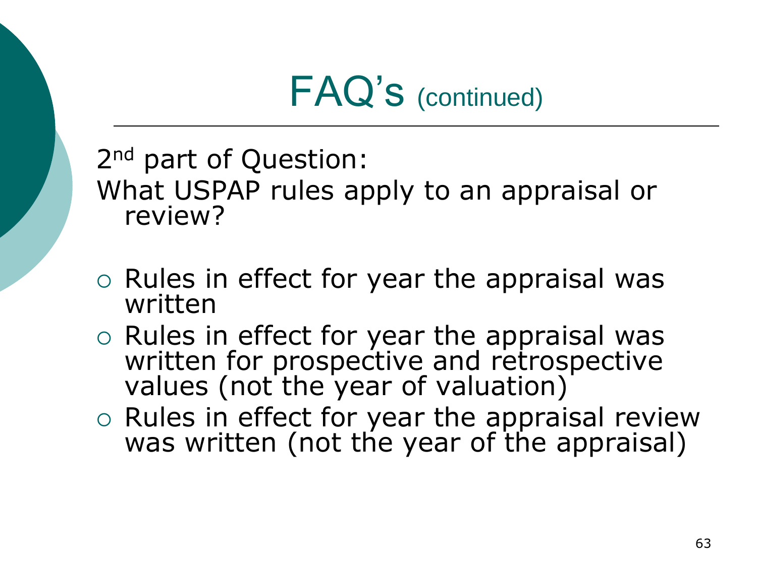# FAQ's (continued)

2nd part of Question:
What USPAP rules apply to an appraisal or review?

- Rules in effect for year the appraisal was written
- Rules in effect for year the appraisal was written for prospective and retrospective values (not the year of valuation)
- Rules in effect for year the appraisal review was written (not the year of the appraisal)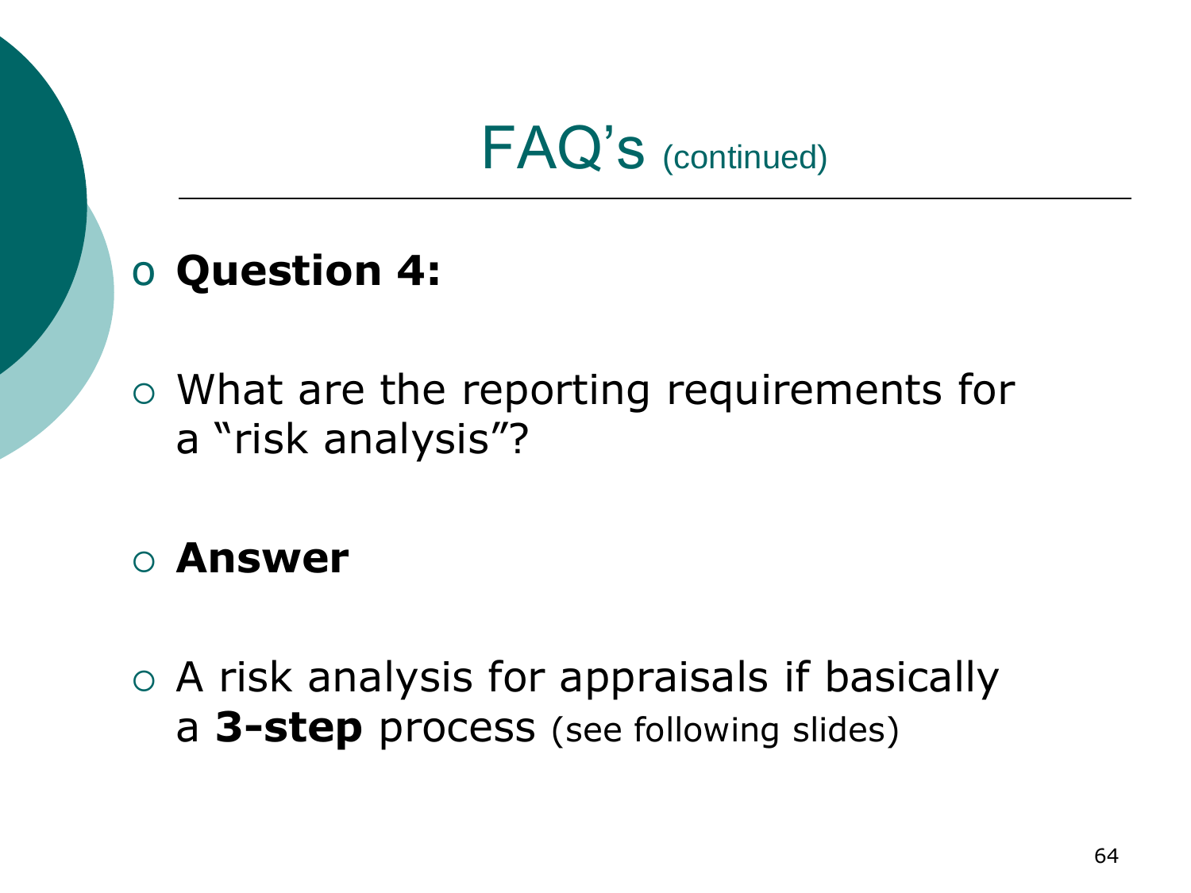# FAQ's (continued)

- **Question 4:**

- What are the reporting requirements for a "risk analysis"?

- **Answer**

- A risk analysis for appraisals if basically a **3-step** process (see following slides)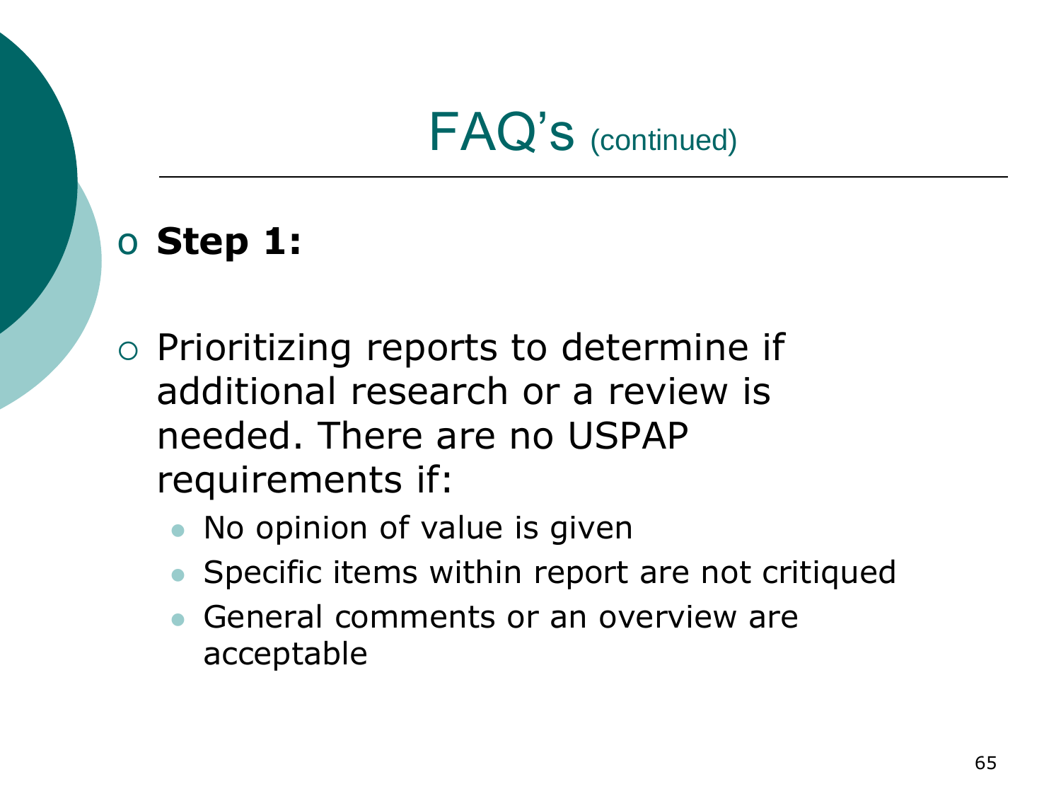# FAQ's (continued)

- **Step 1:**

- Prioritizing reports to determine if additional research or a review is needed. There are no USPAP requirements if:
  - No opinion of value is given
  - Specific items within report are not critiqued
  - General comments or an overview are acceptable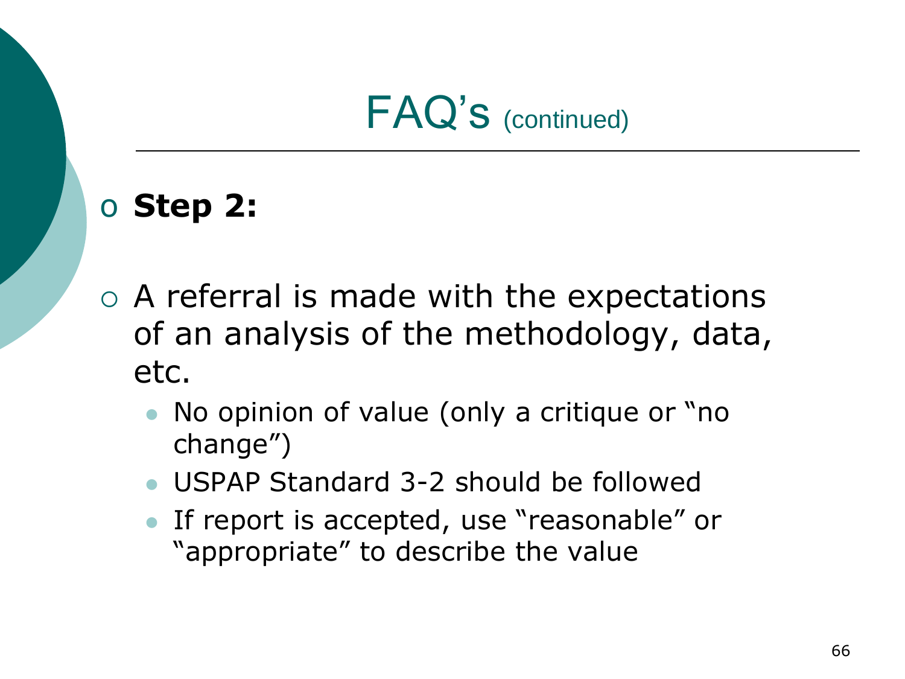# FAQ's (continued)

- **Step 2:**

- A referral is made with the expectations of an analysis of the methodology, data, etc.
  - No opinion of value (only a critique or "no change")
  - USPAP Standard 3-2 should be followed
  - If report is accepted, use "reasonable" or "appropriate" to describe the value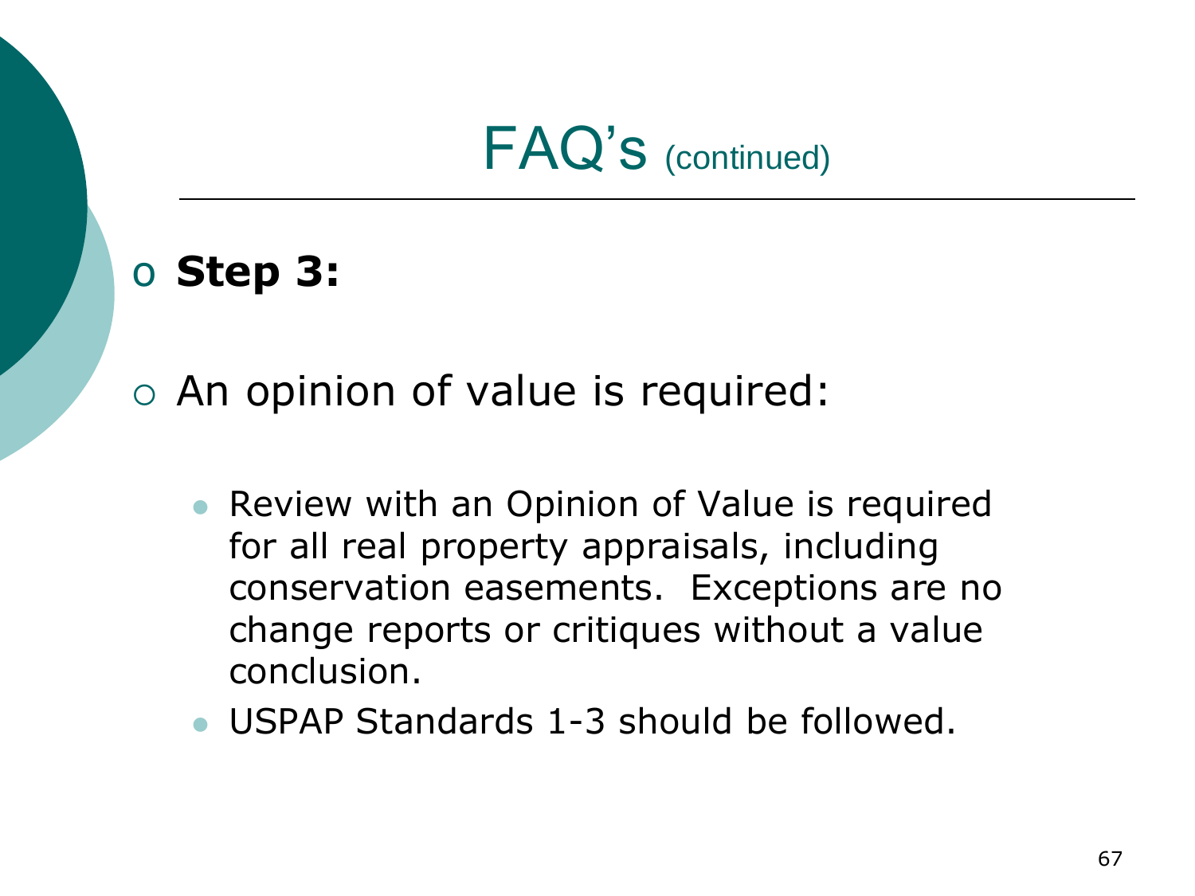# FAQ's (continued)

- **Step 3:**

- An opinion of value is required:
  - Review with an Opinion of Value is required for all real property appraisals, including conservation easements. Exceptions are no change reports or critiques without a value conclusion.
  - USPAP Standards 1-3 should be followed.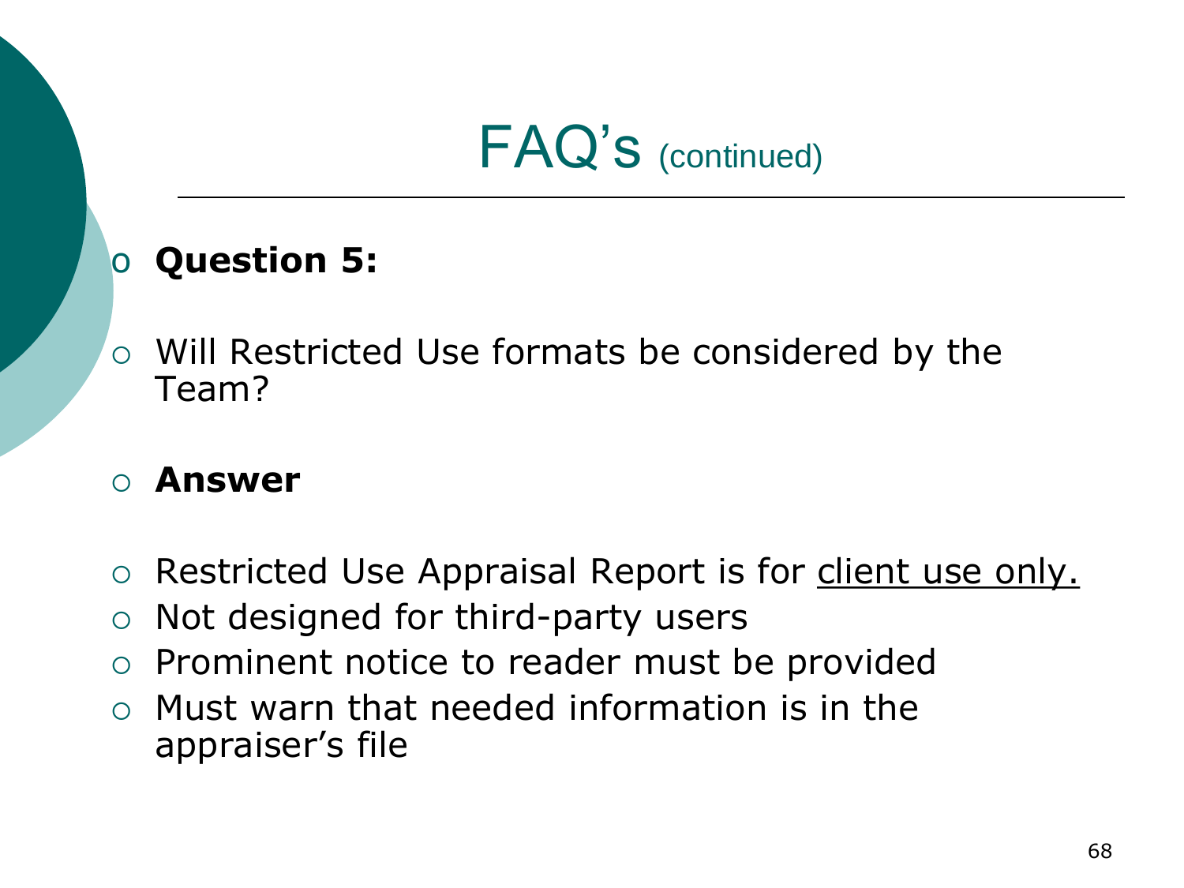# FAQ's (continued)

- **Question 5:**

- Will Restricted Use formats be considered by the Team?

- **Answer**

- Restricted Use Appraisal Report is for <u>client use only.</u>
- Not designed for third-party users
- Prominent notice to reader must be provided
- Must warn that needed information is in the appraiser's file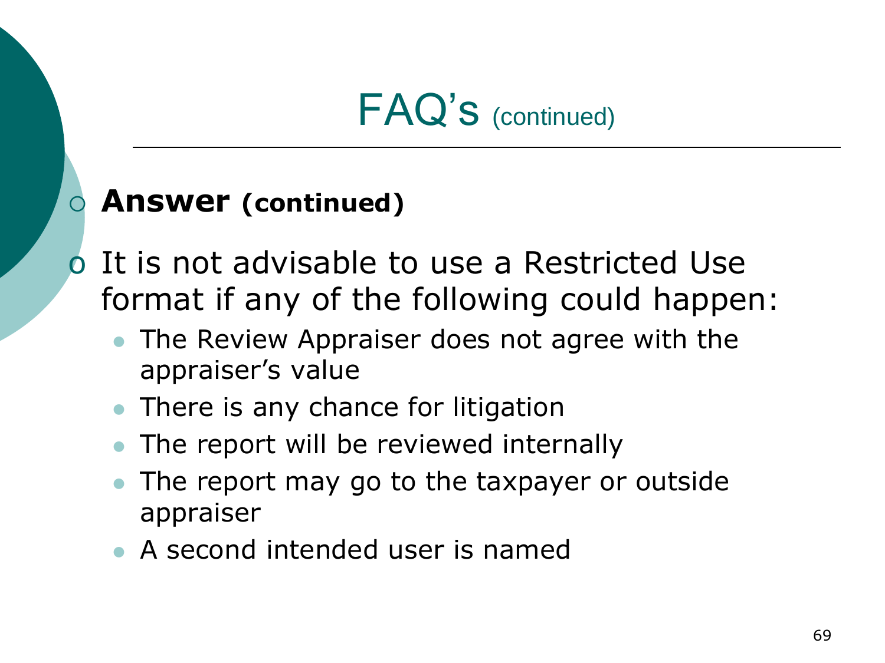# FAQ's (continued)

- **Answer (continued)**

- It is not advisable to use a Restricted Use format if any of the following could happen:
  - The Review Appraiser does not agree with the appraiser's value
  - There is any chance for litigation
  - The report will be reviewed internally
  - The report may go to the taxpayer or outside appraiser
  - A second intended user is named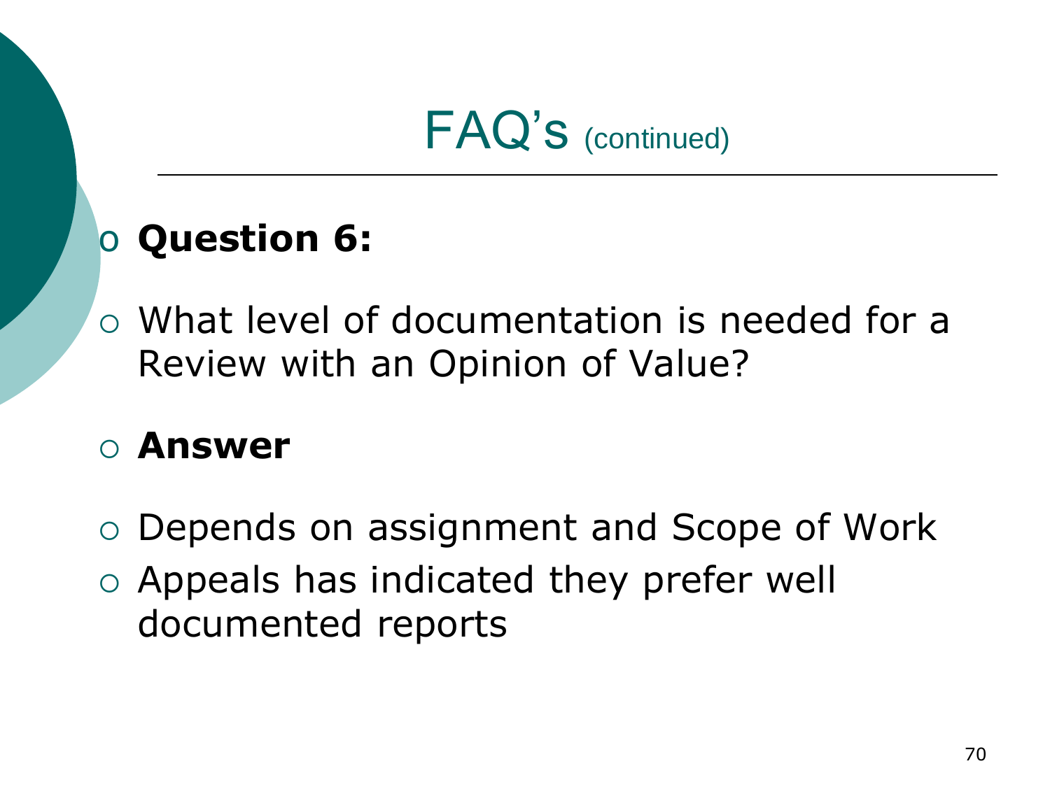# FAQ's (continued)

- **Question 6:**
- What level of documentation is needed for a Review with an Opinion of Value?
- **Answer**
- Depends on assignment and Scope of Work
- Appeals has indicated they prefer well documented reports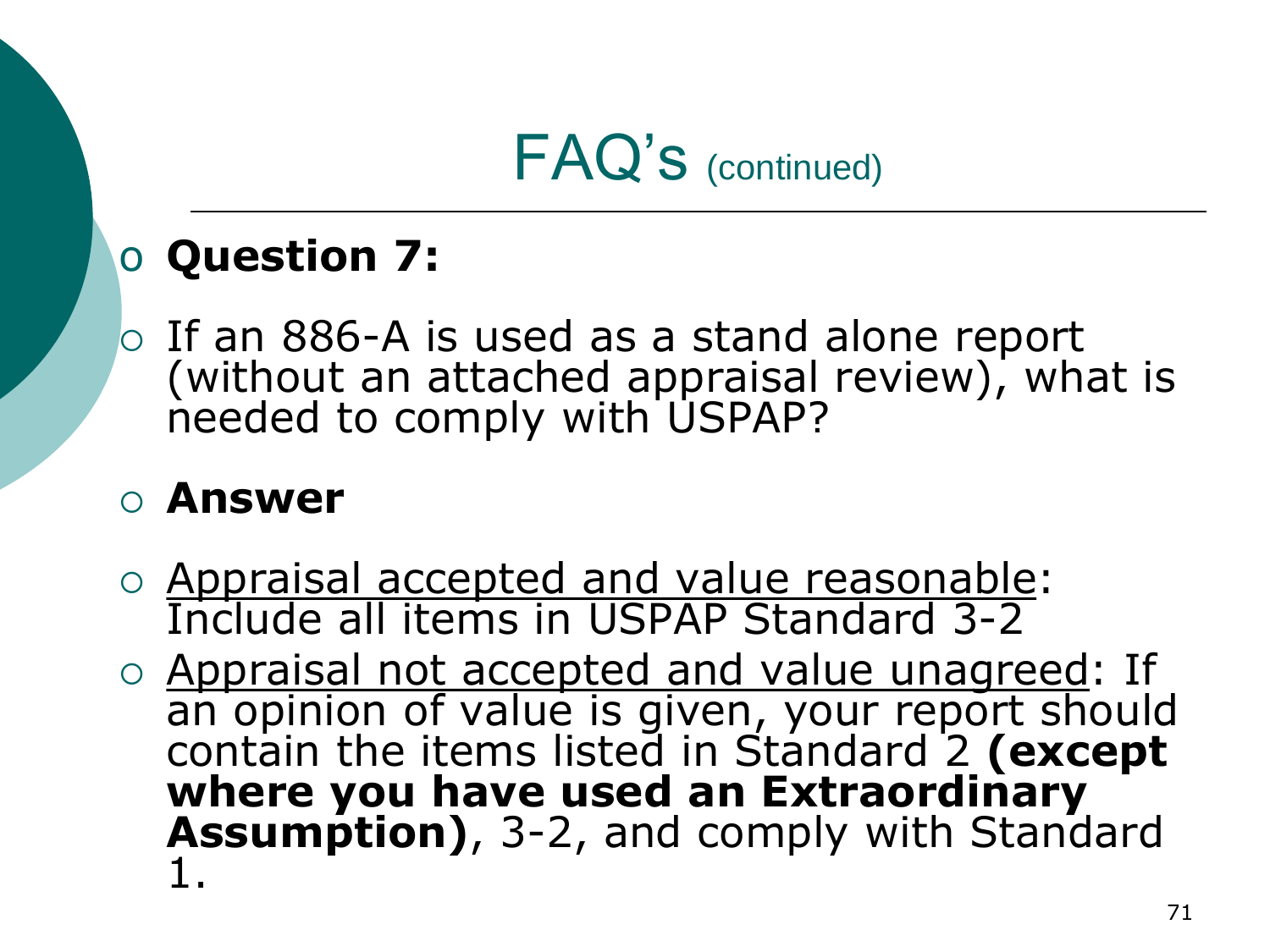# FAQ's (continued)

- **Question 7:**
- If an 886-A is used as a stand alone report (without an attached appraisal review), what is needed to comply with USPAP?
- **Answer**
- <u>Appraisal accepted and value reasonable</u>: Include all items in USPAP Standard 3-2
- <u>Appraisal not accepted and value unagreed</u>: If an opinion of value is given, your report should contain the items listed in Standard 2 **(except where you have used an Extraordinary Assumption)**, 3-2, and comply with Standard 1.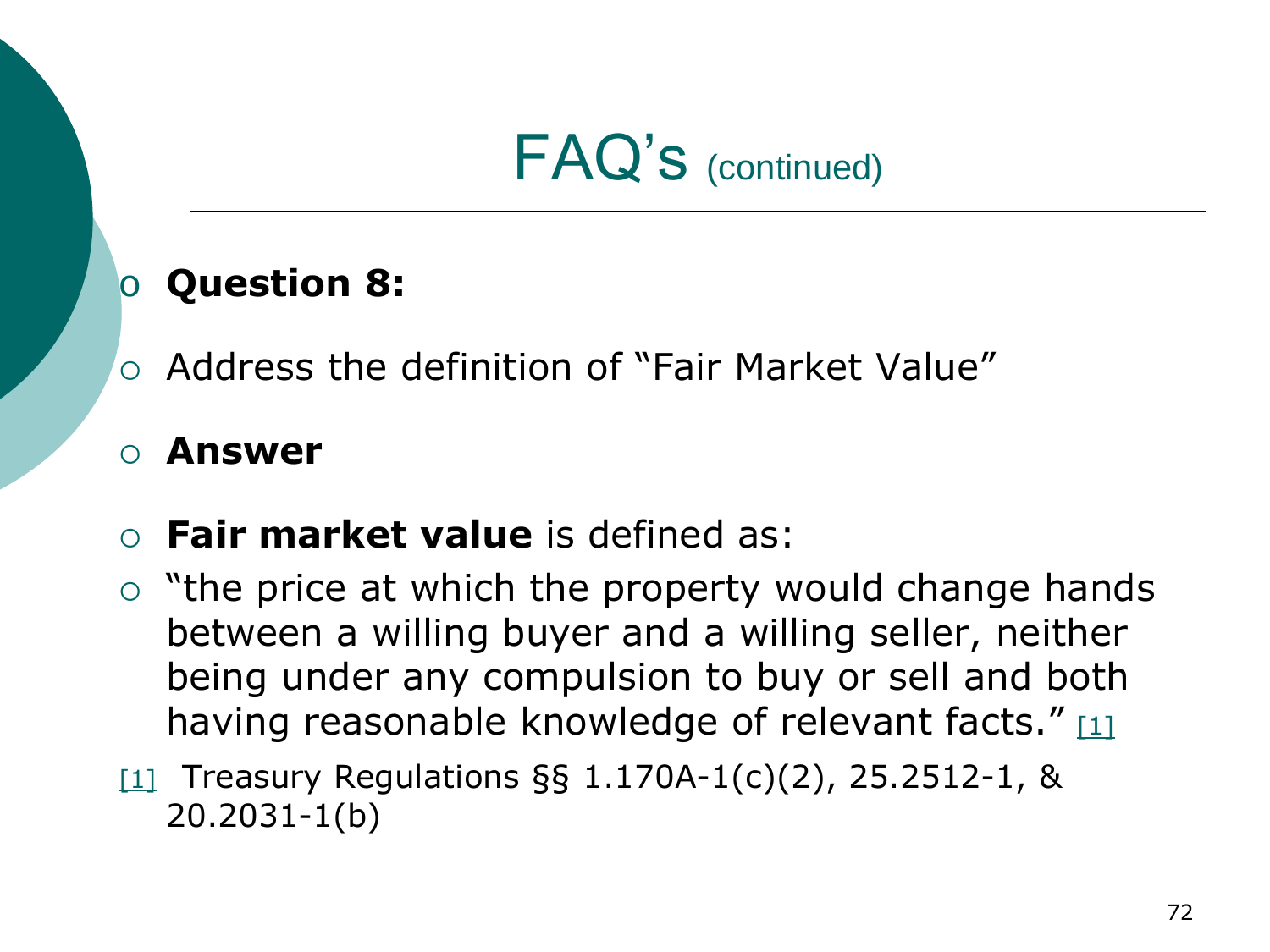# FAQ's (continued)

- **Question 8:**
- Address the definition of "Fair Market Value"
- **Answer**
- **Fair market value** is defined as:
- "the price at which the property would change hands between a willing buyer and a willing seller, neither being under any compulsion to buy or sell and both having reasonable knowledge of relevant facts." [1]

[1] Treasury Regulations §§ 1.170A-1(c)(2), 25.2512-1, & 20.2031-1(b)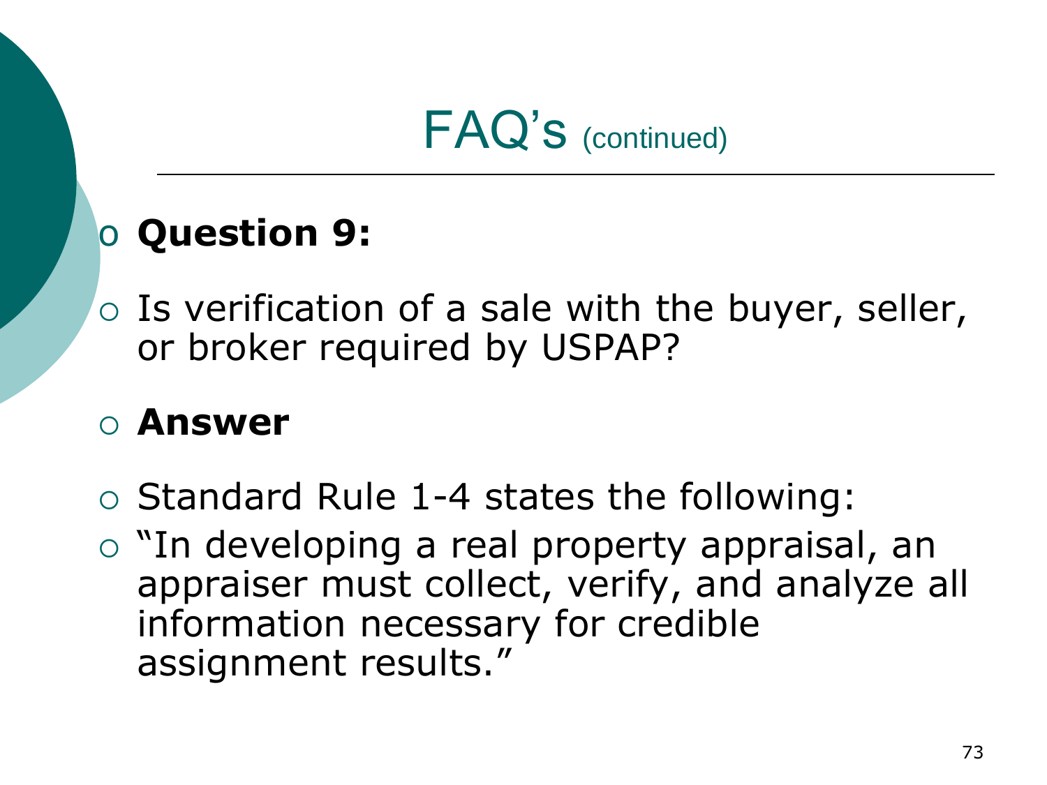# FAQ's (continued)

- **Question 9:**
- Is verification of a sale with the buyer, seller, or broker required by USPAP?
- **Answer**
- Standard Rule 1-4 states the following:
- "In developing a real property appraisal, an appraiser must collect, verify, and analyze all information necessary for credible assignment results."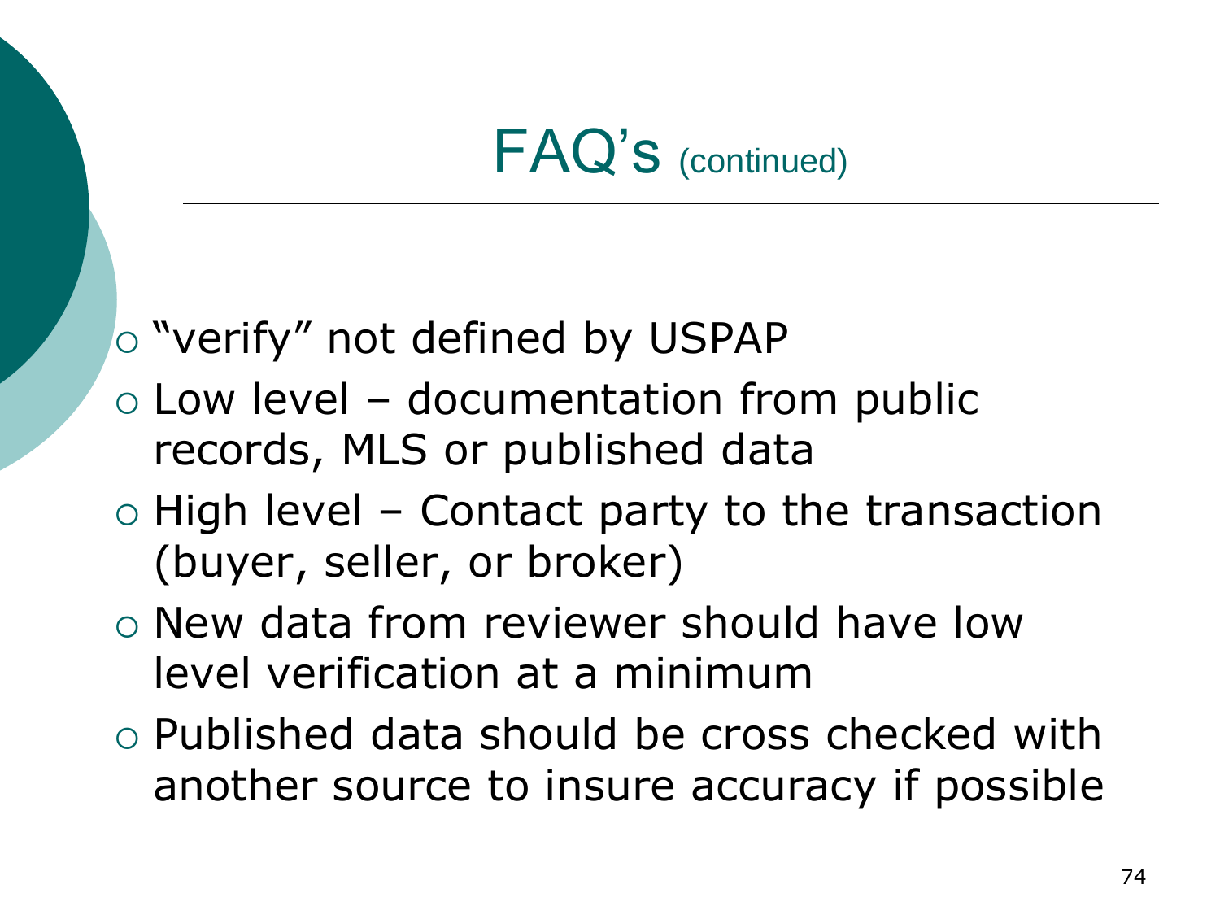# FAQ's (continued)

- "verify" not defined by USPAP
- Low level – documentation from public records, MLS or published data
- High level – Contact party to the transaction (buyer, seller, or broker)
- New data from reviewer should have low level verification at a minimum
- Published data should be cross checked with another source to insure accuracy if possible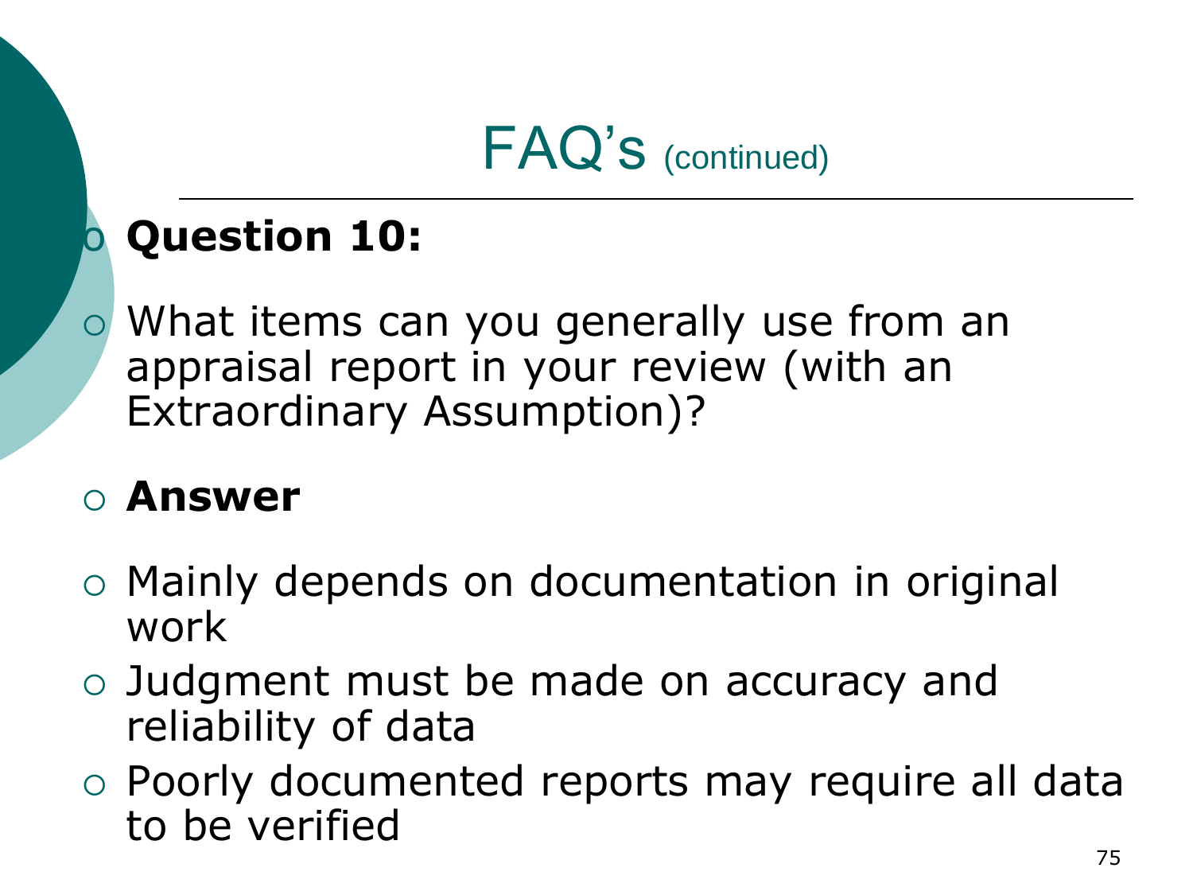# FAQ's (continued)

- **Question 10:**
- What items can you generally use from an appraisal report in your review (with an Extraordinary Assumption)?
- **Answer**
- Mainly depends on documentation in original work
- Judgment must be made on accuracy and reliability of data
- Poorly documented reports may require all data to be verified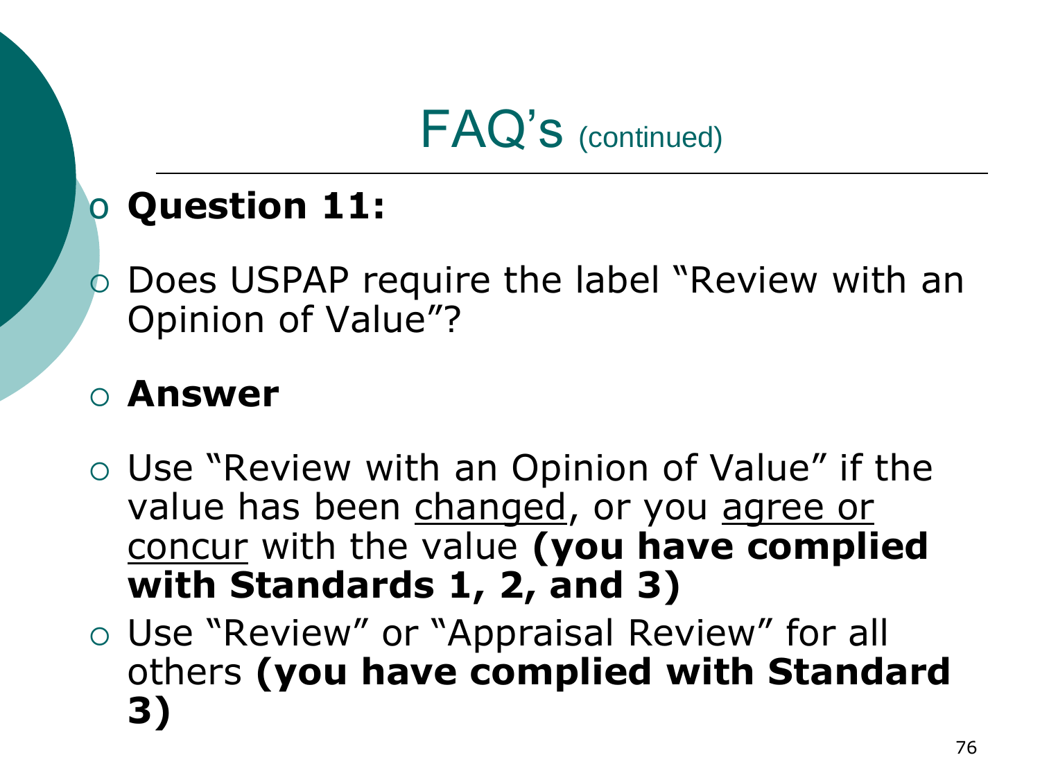# FAQ's (continued)

- **Question 11:**
- Does USPAP require the label "Review with an Opinion of Value"?
- **Answer**
- Use "Review with an Opinion of Value" if the value has been changed, or you agree or concur with the value **(you have complied with Standards 1, 2, and 3)**
- Use "Review" or "Appraisal Review" for all others **(you have complied with Standard 3)**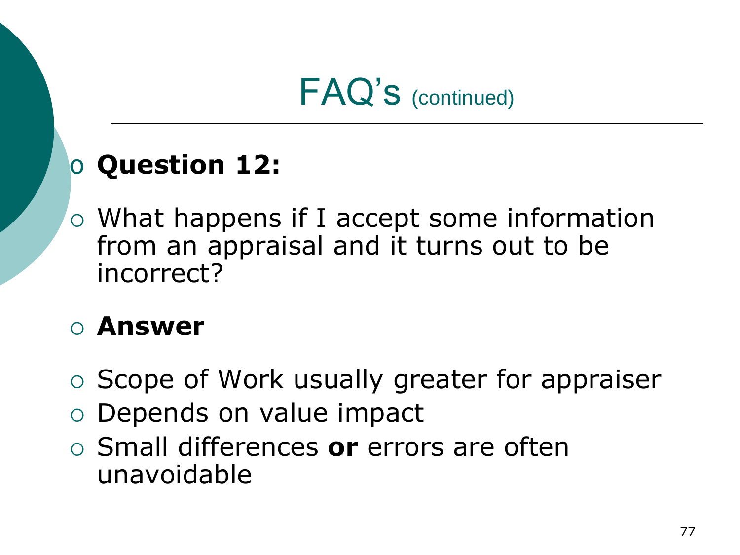# FAQ's (continued)

- **Question 12:**
- What happens if I accept some information from an appraisal and it turns out to be incorrect?
- **Answer**
- Scope of Work usually greater for appraiser
- Depends on value impact
- Small differences **or** errors are often unavoidable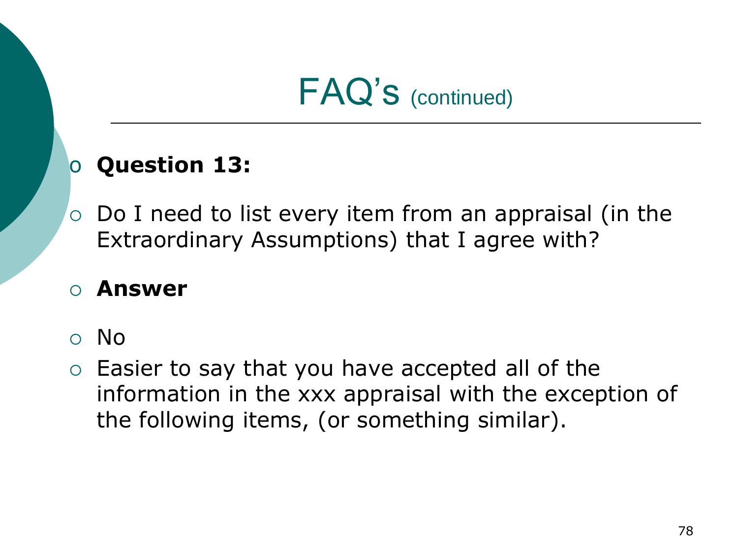# FAQ's (continued)

- **Question 13:**
- Do I need to list every item from an appraisal (in the Extraordinary Assumptions) that I agree with?
- **Answer**
- No
- Easier to say that you have accepted all of the information in the xxx appraisal with the exception of the following items, (or something similar).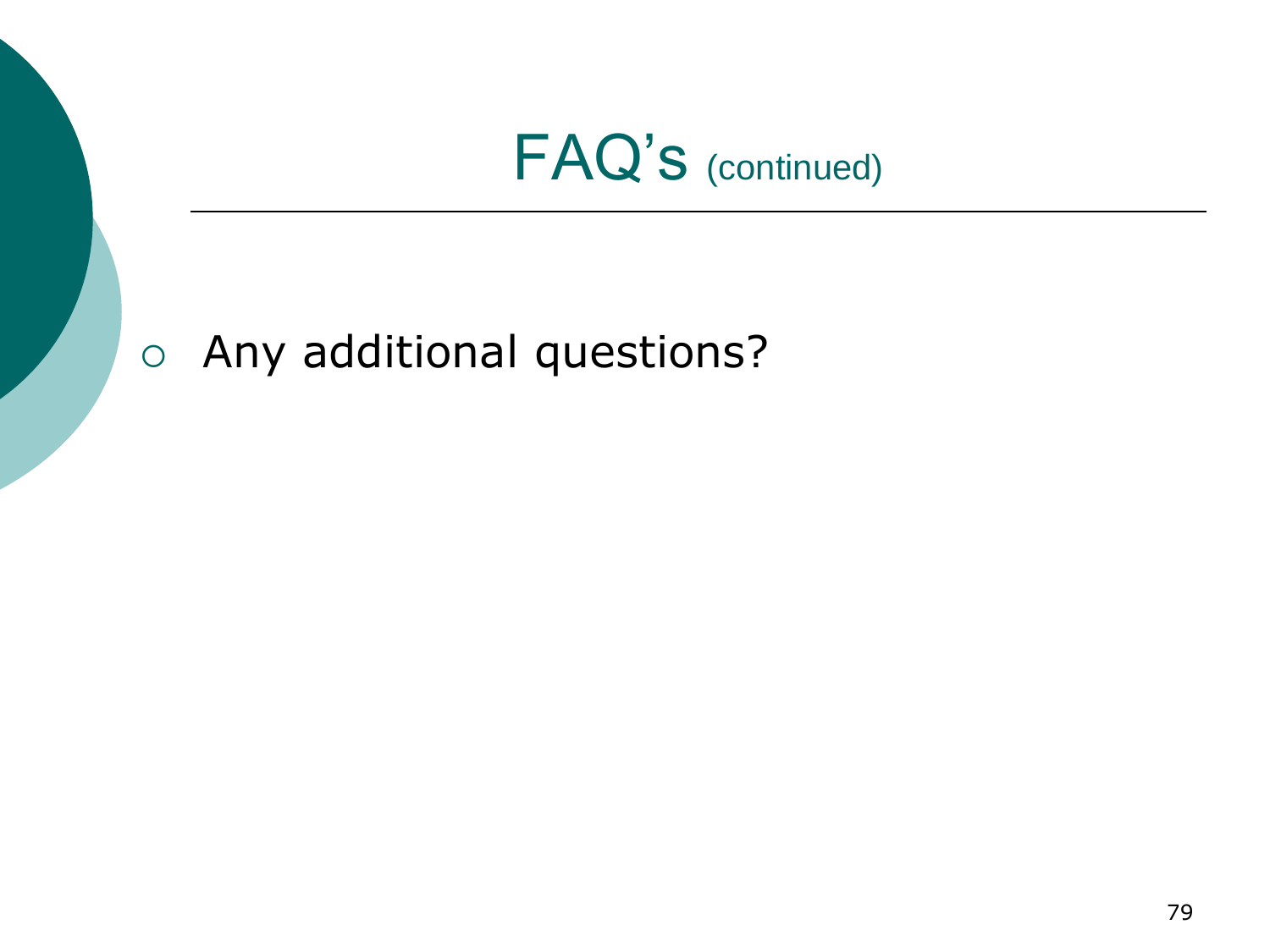# FAQ’s (continued)

- Any additional questions?